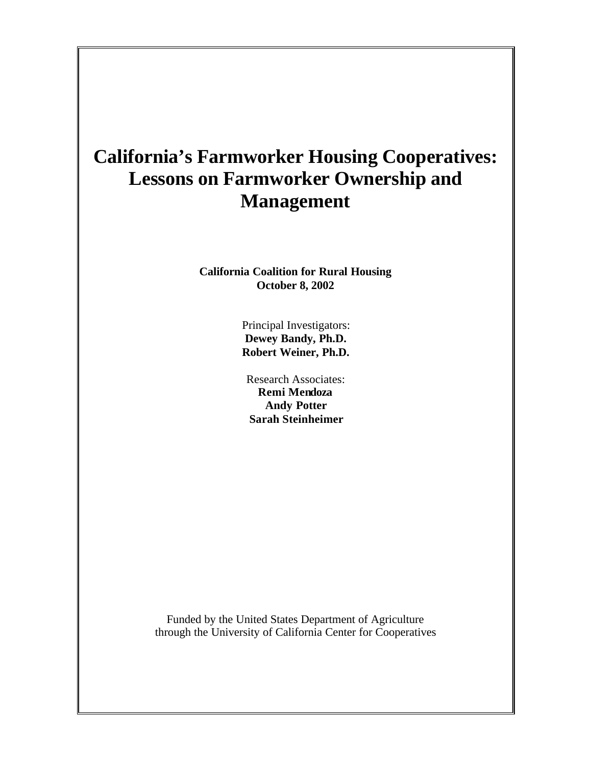# California's Farmworker Housing Cooperatives: Lessons on Farmworker Ownership and Management

**California Coalition for Rural Housing**
**October 8, 2002**

Principal Investigators:
**Dewey Bandy, Ph.D.**
**Robert Weiner, Ph.D.**

Research Associates:
**Remi Mendoza**
**Andy Potter**
**Sarah Steinheimer**

Funded by the United States Department of Agriculture through the University of California Center for Cooperatives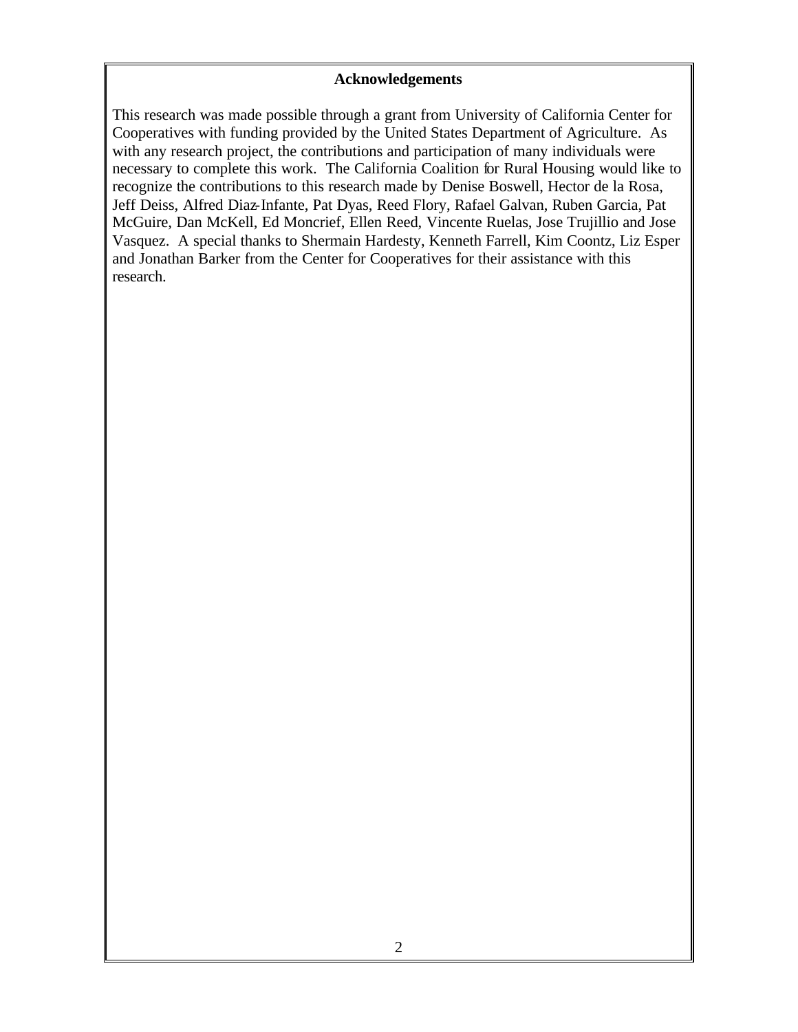# Acknowledgements

This research was made possible through a grant from University of California Center for Cooperatives with funding provided by the United States Department of Agriculture. As with any research project, the contributions and participation of many individuals were necessary to complete this work. The California Coalition for Rural Housing would like to recognize the contributions to this research made by Denise Boswell, Hector de la Rosa, Jeff Deiss, Alfred Diaz-Infante, Pat Dyas, Reed Flory, Rafael Galvan, Ruben Garcia, Pat McGuire, Dan McKell, Ed Moncrief, Ellen Reed, Vincente Ruelas, Jose Trujillio and Jose Vasquez. A special thanks to Shermain Hardesty, Kenneth Farrell, Kim Coontz, Liz Esper and Jonathan Barker from the Center for Cooperatives for their assistance with this research.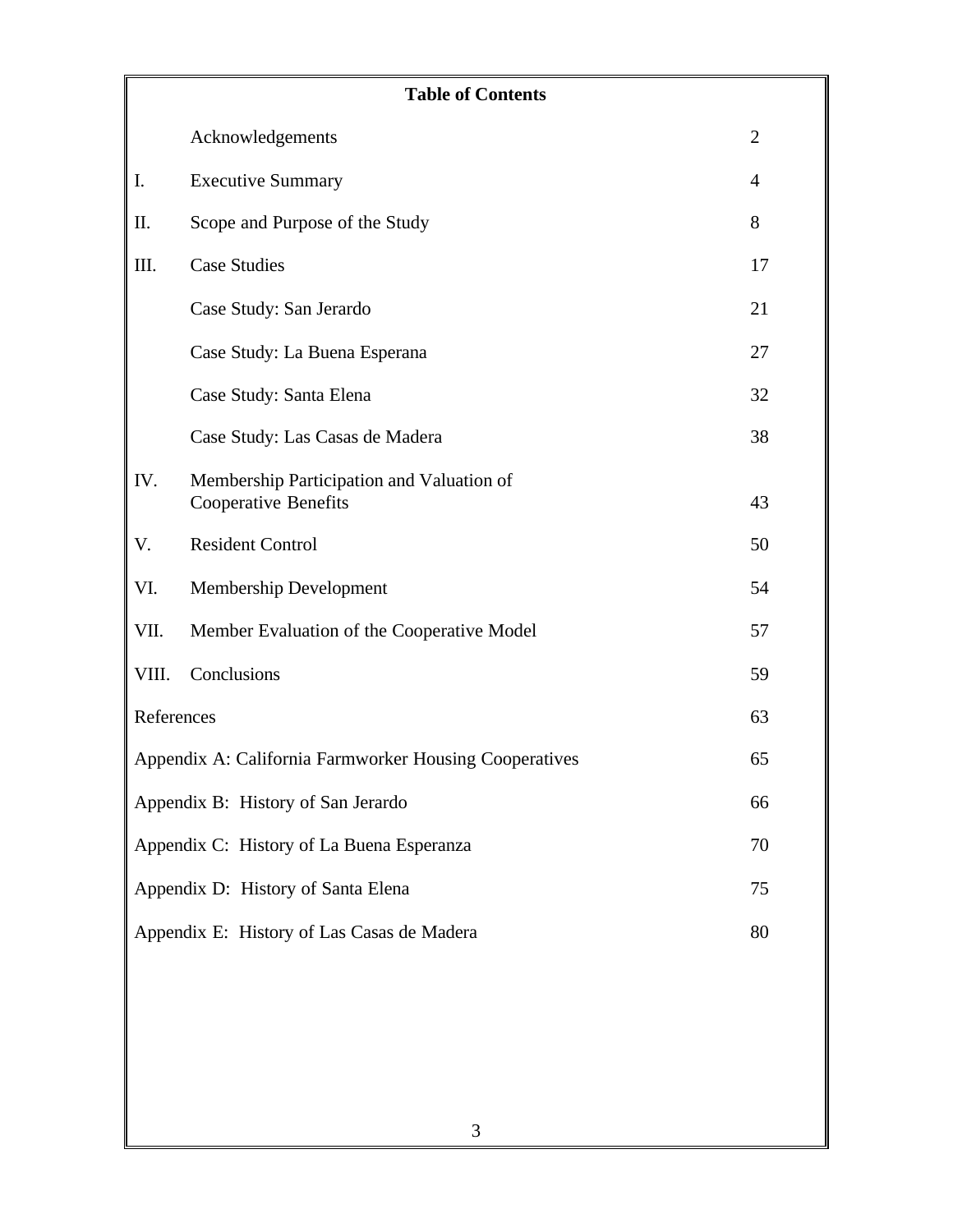## Table of Contents

| | | |
|---|---|---|
| | Acknowledgements | 2 |
| I. | Executive Summary | 4 |
| II. | Scope and Purpose of the Study | 8 |
| III. | Case Studies | 17 |
| | Case Study: San Jerardo | 21 |
| | Case Study: La Buena Esperana | 27 |
| | Case Study: Santa Elena | 32 |
| | Case Study: Las Casas de Madera | 38 |
| IV. | Membership Participation and Valuation of Cooperative Benefits | 43 |
| V. | Resident Control | 50 |
| VI. | Membership Development | 54 |
| VII. | Member Evaluation of the Cooperative Model | 57 |
| VIII. | Conclusions | 59 |
| References | | 63 |
| Appendix A: California Farmworker Housing Cooperatives | | 65 |
| Appendix B: History of San Jerardo | | 66 |
| Appendix C: History of La Buena Esperanza | | 70 |
| Appendix D: History of Santa Elena | | 75 |
| Appendix E: History of Las Casas de Madera | | 80 |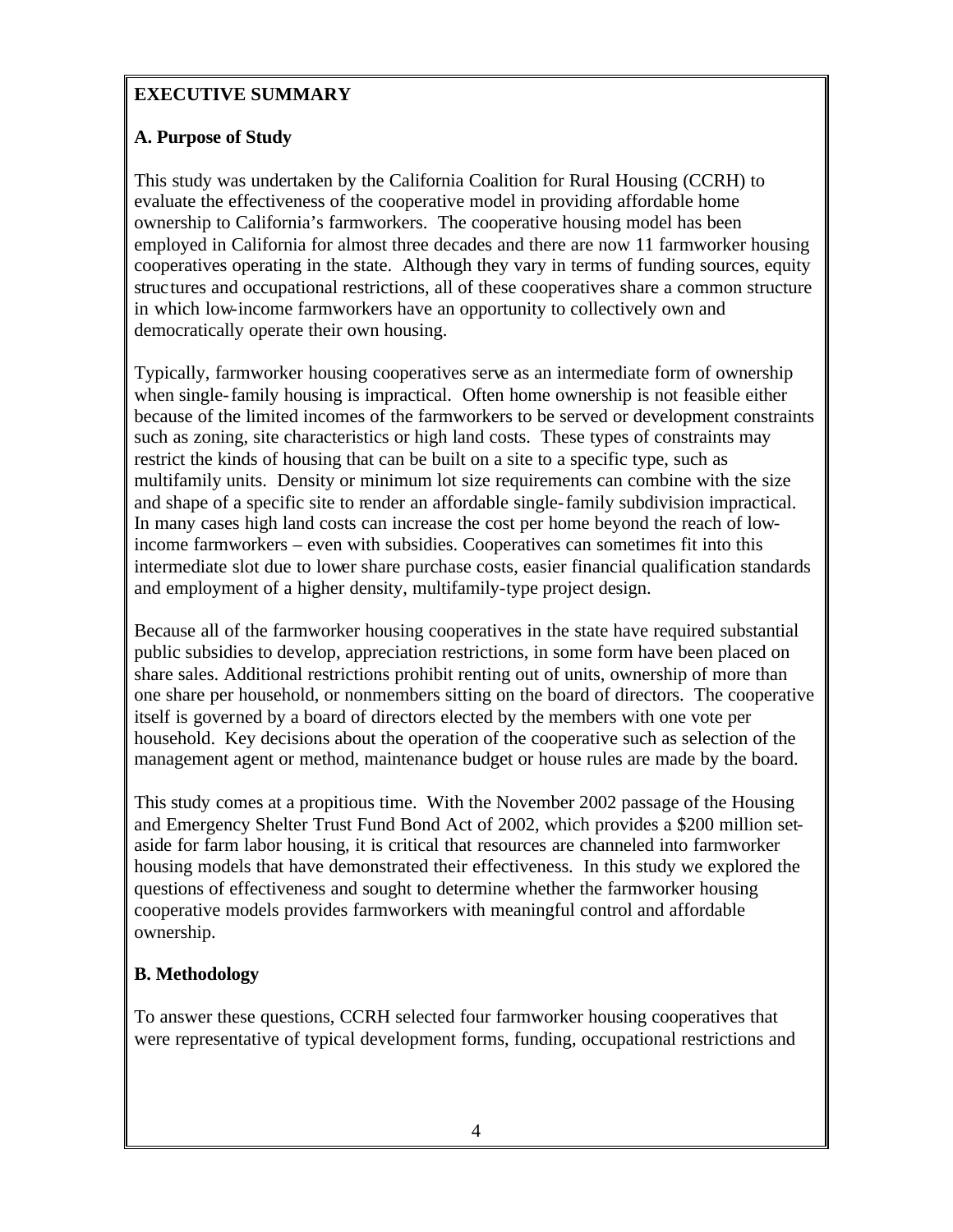## EXECUTIVE SUMMARY

### A. Purpose of Study

This study was undertaken by the California Coalition for Rural Housing (CCRH) to evaluate the effectiveness of the cooperative model in providing affordable home ownership to California's farmworkers. The cooperative housing model has been employed in California for almost three decades and there are now 11 farmworker housing cooperatives operating in the state. Although they vary in terms of funding sources, equity structures and occupational restrictions, all of these cooperatives share a common structure in which low-income farmworkers have an opportunity to collectively own and democratically operate their own housing.

Typically, farmworker housing cooperatives serve as an intermediate form of ownership when single-family housing is impractical. Often home ownership is not feasible either because of the limited incomes of the farmworkers to be served or development constraints such as zoning, site characteristics or high land costs. These types of constraints may restrict the kinds of housing that can be built on a site to a specific type, such as multifamily units. Density or minimum lot size requirements can combine with the size and shape of a specific site to render an affordable single-family subdivision impractical. In many cases high land costs can increase the cost per home beyond the reach of low-income farmworkers – even with subsidies. Cooperatives can sometimes fit into this intermediate slot due to lower share purchase costs, easier financial qualification standards and employment of a higher density, multifamily-type project design.

Because all of the farmworker housing cooperatives in the state have required substantial public subsidies to develop, appreciation restrictions, in some form have been placed on share sales. Additional restrictions prohibit renting out of units, ownership of more than one share per household, or nonmembers sitting on the board of directors. The cooperative itself is governed by a board of directors elected by the members with one vote per household. Key decisions about the operation of the cooperative such as selection of the management agent or method, maintenance budget or house rules are made by the board.

This study comes at a propitious time. With the November 2002 passage of the Housing and Emergency Shelter Trust Fund Bond Act of 2002, which provides a $200 million set-aside for farm labor housing, it is critical that resources are channeled into farmworker housing models that have demonstrated their effectiveness. In this study we explored the questions of effectiveness and sought to determine whether the farmworker housing cooperative models provides farmworkers with meaningful control and affordable ownership.

### B. Methodology

To answer these questions, CCRH selected four farmworker housing cooperatives that were representative of typical development forms, funding, occupational restrictions and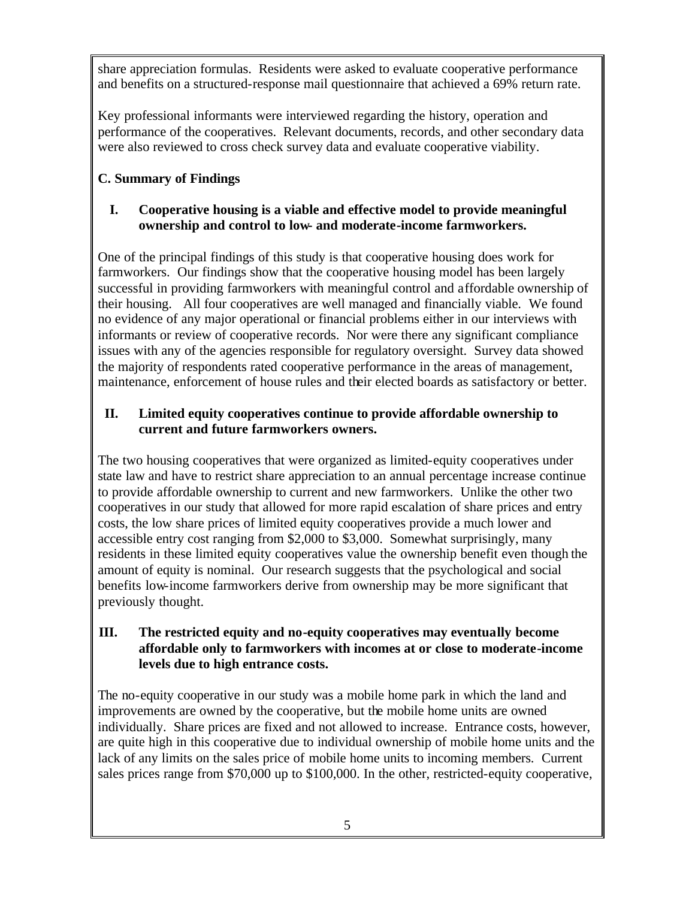share appreciation formulas. Residents were asked to evaluate cooperative performance and benefits on a structured-response mail questionnaire that achieved a 69% return rate.

Key professional informants were interviewed regarding the history, operation and performance of the cooperatives. Relevant documents, records, and other secondary data were also reviewed to cross check survey data and evaluate cooperative viability.

### C. Summary of Findings

#### I. Cooperative housing is a viable and effective model to provide meaningful ownership and control to low- and moderate-income farmworkers.

One of the principal findings of this study is that cooperative housing does work for farmworkers. Our findings show that the cooperative housing model has been largely successful in providing farmworkers with meaningful control and affordable ownership of their housing. All four cooperatives are well managed and financially viable. We found no evidence of any major operational or financial problems either in our interviews with informants or review of cooperative records. Nor were there any significant compliance issues with any of the agencies responsible for regulatory oversight. Survey data showed the majority of respondents rated cooperative performance in the areas of management, maintenance, enforcement of house rules and their elected boards as satisfactory or better.

#### II. Limited equity cooperatives continue to provide affordable ownership to current and future farmworkers owners.

The two housing cooperatives that were organized as limited-equity cooperatives under state law and have to restrict share appreciation to an annual percentage increase continue to provide affordable ownership to current and new farmworkers. Unlike the other two cooperatives in our study that allowed for more rapid escalation of share prices and entry costs, the low share prices of limited equity cooperatives provide a much lower and accessible entry cost ranging from $2,000 to $3,000. Somewhat surprisingly, many residents in these limited equity cooperatives value the ownership benefit even though the amount of equity is nominal. Our research suggests that the psychological and social benefits low-income farmworkers derive from ownership may be more significant that previously thought.

#### III. The restricted equity and no-equity cooperatives may eventually become affordable only to farmworkers with incomes at or close to moderate-income levels due to high entrance costs.

The no-equity cooperative in our study was a mobile home park in which the land and improvements are owned by the cooperative, but the mobile home units are owned individually. Share prices are fixed and not allowed to increase. Entrance costs, however, are quite high in this cooperative due to individual ownership of mobile home units and the lack of any limits on the sales price of mobile home units to incoming members. Current sales prices range from $70,000 up to $100,000. In the other, restricted-equity cooperative,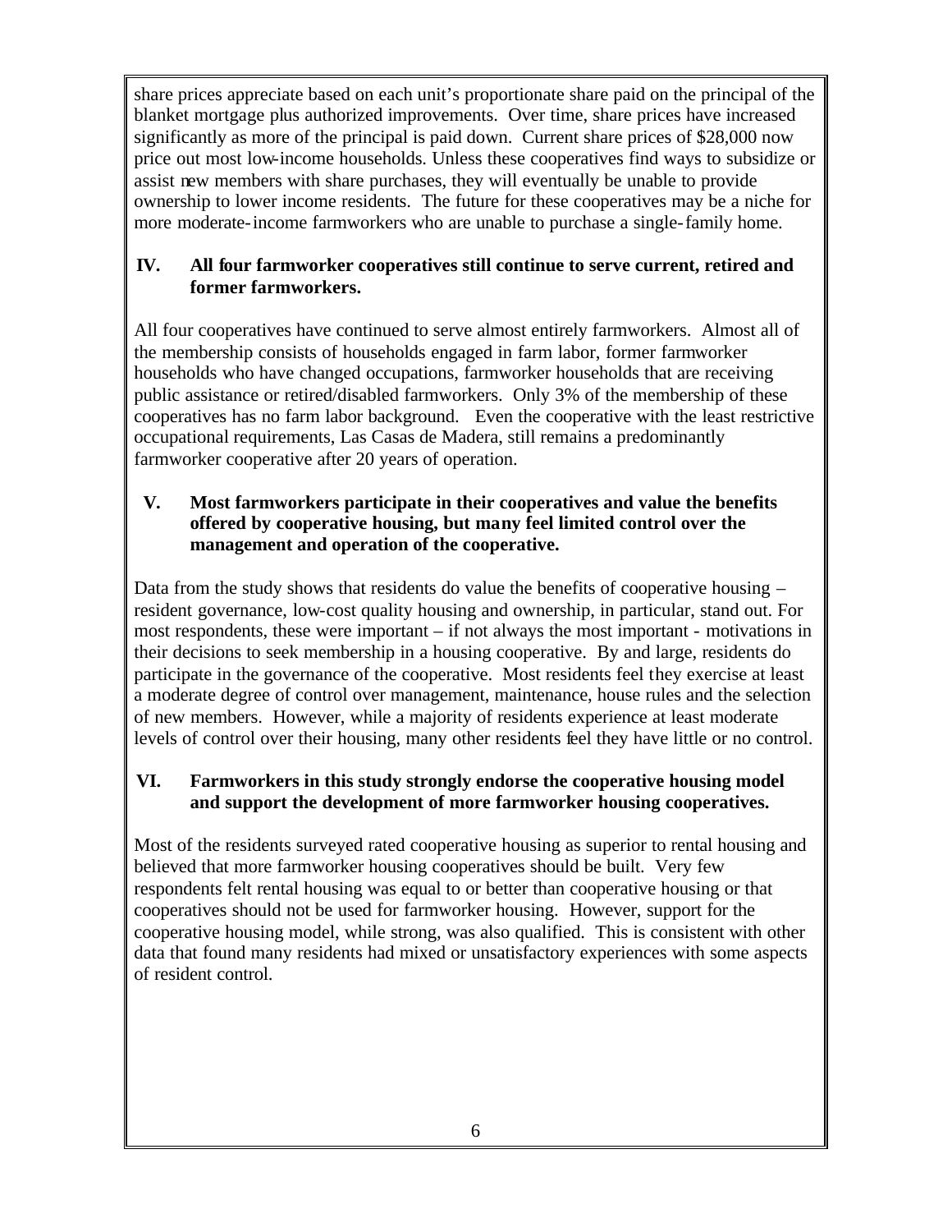share prices appreciate based on each unit's proportionate share paid on the principal of the blanket mortgage plus authorized improvements. Over time, share prices have increased significantly as more of the principal is paid down. Current share prices of $28,000 now price out most low-income households. Unless these cooperatives find ways to subsidize or assist new members with share purchases, they will eventually be unable to provide ownership to lower income residents. The future for these cooperatives may be a niche for more moderate-income farmworkers who are unable to purchase a single-family home.

### IV. All four farmworker cooperatives still continue to serve current, retired and former farmworkers.

All four cooperatives have continued to serve almost entirely farmworkers. Almost all of the membership consists of households engaged in farm labor, former farmworker households who have changed occupations, farmworker households that are receiving public assistance or retired/disabled farmworkers. Only 3% of the membership of these cooperatives has no farm labor background. Even the cooperative with the least restrictive occupational requirements, Las Casas de Madera, still remains a predominantly farmworker cooperative after 20 years of operation.

### V. Most farmworkers participate in their cooperatives and value the benefits offered by cooperative housing, but many feel limited control over the management and operation of the cooperative.

Data from the study shows that residents do value the benefits of cooperative housing – resident governance, low-cost quality housing and ownership, in particular, stand out. For most respondents, these were important – if not always the most important - motivations in their decisions to seek membership in a housing cooperative. By and large, residents do participate in the governance of the cooperative. Most residents feel they exercise at least a moderate degree of control over management, maintenance, house rules and the selection of new members. However, while a majority of residents experience at least moderate levels of control over their housing, many other residents feel they have little or no control.

### VI. Farmworkers in this study strongly endorse the cooperative housing model and support the development of more farmworker housing cooperatives.

Most of the residents surveyed rated cooperative housing as superior to rental housing and believed that more farmworker housing cooperatives should be built. Very few respondents felt rental housing was equal to or better than cooperative housing or that cooperatives should not be used for farmworker housing. However, support for the cooperative housing model, while strong, was also qualified. This is consistent with other data that found many residents had mixed or unsatisfactory experiences with some aspects of resident control.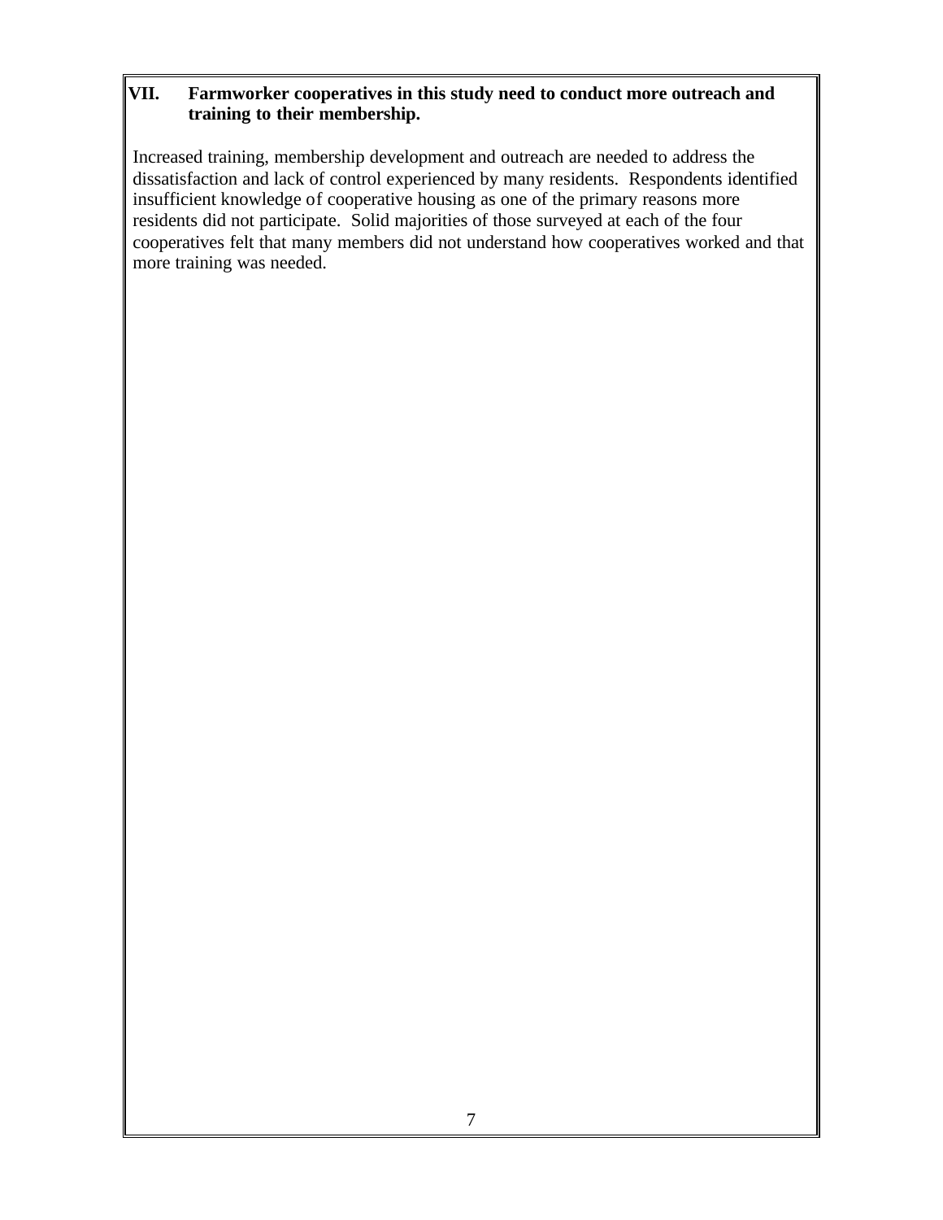## VII. Farmworker cooperatives in this study need to conduct more outreach and training to their membership.

Increased training, membership development and outreach are needed to address the dissatisfaction and lack of control experienced by many residents. Respondents identified insufficient knowledge of cooperative housing as one of the primary reasons more residents did not participate. Solid majorities of those surveyed at each of the four cooperatives felt that many members did not understand how cooperatives worked and that more training was needed.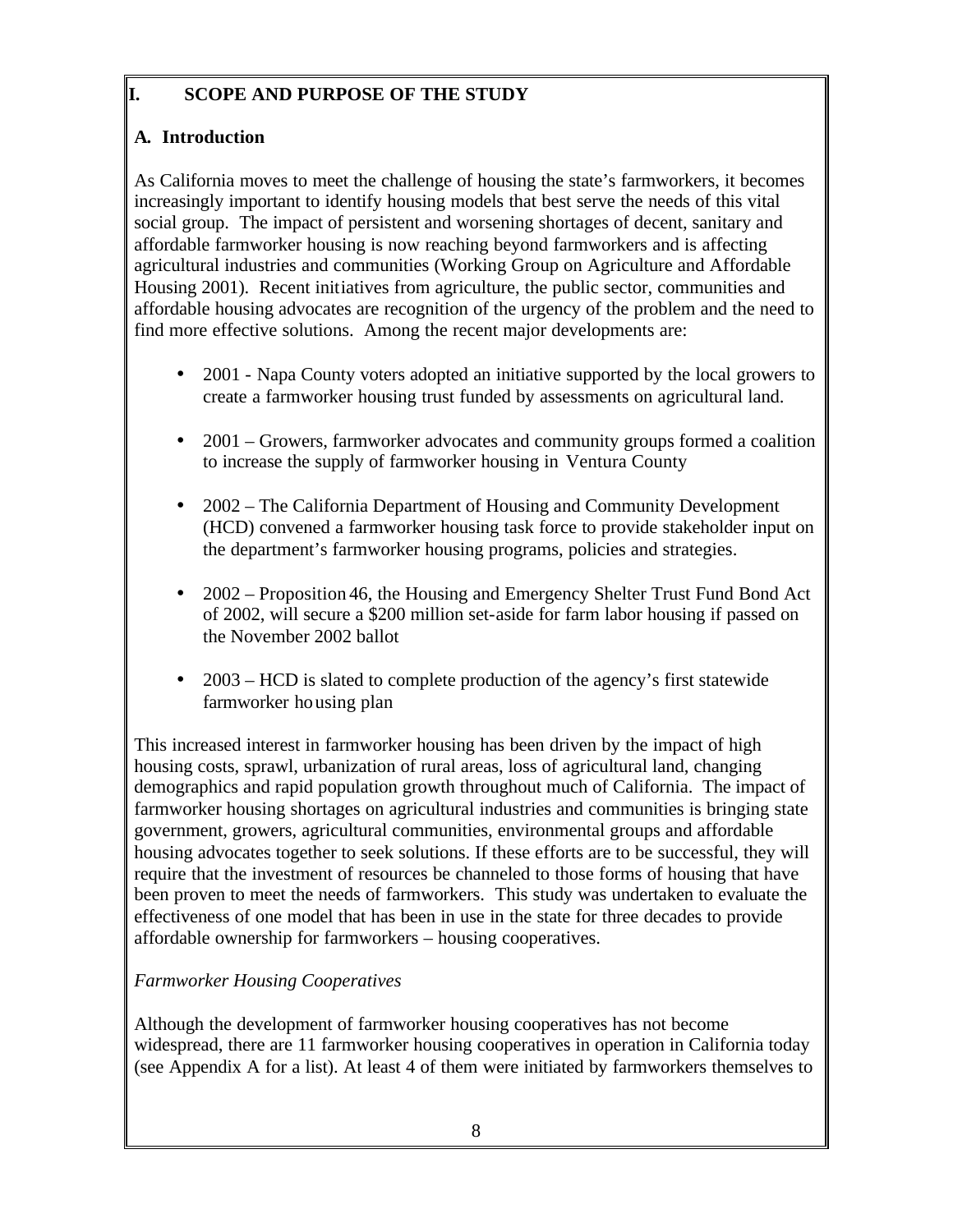# I. SCOPE AND PURPOSE OF THE STUDY

## A. Introduction

As California moves to meet the challenge of housing the state's farmworkers, it becomes increasingly important to identify housing models that best serve the needs of this vital social group. The impact of persistent and worsening shortages of decent, sanitary and affordable farmworker housing is now reaching beyond farmworkers and is affecting agricultural industries and communities (Working Group on Agriculture and Affordable Housing 2001). Recent initiatives from agriculture, the public sector, communities and affordable housing advocates are recognition of the urgency of the problem and the need to find more effective solutions. Among the recent major developments are:

- 2001 - Napa County voters adopted an initiative supported by the local growers to create a farmworker housing trust funded by assessments on agricultural land.
- 2001 – Growers, farmworker advocates and community groups formed a coalition to increase the supply of farmworker housing in Ventura County
- 2002 – The California Department of Housing and Community Development (HCD) convened a farmworker housing task force to provide stakeholder input on the department's farmworker housing programs, policies and strategies.
- 2002 – Proposition 46, the Housing and Emergency Shelter Trust Fund Bond Act of 2002, will secure a $200 million set-aside for farm labor housing if passed on the November 2002 ballot
- 2003 – HCD is slated to complete production of the agency's first statewide farmworker housing plan

This increased interest in farmworker housing has been driven by the impact of high housing costs, sprawl, urbanization of rural areas, loss of agricultural land, changing demographics and rapid population growth throughout much of California. The impact of farmworker housing shortages on agricultural industries and communities is bringing state government, growers, agricultural communities, environmental groups and affordable housing advocates together to seek solutions. If these efforts are to be successful, they will require that the investment of resources be channeled to those forms of housing that have been proven to meet the needs of farmworkers. This study was undertaken to evaluate the effectiveness of one model that has been in use in the state for three decades to provide affordable ownership for farmworkers – housing cooperatives.

*Farmworker Housing Cooperatives*

Although the development of farmworker housing cooperatives has not become widespread, there are 11 farmworker housing cooperatives in operation in California today (see Appendix A for a list). At least 4 of them were initiated by farmworkers themselves to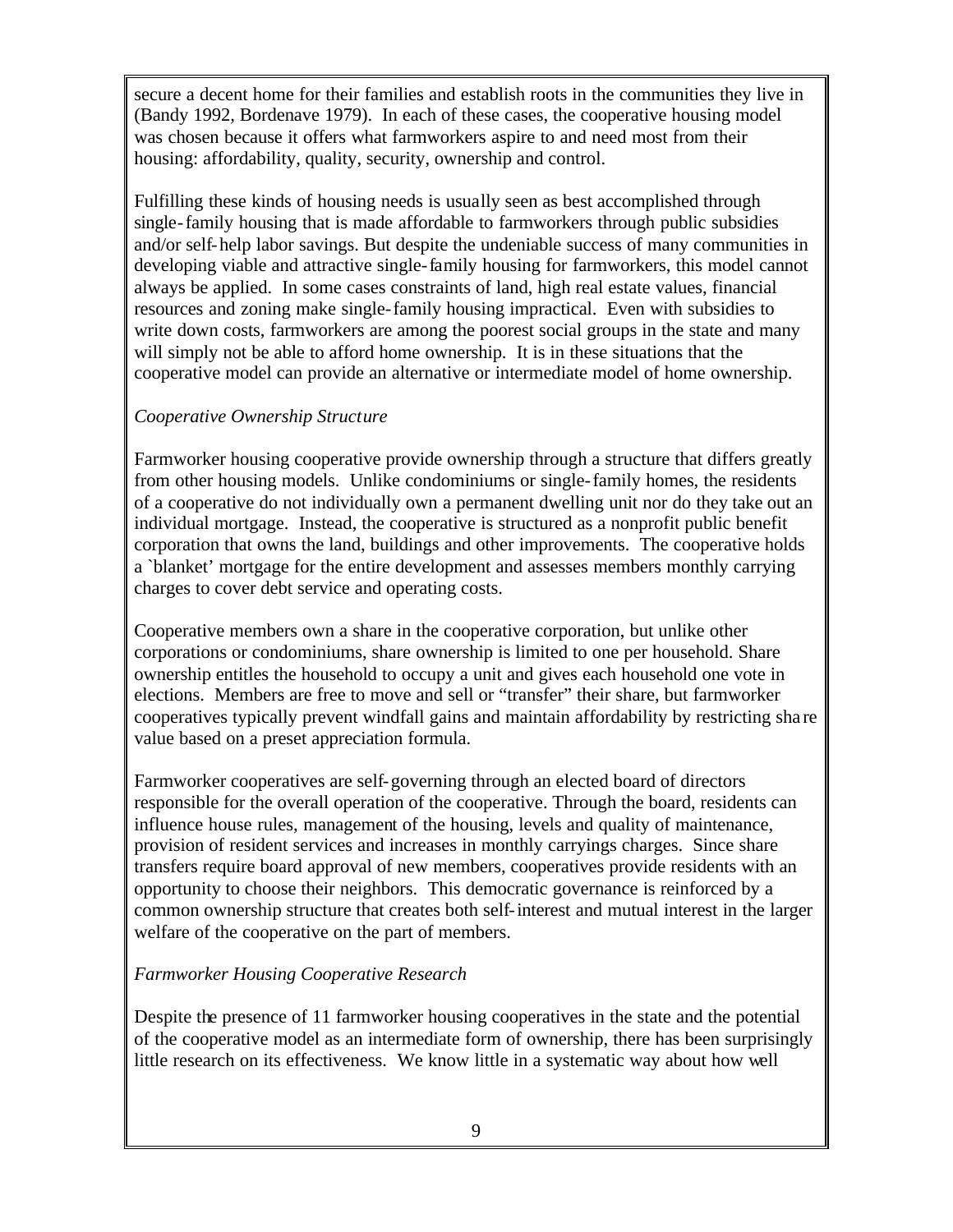secure a decent home for their families and establish roots in the communities they live in (Bandy 1992, Bordenave 1979). In each of these cases, the cooperative housing model was chosen because it offers what farmworkers aspire to and need most from their housing: affordability, quality, security, ownership and control.

Fulfilling these kinds of housing needs is usually seen as best accomplished through single-family housing that is made affordable to farmworkers through public subsidies and/or self-help labor savings. But despite the undeniable success of many communities in developing viable and attractive single-family housing for farmworkers, this model cannot always be applied. In some cases constraints of land, high real estate values, financial resources and zoning make single-family housing impractical. Even with subsidies to write down costs, farmworkers are among the poorest social groups in the state and many will simply not be able to afford home ownership. It is in these situations that the cooperative model can provide an alternative or intermediate model of home ownership.

*Cooperative Ownership Structure*

Farmworker housing cooperative provide ownership through a structure that differs greatly from other housing models. Unlike condominiums or single-family homes, the residents of a cooperative do not individually own a permanent dwelling unit nor do they take out an individual mortgage. Instead, the cooperative is structured as a nonprofit public benefit corporation that owns the land, buildings and other improvements. The cooperative holds a `blanket' mortgage for the entire development and assesses members monthly carrying charges to cover debt service and operating costs.

Cooperative members own a share in the cooperative corporation, but unlike other corporations or condominiums, share ownership is limited to one per household. Share ownership entitles the household to occupy a unit and gives each household one vote in elections. Members are free to move and sell or "transfer" their share, but farmworker cooperatives typically prevent windfall gains and maintain affordability by restricting share value based on a preset appreciation formula.

Farmworker cooperatives are self-governing through an elected board of directors responsible for the overall operation of the cooperative. Through the board, residents can influence house rules, management of the housing, levels and quality of maintenance, provision of resident services and increases in monthly carryings charges. Since share transfers require board approval of new members, cooperatives provide residents with an opportunity to choose their neighbors. This democratic governance is reinforced by a common ownership structure that creates both self-interest and mutual interest in the larger welfare of the cooperative on the part of members.

*Farmworker Housing Cooperative Research*

Despite the presence of 11 farmworker housing cooperatives in the state and the potential of the cooperative model as an intermediate form of ownership, there has been surprisingly little research on its effectiveness. We know little in a systematic way about how well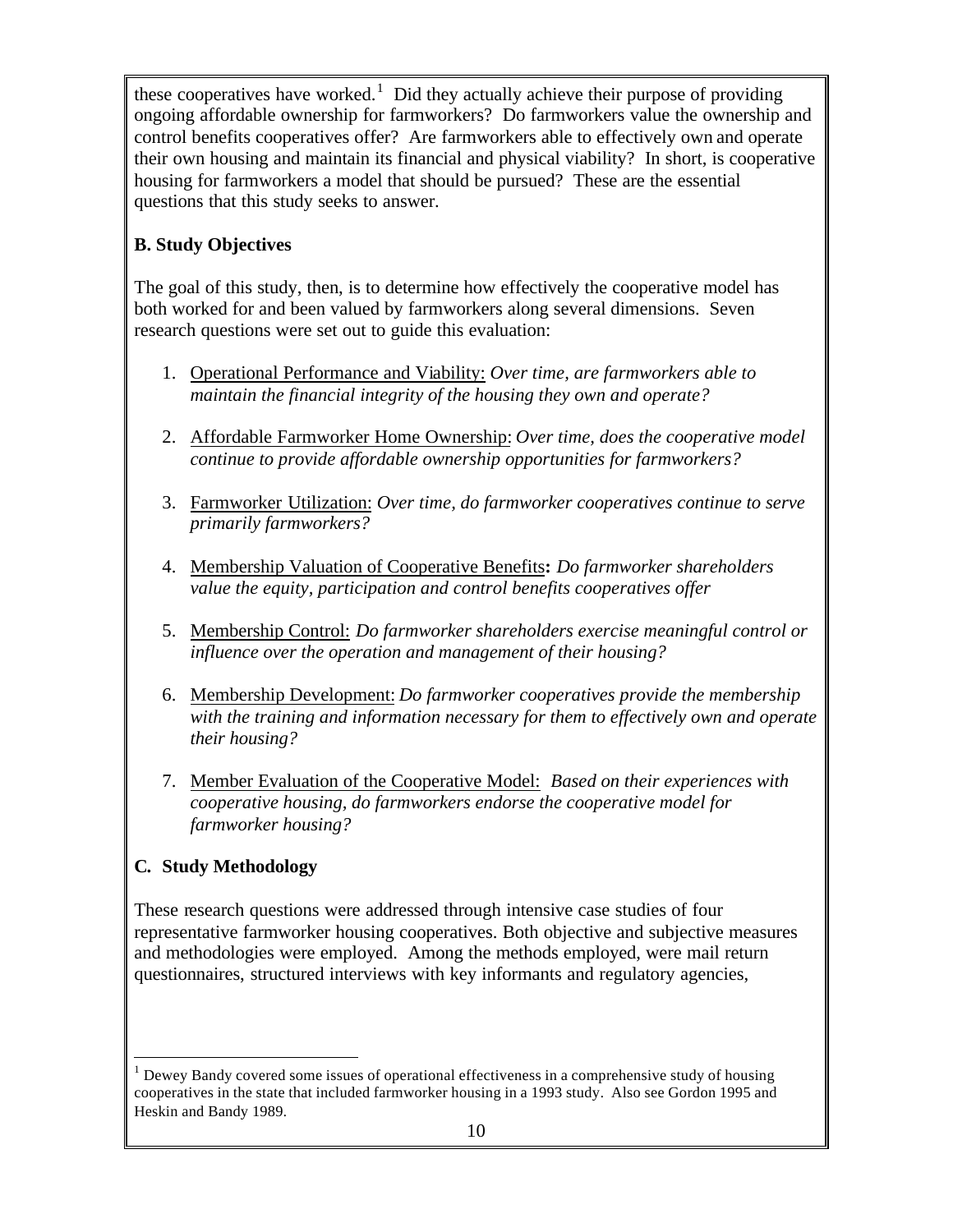these cooperatives have worked.[1] Did they actually achieve their purpose of providing ongoing affordable ownership for farmworkers? Do farmworkers value the ownership and control benefits cooperatives offer? Are farmworkers able to effectively own and operate their own housing and maintain its financial and physical viability? In short, is cooperative housing for farmworkers a model that should be pursued? These are the essential questions that this study seeks to answer.

### B. Study Objectives

The goal of this study, then, is to determine how effectively the cooperative model has both worked for and been valued by farmworkers along several dimensions. Seven research questions were set out to guide this evaluation:

1. Operational Performance and Viability: *Over time, are farmworkers able to maintain the financial integrity of the housing they own and operate?*

2. Affordable Farmworker Home Ownership: *Over time, does the cooperative model continue to provide affordable ownership opportunities for farmworkers?*

3. Farmworker Utilization: *Over time, do farmworker cooperatives continue to serve primarily farmworkers?*

4. Membership Valuation of Cooperative Benefits**:** *Do farmworker shareholders value the equity, participation and control benefits cooperatives offer*

5. Membership Control: *Do farmworker shareholders exercise meaningful control or influence over the operation and management of their housing?*

6. Membership Development: *Do farmworker cooperatives provide the membership with the training and information necessary for them to effectively own and operate their housing?*

7. Member Evaluation of the Cooperative Model: *Based on their experiences with cooperative housing, do farmworkers endorse the cooperative model for farmworker housing?*

### C. Study Methodology

These research questions were addressed through intensive case studies of four representative farmworker housing cooperatives. Both objective and subjective measures and methodologies were employed. Among the methods employed, were mail return questionnaires, structured interviews with key informants and regulatory agencies,

---

[1] Dewey Bandy covered some issues of operational effectiveness in a comprehensive study of housing cooperatives in the state that included farmworker housing in a 1993 study. Also see Gordon 1995 and Heskin and Bandy 1989.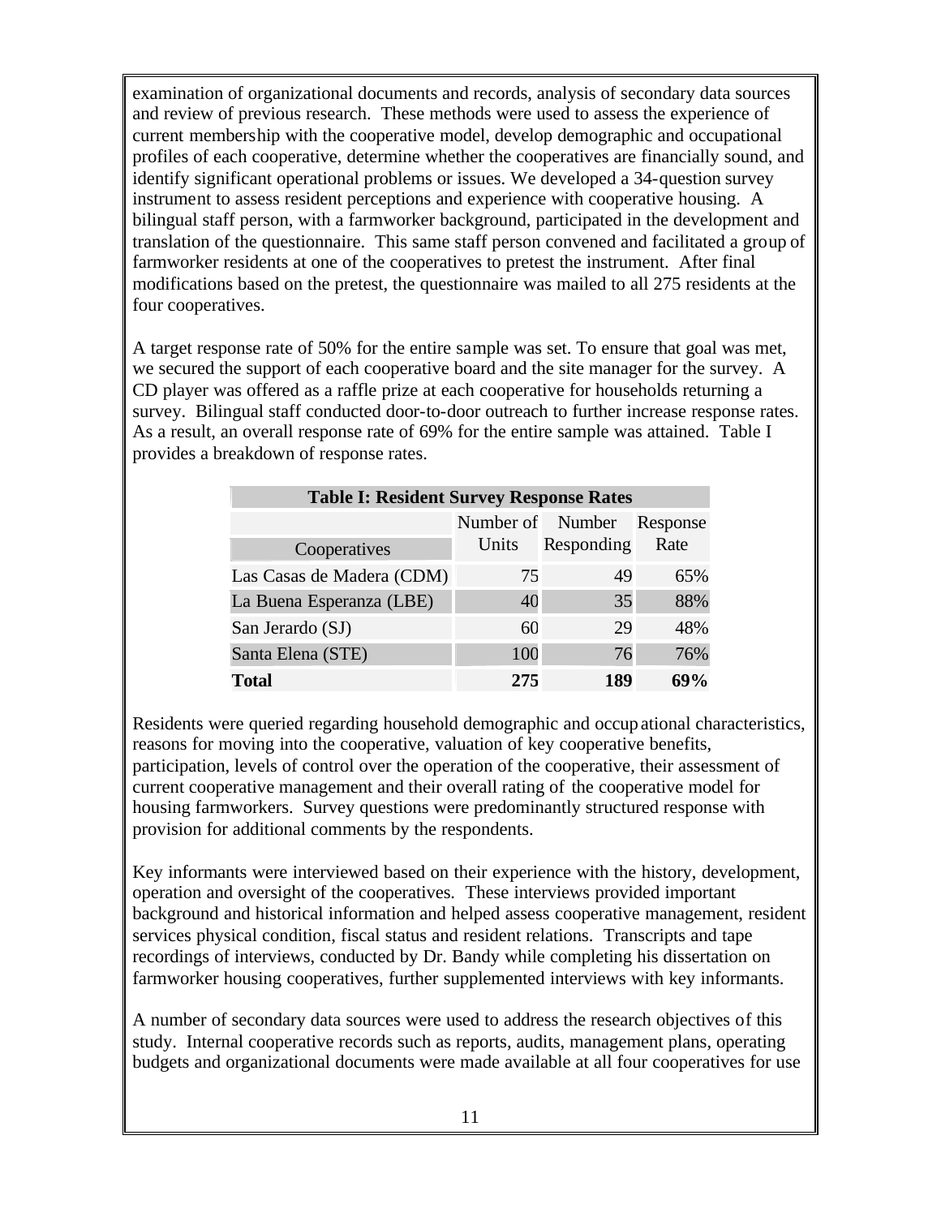examination of organizational documents and records, analysis of secondary data sources and review of previous research. These methods were used to assess the experience of current membership with the cooperative model, develop demographic and occupational profiles of each cooperative, determine whether the cooperatives are financially sound, and identify significant operational problems or issues. We developed a 34-question survey instrument to assess resident perceptions and experience with cooperative housing. A bilingual staff person, with a farmworker background, participated in the development and translation of the questionnaire. This same staff person convened and facilitated a group of farmworker residents at one of the cooperatives to pretest the instrument. After final modifications based on the pretest, the questionnaire was mailed to all 275 residents at the four cooperatives.

A target response rate of 50% for the entire sample was set. To ensure that goal was met, we secured the support of each cooperative board and the site manager for the survey. A CD player was offered as a raffle prize at each cooperative for households returning a survey. Bilingual staff conducted door-to-door outreach to further increase response rates. As a result, an overall response rate of 69% for the entire sample was attained. Table I provides a breakdown of response rates.

**Table I: Resident Survey Response Rates**

| Cooperatives | Number of Units | Number Responding | Response Rate |
|---|---|---|---|
| Las Casas de Madera (CDM) | 75 | 49 | 65% |
| La Buena Esperanza (LBE) | 40 | 35 | 88% |
| San Jerardo (SJ) | 60 | 29 | 48% |
| Santa Elena (STE) | 100 | 76 | 76% |
| **Total** | **275** | **189** | **69%** |

Residents were queried regarding household demographic and occupational characteristics, reasons for moving into the cooperative, valuation of key cooperative benefits, participation, levels of control over the operation of the cooperative, their assessment of current cooperative management and their overall rating of the cooperative model for housing farmworkers. Survey questions were predominantly structured response with provision for additional comments by the respondents.

Key informants were interviewed based on their experience with the history, development, operation and oversight of the cooperatives. These interviews provided important background and historical information and helped assess cooperative management, resident services physical condition, fiscal status and resident relations. Transcripts and tape recordings of interviews, conducted by Dr. Bandy while completing his dissertation on farmworker housing cooperatives, further supplemented interviews with key informants.

A number of secondary data sources were used to address the research objectives of this study. Internal cooperative records such as reports, audits, management plans, operating budgets and organizational documents were made available at all four cooperatives for use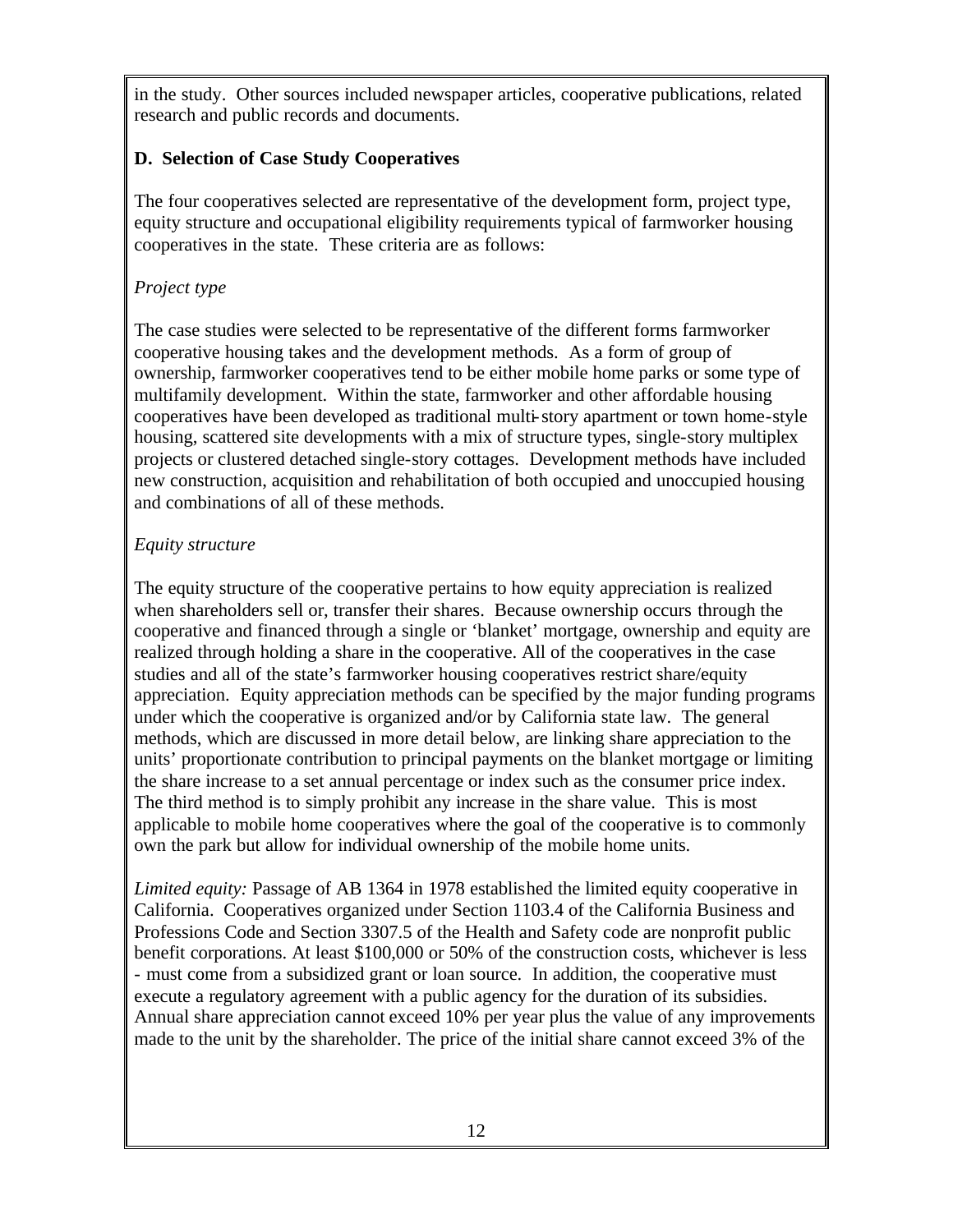in the study. Other sources included newspaper articles, cooperative publications, related research and public records and documents.

**D. Selection of Case Study Cooperatives**

The four cooperatives selected are representative of the development form, project type, equity structure and occupational eligibility requirements typical of farmworker housing cooperatives in the state. These criteria are as follows:

*Project type*

The case studies were selected to be representative of the different forms farmworker cooperative housing takes and the development methods. As a form of group of ownership, farmworker cooperatives tend to be either mobile home parks or some type of multifamily development. Within the state, farmworker and other affordable housing cooperatives have been developed as traditional multi-story apartment or town home-style housing, scattered site developments with a mix of structure types, single-story multiplex projects or clustered detached single-story cottages. Development methods have included new construction, acquisition and rehabilitation of both occupied and unoccupied housing and combinations of all of these methods.

*Equity structure*

The equity structure of the cooperative pertains to how equity appreciation is realized when shareholders sell or, transfer their shares. Because ownership occurs through the cooperative and financed through a single or 'blanket' mortgage, ownership and equity are realized through holding a share in the cooperative. All of the cooperatives in the case studies and all of the state's farmworker housing cooperatives restrict share/equity appreciation. Equity appreciation methods can be specified by the major funding programs under which the cooperative is organized and/or by California state law. The general methods, which are discussed in more detail below, are linking share appreciation to the units' proportionate contribution to principal payments on the blanket mortgage or limiting the share increase to a set annual percentage or index such as the consumer price index. The third method is to simply prohibit any increase in the share value. This is most applicable to mobile home cooperatives where the goal of the cooperative is to commonly own the park but allow for individual ownership of the mobile home units.

*Limited equity:* Passage of AB 1364 in 1978 established the limited equity cooperative in California. Cooperatives organized under Section 1103.4 of the California Business and Professions Code and Section 3307.5 of the Health and Safety code are nonprofit public benefit corporations. At least $100,000 or 50% of the construction costs, whichever is less - must come from a subsidized grant or loan source. In addition, the cooperative must execute a regulatory agreement with a public agency for the duration of its subsidies. Annual share appreciation cannot exceed 10% per year plus the value of any improvements made to the unit by the shareholder. The price of the initial share cannot exceed 3% of the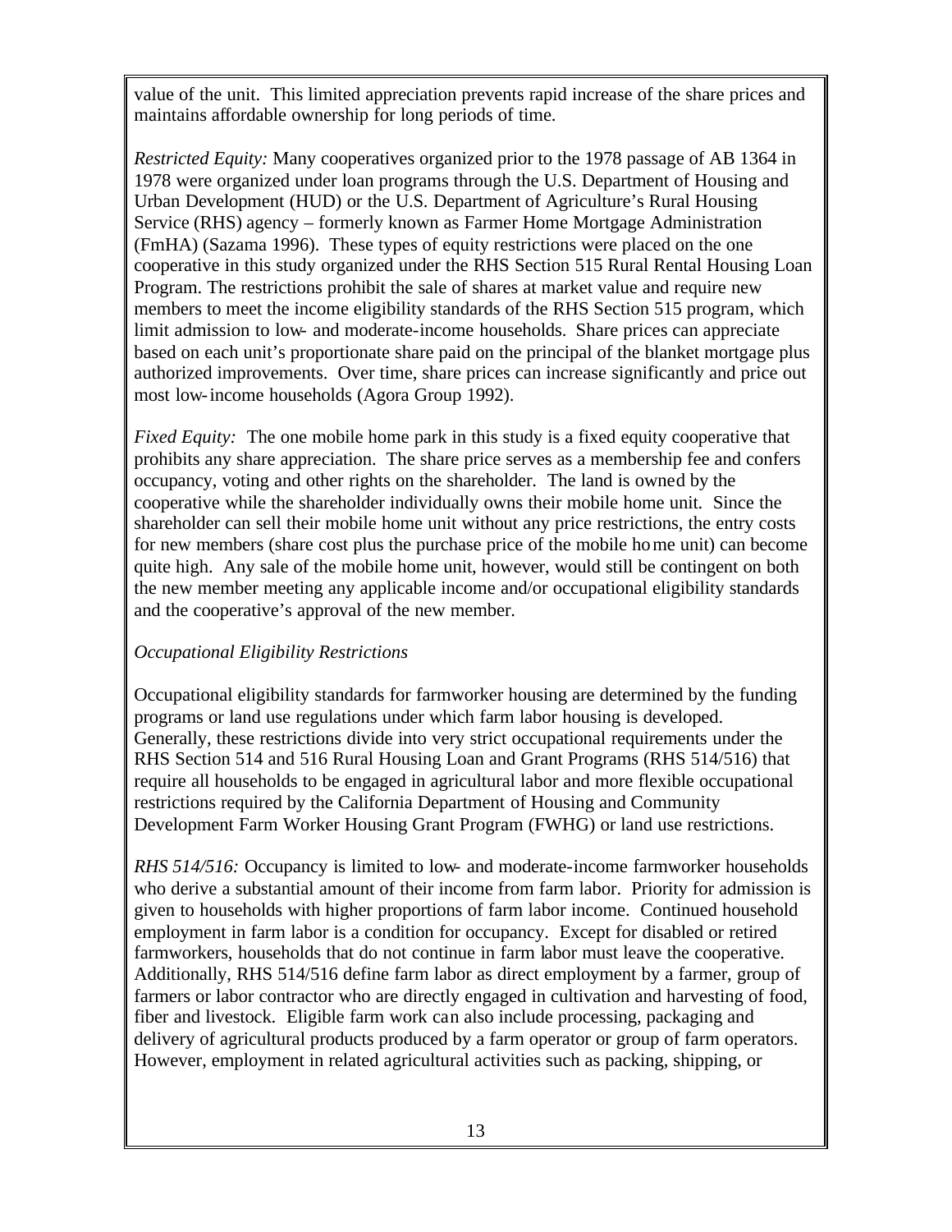value of the unit. This limited appreciation prevents rapid increase of the share prices and maintains affordable ownership for long periods of time.

*Restricted Equity:* Many cooperatives organized prior to the 1978 passage of AB 1364 in 1978 were organized under loan programs through the U.S. Department of Housing and Urban Development (HUD) or the U.S. Department of Agriculture's Rural Housing Service (RHS) agency – formerly known as Farmer Home Mortgage Administration (FmHA) (Sazama 1996). These types of equity restrictions were placed on the one cooperative in this study organized under the RHS Section 515 Rural Rental Housing Loan Program. The restrictions prohibit the sale of shares at market value and require new members to meet the income eligibility standards of the RHS Section 515 program, which limit admission to low- and moderate-income households. Share prices can appreciate based on each unit's proportionate share paid on the principal of the blanket mortgage plus authorized improvements. Over time, share prices can increase significantly and price out most low-income households (Agora Group 1992).

*Fixed Equity:* The one mobile home park in this study is a fixed equity cooperative that prohibits any share appreciation. The share price serves as a membership fee and confers occupancy, voting and other rights on the shareholder. The land is owned by the cooperative while the shareholder individually owns their mobile home unit. Since the shareholder can sell their mobile home unit without any price restrictions, the entry costs for new members (share cost plus the purchase price of the mobile home unit) can become quite high. Any sale of the mobile home unit, however, would still be contingent on both the new member meeting any applicable income and/or occupational eligibility standards and the cooperative's approval of the new member.

*Occupational Eligibility Restrictions*

Occupational eligibility standards for farmworker housing are determined by the funding programs or land use regulations under which farm labor housing is developed. Generally, these restrictions divide into very strict occupational requirements under the RHS Section 514 and 516 Rural Housing Loan and Grant Programs (RHS 514/516) that require all households to be engaged in agricultural labor and more flexible occupational restrictions required by the California Department of Housing and Community Development Farm Worker Housing Grant Program (FWHG) or land use restrictions.

*RHS 514/516:* Occupancy is limited to low- and moderate-income farmworker households who derive a substantial amount of their income from farm labor. Priority for admission is given to households with higher proportions of farm labor income. Continued household employment in farm labor is a condition for occupancy. Except for disabled or retired farmworkers, households that do not continue in farm labor must leave the cooperative. Additionally, RHS 514/516 define farm labor as direct employment by a farmer, group of farmers or labor contractor who are directly engaged in cultivation and harvesting of food, fiber and livestock. Eligible farm work can also include processing, packaging and delivery of agricultural products produced by a farm operator or group of farm operators. However, employment in related agricultural activities such as packing, shipping, or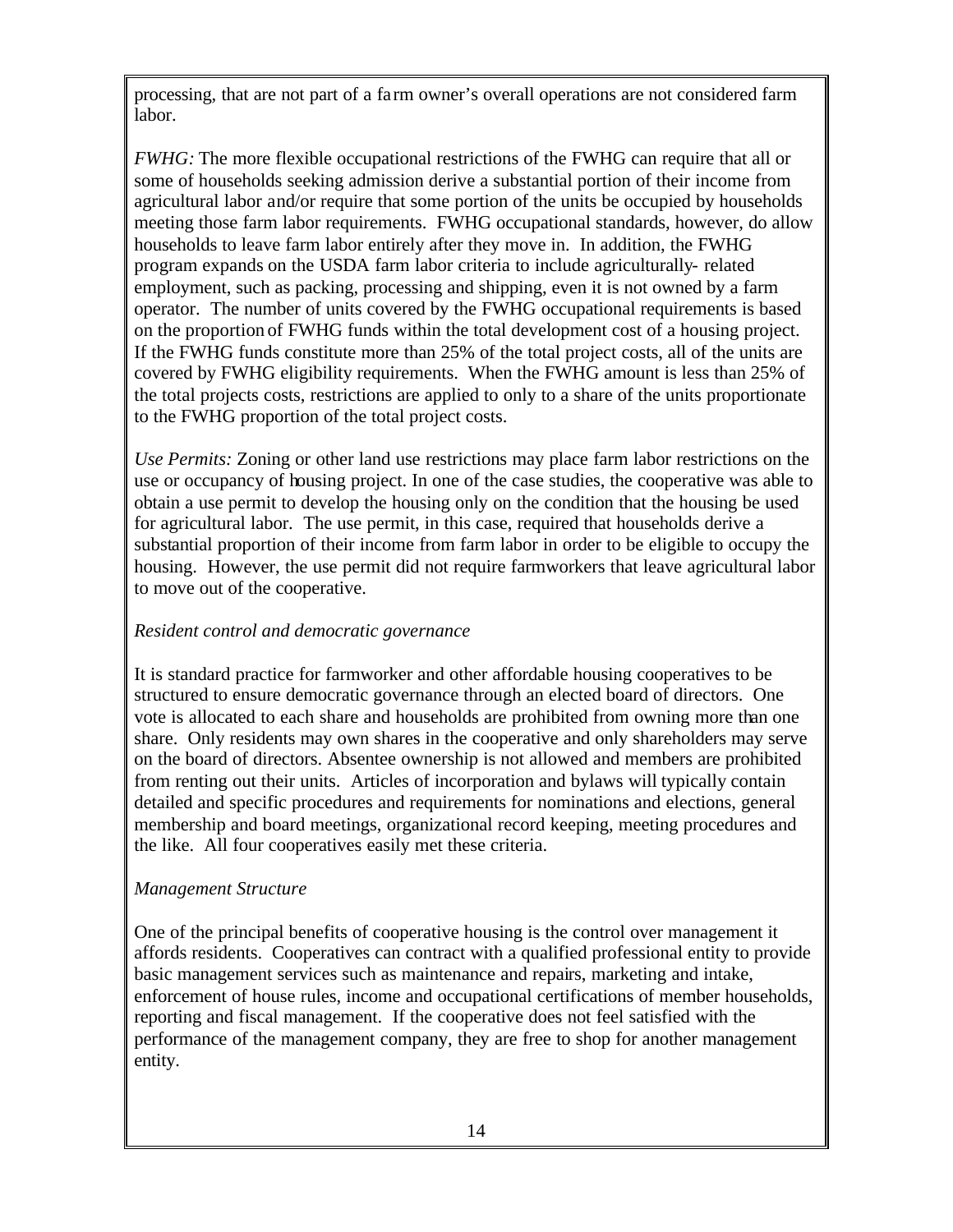processing, that are not part of a farm owner's overall operations are not considered farm labor.

*FWHG:* The more flexible occupational restrictions of the FWHG can require that all or some of households seeking admission derive a substantial portion of their income from agricultural labor and/or require that some portion of the units be occupied by households meeting those farm labor requirements. FWHG occupational standards, however, do allow households to leave farm labor entirely after they move in. In addition, the FWHG program expands on the USDA farm labor criteria to include agriculturally- related employment, such as packing, processing and shipping, even it is not owned by a farm operator. The number of units covered by the FWHG occupational requirements is based on the proportion of FWHG funds within the total development cost of a housing project. If the FWHG funds constitute more than 25% of the total project costs, all of the units are covered by FWHG eligibility requirements. When the FWHG amount is less than 25% of the total projects costs, restrictions are applied to only to a share of the units proportionate to the FWHG proportion of the total project costs.

*Use Permits:* Zoning or other land use restrictions may place farm labor restrictions on the use or occupancy of housing project. In one of the case studies, the cooperative was able to obtain a use permit to develop the housing only on the condition that the housing be used for agricultural labor. The use permit, in this case, required that households derive a substantial proportion of their income from farm labor in order to be eligible to occupy the housing. However, the use permit did not require farmworkers that leave agricultural labor to move out of the cooperative.

*Resident control and democratic governance*

It is standard practice for farmworker and other affordable housing cooperatives to be structured to ensure democratic governance through an elected board of directors. One vote is allocated to each share and households are prohibited from owning more than one share. Only residents may own shares in the cooperative and only shareholders may serve on the board of directors. Absentee ownership is not allowed and members are prohibited from renting out their units. Articles of incorporation and bylaws will typically contain detailed and specific procedures and requirements for nominations and elections, general membership and board meetings, organizational record keeping, meeting procedures and the like. All four cooperatives easily met these criteria.

*Management Structure*

One of the principal benefits of cooperative housing is the control over management it affords residents. Cooperatives can contract with a qualified professional entity to provide basic management services such as maintenance and repairs, marketing and intake, enforcement of house rules, income and occupational certifications of member households, reporting and fiscal management. If the cooperative does not feel satisfied with the performance of the management company, they are free to shop for another management entity.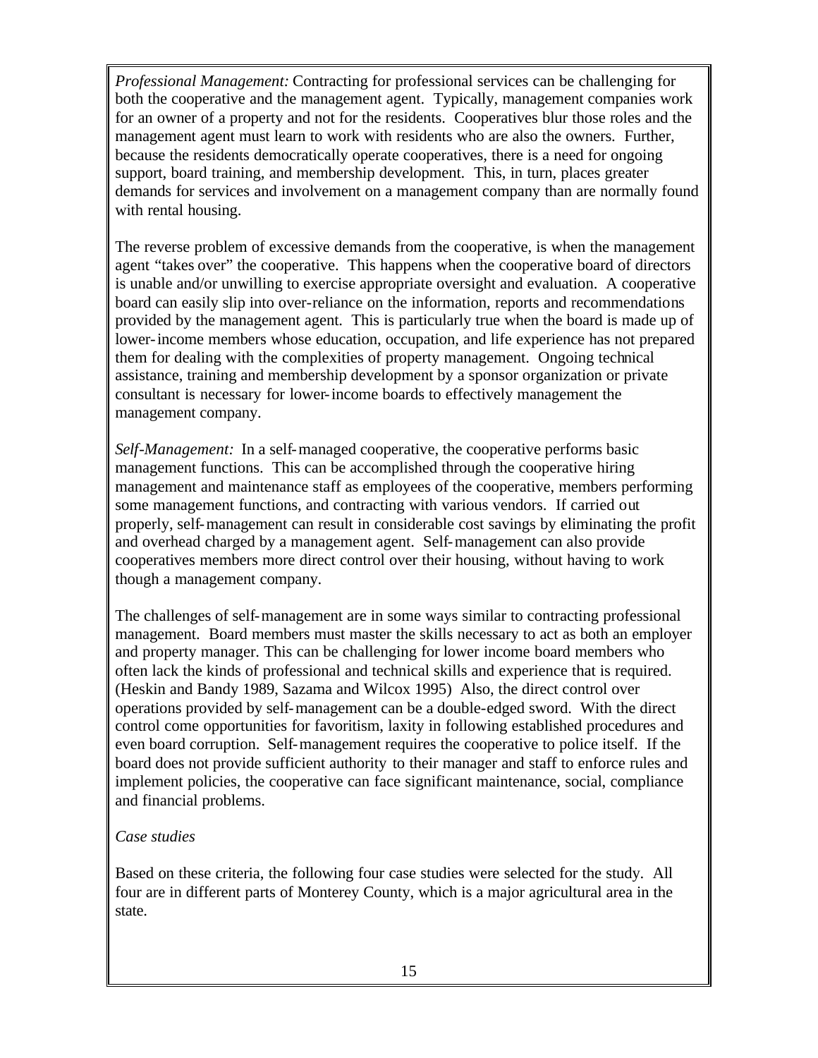*Professional Management:* Contracting for professional services can be challenging for both the cooperative and the management agent. Typically, management companies work for an owner of a property and not for the residents. Cooperatives blur those roles and the management agent must learn to work with residents who are also the owners. Further, because the residents democratically operate cooperatives, there is a need for ongoing support, board training, and membership development. This, in turn, places greater demands for services and involvement on a management company than are normally found with rental housing.

The reverse problem of excessive demands from the cooperative, is when the management agent "takes over" the cooperative. This happens when the cooperative board of directors is unable and/or unwilling to exercise appropriate oversight and evaluation. A cooperative board can easily slip into over-reliance on the information, reports and recommendations provided by the management agent. This is particularly true when the board is made up of lower-income members whose education, occupation, and life experience has not prepared them for dealing with the complexities of property management. Ongoing technical assistance, training and membership development by a sponsor organization or private consultant is necessary for lower-income boards to effectively management the management company.

*Self-Management:* In a self-managed cooperative, the cooperative performs basic management functions. This can be accomplished through the cooperative hiring management and maintenance staff as employees of the cooperative, members performing some management functions, and contracting with various vendors. If carried out properly, self-management can result in considerable cost savings by eliminating the profit and overhead charged by a management agent. Self-management can also provide cooperatives members more direct control over their housing, without having to work though a management company.

The challenges of self-management are in some ways similar to contracting professional management. Board members must master the skills necessary to act as both an employer and property manager. This can be challenging for lower income board members who often lack the kinds of professional and technical skills and experience that is required. (Heskin and Bandy 1989, Sazama and Wilcox 1995) Also, the direct control over operations provided by self-management can be a double-edged sword. With the direct control come opportunities for favoritism, laxity in following established procedures and even board corruption. Self-management requires the cooperative to police itself. If the board does not provide sufficient authority to their manager and staff to enforce rules and implement policies, the cooperative can face significant maintenance, social, compliance and financial problems.

*Case studies*

Based on these criteria, the following four case studies were selected for the study. All four are in different parts of Monterey County, which is a major agricultural area in the state.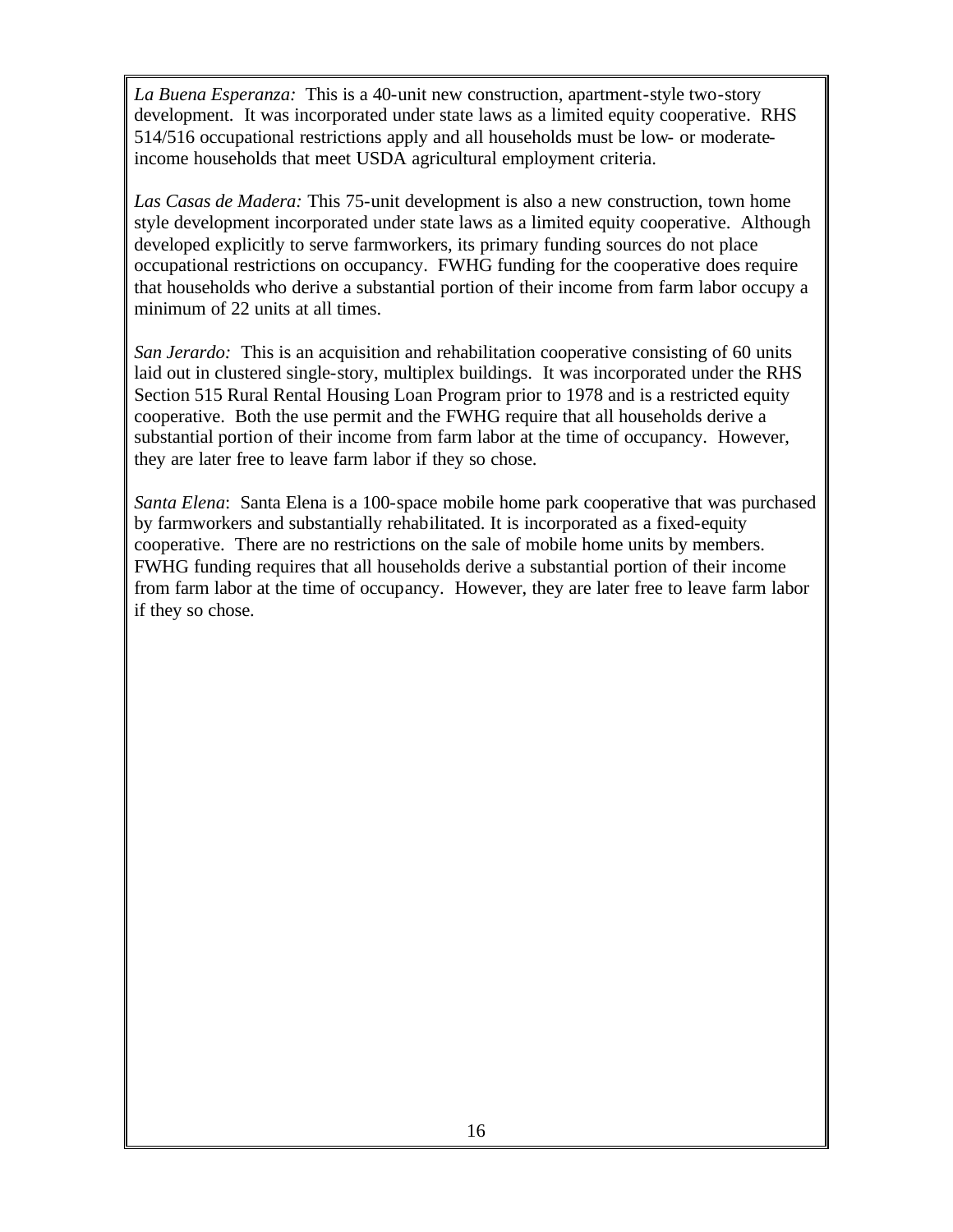*La Buena Esperanza:* This is a 40-unit new construction, apartment-style two-story development. It was incorporated under state laws as a limited equity cooperative. RHS 514/516 occupational restrictions apply and all households must be low- or moderate-income households that meet USDA agricultural employment criteria.

*Las Casas de Madera:* This 75-unit development is also a new construction, town home style development incorporated under state laws as a limited equity cooperative. Although developed explicitly to serve farmworkers, its primary funding sources do not place occupational restrictions on occupancy. FWHG funding for the cooperative does require that households who derive a substantial portion of their income from farm labor occupy a minimum of 22 units at all times.

*San Jerardo:* This is an acquisition and rehabilitation cooperative consisting of 60 units laid out in clustered single-story, multiplex buildings. It was incorporated under the RHS Section 515 Rural Rental Housing Loan Program prior to 1978 and is a restricted equity cooperative. Both the use permit and the FWHG require that all households derive a substantial portion of their income from farm labor at the time of occupancy. However, they are later free to leave farm labor if they so chose.

*Santa Elena*: Santa Elena is a 100-space mobile home park cooperative that was purchased by farmworkers and substantially rehabilitated. It is incorporated as a fixed-equity cooperative. There are no restrictions on the sale of mobile home units by members. FWHG funding requires that all households derive a substantial portion of their income from farm labor at the time of occupancy. However, they are later free to leave farm labor if they so chose.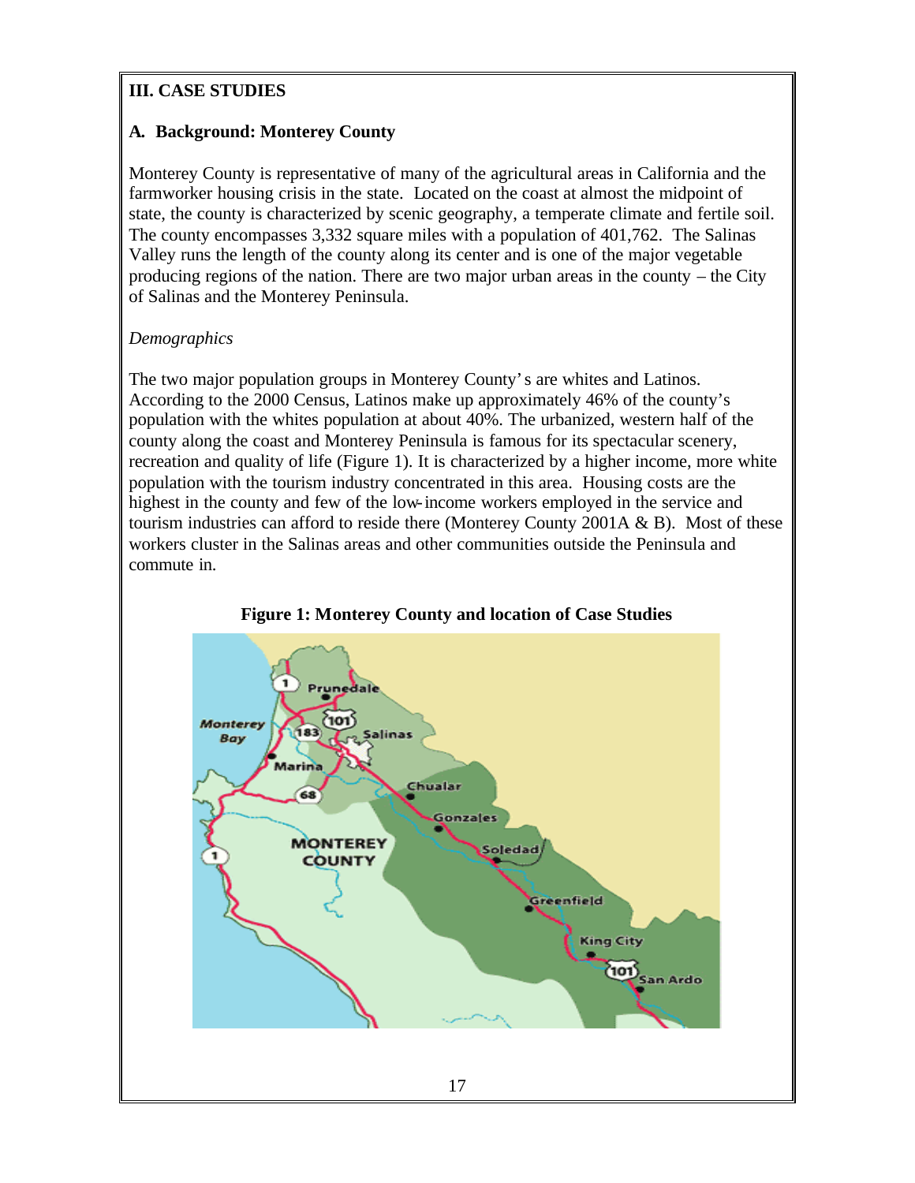## III. CASE STUDIES

### A. Background: Monterey County

Monterey County is representative of many of the agricultural areas in California and the farmworker housing crisis in the state. Located on the coast at almost the midpoint of state, the county is characterized by scenic geography, a temperate climate and fertile soil. The county encompasses 3,332 square miles with a population of 401,762. The Salinas Valley runs the length of the county along its center and is one of the major vegetable producing regions of the nation. There are two major urban areas in the county – the City of Salinas and the Monterey Peninsula.

*Demographics*

The two major population groups in Monterey County's are whites and Latinos. According to the 2000 Census, Latinos make up approximately 46% of the county's population with the whites population at about 40%. The urbanized, western half of the county along the coast and Monterey Peninsula is famous for its spectacular scenery, recreation and quality of life (Figure 1). It is characterized by a higher income, more white population with the tourism industry concentrated in this area. Housing costs are the highest in the county and few of the low-income workers employed in the service and tourism industries can afford to reside there (Monterey County 2001A & B). Most of these workers cluster in the Salinas areas and other communities outside the Peninsula and commute in.

**Figure 1: Monterey County and location of Case Studies**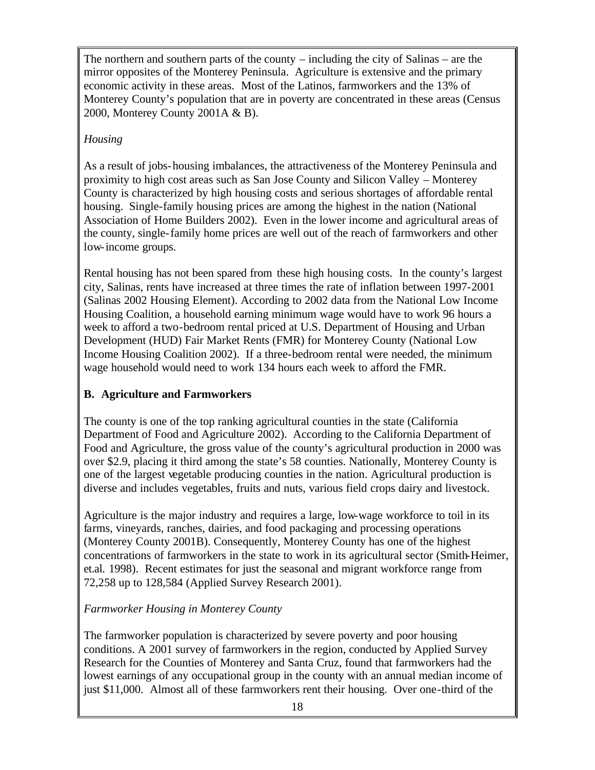The northern and southern parts of the county – including the city of Salinas – are the mirror opposites of the Monterey Peninsula. Agriculture is extensive and the primary economic activity in these areas. Most of the Latinos, farmworkers and the 13% of Monterey County's population that are in poverty are concentrated in these areas (Census 2000, Monterey County 2001A & B).

*Housing*

As a result of jobs-housing imbalances, the attractiveness of the Monterey Peninsula and proximity to high cost areas such as San Jose County and Silicon Valley – Monterey County is characterized by high housing costs and serious shortages of affordable rental housing. Single-family housing prices are among the highest in the nation (National Association of Home Builders 2002). Even in the lower income and agricultural areas of the county, single-family home prices are well out of the reach of farmworkers and other low-income groups.

Rental housing has not been spared from these high housing costs. In the county's largest city, Salinas, rents have increased at three times the rate of inflation between 1997-2001 (Salinas 2002 Housing Element). According to 2002 data from the National Low Income Housing Coalition, a household earning minimum wage would have to work 96 hours a week to afford a two-bedroom rental priced at U.S. Department of Housing and Urban Development (HUD) Fair Market Rents (FMR) for Monterey County (National Low Income Housing Coalition 2002). If a three-bedroom rental were needed, the minimum wage household would need to work 134 hours each week to afford the FMR.

## B. Agriculture and Farmworkers

The county is one of the top ranking agricultural counties in the state (California Department of Food and Agriculture 2002). According to the California Department of Food and Agriculture, the gross value of the county's agricultural production in 2000 was over $2.9, placing it third among the state's 58 counties. Nationally, Monterey County is one of the largest vegetable producing counties in the nation. Agricultural production is diverse and includes vegetables, fruits and nuts, various field crops dairy and livestock.

Agriculture is the major industry and requires a large, low-wage workforce to toil in its farms, vineyards, ranches, dairies, and food packaging and processing operations (Monterey County 2001B). Consequently, Monterey County has one of the highest concentrations of farmworkers in the state to work in its agricultural sector (Smith-Heimer, et.al. 1998). Recent estimates for just the seasonal and migrant workforce range from 72,258 up to 128,584 (Applied Survey Research 2001).

*Farmworker Housing in Monterey County*

The farmworker population is characterized by severe poverty and poor housing conditions. A 2001 survey of farmworkers in the region, conducted by Applied Survey Research for the Counties of Monterey and Santa Cruz, found that farmworkers had the lowest earnings of any occupational group in the county with an annual median income of just $11,000. Almost all of these farmworkers rent their housing. Over one-third of the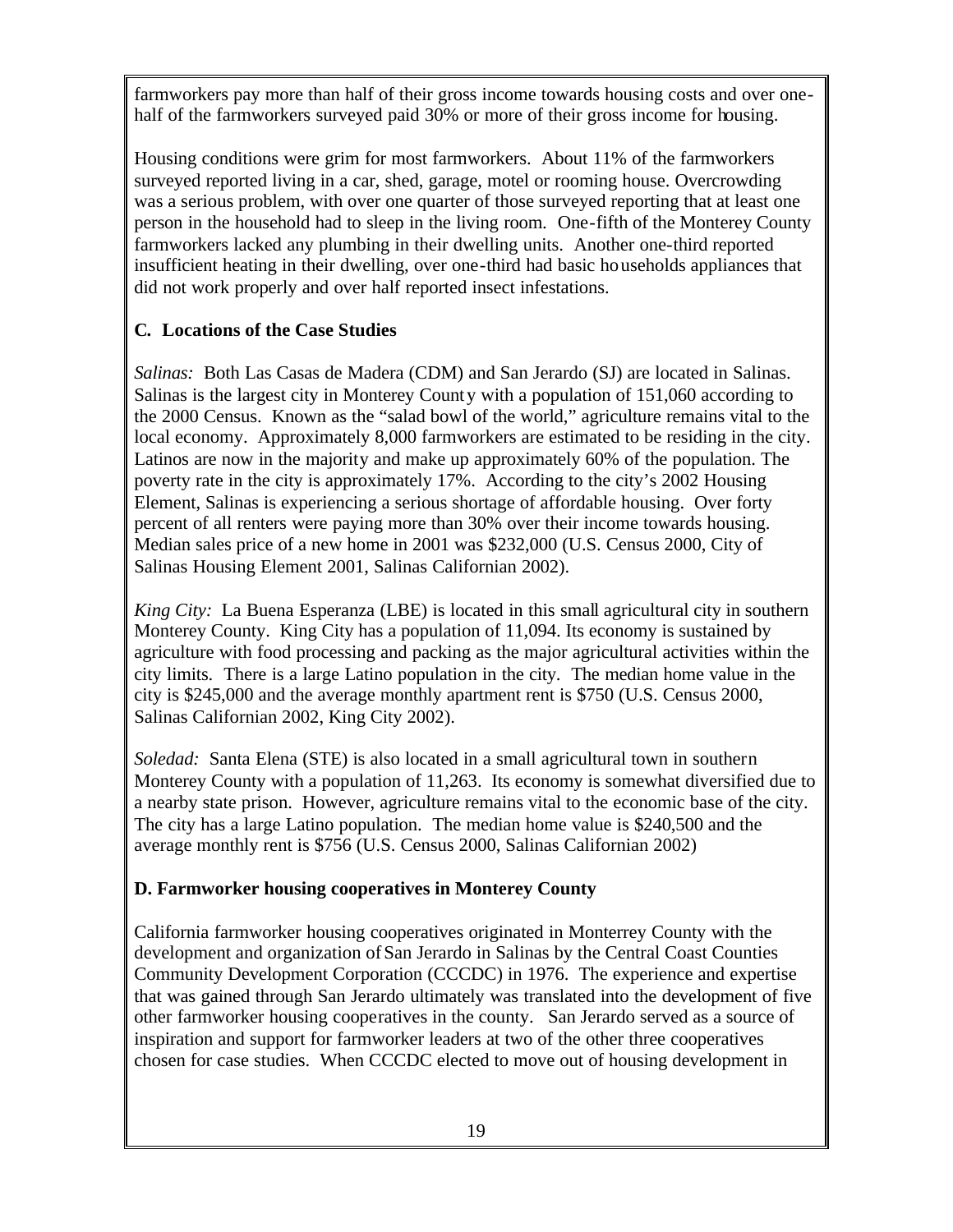farmworkers pay more than half of their gross income towards housing costs and over one-half of the farmworkers surveyed paid 30% or more of their gross income for housing.

Housing conditions were grim for most farmworkers. About 11% of the farmworkers surveyed reported living in a car, shed, garage, motel or rooming house. Overcrowding was a serious problem, with over one quarter of those surveyed reporting that at least one person in the household had to sleep in the living room. One-fifth of the Monterey County farmworkers lacked any plumbing in their dwelling units. Another one-third reported insufficient heating in their dwelling, over one-third had basic households appliances that did not work properly and over half reported insect infestations.

### C. Locations of the Case Studies

*Salinas:* Both Las Casas de Madera (CDM) and San Jerardo (SJ) are located in Salinas. Salinas is the largest city in Monterey County with a population of 151,060 according to the 2000 Census. Known as the "salad bowl of the world," agriculture remains vital to the local economy. Approximately 8,000 farmworkers are estimated to be residing in the city. Latinos are now in the majority and make up approximately 60% of the population. The poverty rate in the city is approximately 17%. According to the city's 2002 Housing Element, Salinas is experiencing a serious shortage of affordable housing. Over forty percent of all renters were paying more than 30% over their income towards housing. Median sales price of a new home in 2001 was $232,000 (U.S. Census 2000, City of Salinas Housing Element 2001, Salinas Californian 2002).

*King City:* La Buena Esperanza (LBE) is located in this small agricultural city in southern Monterey County. King City has a population of 11,094. Its economy is sustained by agriculture with food processing and packing as the major agricultural activities within the city limits. There is a large Latino population in the city. The median home value in the city is $245,000 and the average monthly apartment rent is $750 (U.S. Census 2000, Salinas Californian 2002, King City 2002).

*Soledad:* Santa Elena (STE) is also located in a small agricultural town in southern Monterey County with a population of 11,263. Its economy is somewhat diversified due to a nearby state prison. However, agriculture remains vital to the economic base of the city. The city has a large Latino population. The median home value is $240,500 and the average monthly rent is $756 (U.S. Census 2000, Salinas Californian 2002)

### D. Farmworker housing cooperatives in Monterey County

California farmworker housing cooperatives originated in Monterrey County with the development and organization of San Jerardo in Salinas by the Central Coast Counties Community Development Corporation (CCCDC) in 1976. The experience and expertise that was gained through San Jerardo ultimately was translated into the development of five other farmworker housing cooperatives in the county. San Jerardo served as a source of inspiration and support for farmworker leaders at two of the other three cooperatives chosen for case studies. When CCCDC elected to move out of housing development in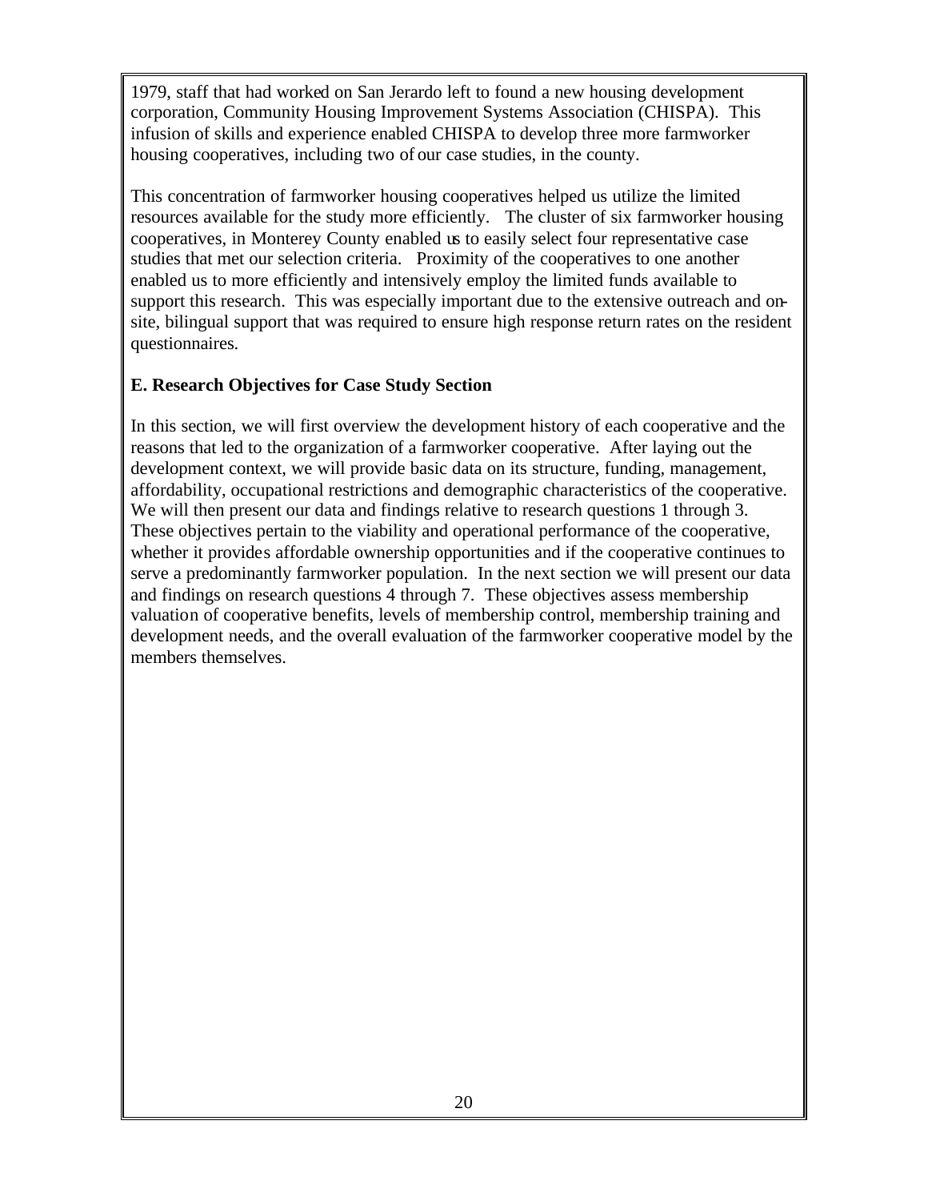1979, staff that had worked on San Jerardo left to found a new housing development corporation, Community Housing Improvement Systems Association (CHISPA). This infusion of skills and experience enabled CHISPA to develop three more farmworker housing cooperatives, including two of our case studies, in the county.

This concentration of farmworker housing cooperatives helped us utilize the limited resources available for the study more efficiently. The cluster of six farmworker housing cooperatives, in Monterey County enabled us to easily select four representative case studies that met our selection criteria. Proximity of the cooperatives to one another enabled us to more efficiently and intensively employ the limited funds available to support this research. This was especially important due to the extensive outreach and on-site, bilingual support that was required to ensure high response return rates on the resident questionnaires.

**E. Research Objectives for Case Study Section**

In this section, we will first overview the development history of each cooperative and the reasons that led to the organization of a farmworker cooperative. After laying out the development context, we will provide basic data on its structure, funding, management, affordability, occupational restrictions and demographic characteristics of the cooperative. We will then present our data and findings relative to research questions 1 through 3. These objectives pertain to the viability and operational performance of the cooperative, whether it provides affordable ownership opportunities and if the cooperative continues to serve a predominantly farmworker population. In the next section we will present our data and findings on research questions 4 through 7. These objectives assess membership valuation of cooperative benefits, levels of membership control, membership training and development needs, and the overall evaluation of the farmworker cooperative model by the members themselves.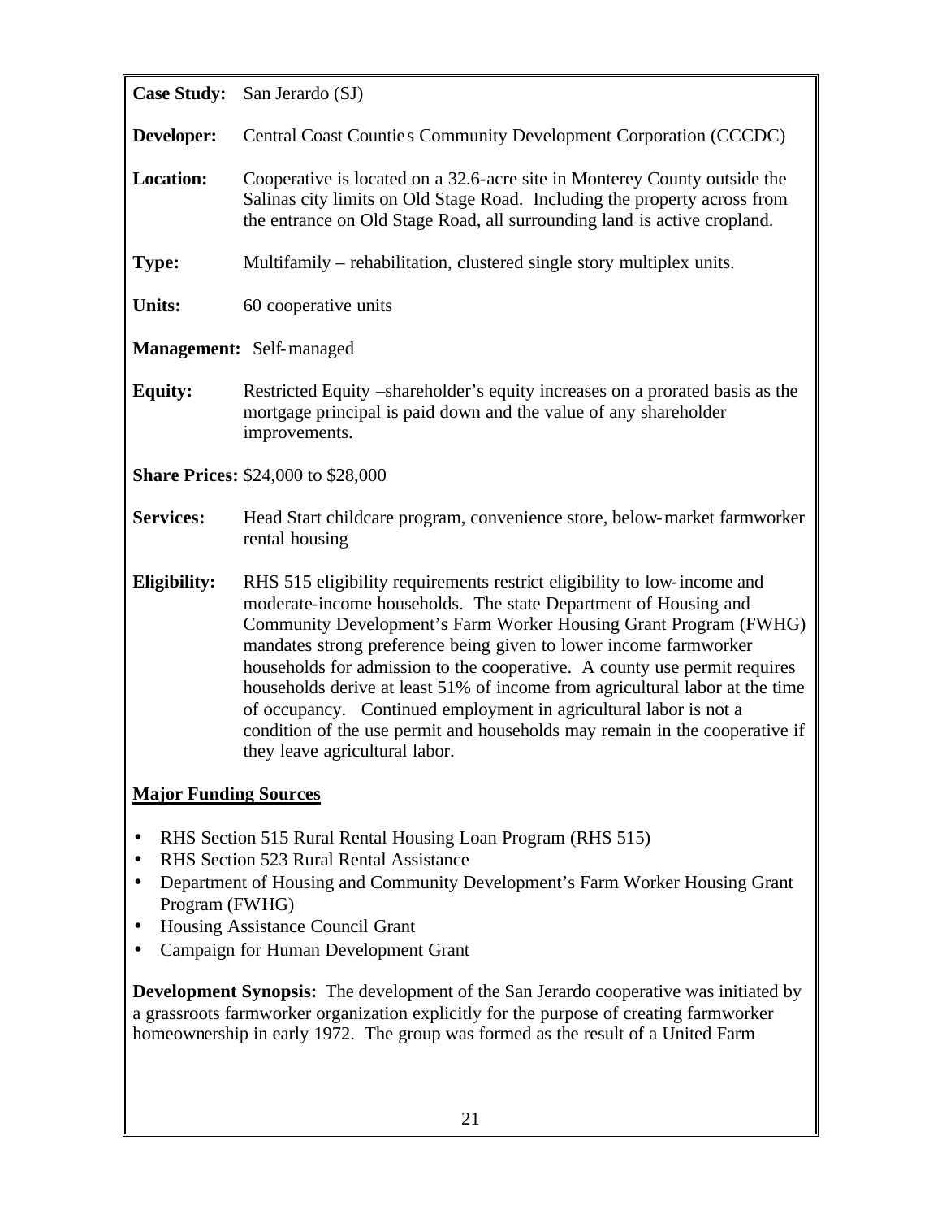**Case Study:** San Jerardo (SJ)

**Developer:** Central Coast Counties Community Development Corporation (CCCDC)

**Location:** Cooperative is located on a 32.6-acre site in Monterey County outside the Salinas city limits on Old Stage Road. Including the property across from the entrance on Old Stage Road, all surrounding land is active cropland.

**Type:** Multifamily – rehabilitation, clustered single story multiplex units.

**Units:** 60 cooperative units

**Management:** Self-managed

**Equity:** Restricted Equity –shareholder's equity increases on a prorated basis as the mortgage principal is paid down and the value of any shareholder improvements.

**Share Prices:** $24,000 to $28,000

**Services:** Head Start childcare program, convenience store, below-market farmworker rental housing

**Eligibility:** RHS 515 eligibility requirements restrict eligibility to low-income and moderate-income households. The state Department of Housing and Community Development's Farm Worker Housing Grant Program (FWHG) mandates strong preference being given to lower income farmworker households for admission to the cooperative. A county use permit requires households derive at least 51% of income from agricultural labor at the time of occupancy. Continued employment in agricultural labor is not a condition of the use permit and households may remain in the cooperative if they leave agricultural labor.

## Major Funding Sources

- RHS Section 515 Rural Rental Housing Loan Program (RHS 515)
- RHS Section 523 Rural Rental Assistance
- Department of Housing and Community Development's Farm Worker Housing Grant Program (FWHG)
- Housing Assistance Council Grant
- Campaign for Human Development Grant

**Development Synopsis:** The development of the San Jerardo cooperative was initiated by a grassroots farmworker organization explicitly for the purpose of creating farmworker homeownership in early 1972. The group was formed as the result of a United Farm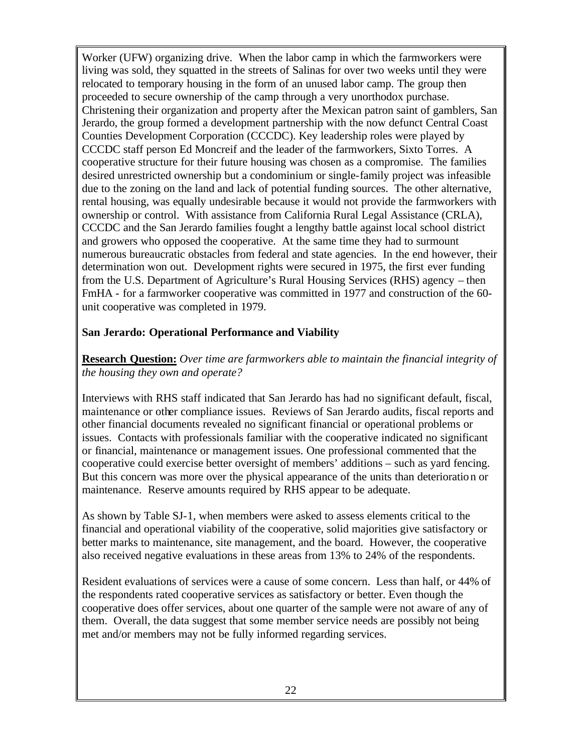Worker (UFW) organizing drive. When the labor camp in which the farmworkers were living was sold, they squatted in the streets of Salinas for over two weeks until they were relocated to temporary housing in the form of an unused labor camp. The group then proceeded to secure ownership of the camp through a very unorthodox purchase. Christening their organization and property after the Mexican patron saint of gamblers, San Jerardo, the group formed a development partnership with the now defunct Central Coast Counties Development Corporation (CCCDC). Key leadership roles were played by CCCDC staff person Ed Moncreif and the leader of the farmworkers, Sixto Torres. A cooperative structure for their future housing was chosen as a compromise. The families desired unrestricted ownership but a condominium or single-family project was infeasible due to the zoning on the land and lack of potential funding sources. The other alternative, rental housing, was equally undesirable because it would not provide the farmworkers with ownership or control. With assistance from California Rural Legal Assistance (CRLA), CCCDC and the San Jerardo families fought a lengthy battle against local school district and growers who opposed the cooperative. At the same time they had to surmount numerous bureaucratic obstacles from federal and state agencies. In the end however, their determination won out. Development rights were secured in 1975, the first ever funding from the U.S. Department of Agriculture's Rural Housing Services (RHS) agency – then FmHA - for a farmworker cooperative was committed in 1977 and construction of the 60-unit cooperative was completed in 1979.

### San Jerardo: Operational Performance and Viability

**Research Question:** *Over time are farmworkers able to maintain the financial integrity of the housing they own and operate?*

Interviews with RHS staff indicated that San Jerardo has had no significant default, fiscal, maintenance or other compliance issues. Reviews of San Jerardo audits, fiscal reports and other financial documents revealed no significant financial or operational problems or issues. Contacts with professionals familiar with the cooperative indicated no significant or financial, maintenance or management issues. One professional commented that the cooperative could exercise better oversight of members' additions – such as yard fencing. But this concern was more over the physical appearance of the units than deterioration or maintenance. Reserve amounts required by RHS appear to be adequate.

As shown by Table SJ-1, when members were asked to assess elements critical to the financial and operational viability of the cooperative, solid majorities give satisfactory or better marks to maintenance, site management, and the board. However, the cooperative also received negative evaluations in these areas from 13% to 24% of the respondents.

Resident evaluations of services were a cause of some concern. Less than half, or 44% of the respondents rated cooperative services as satisfactory or better. Even though the cooperative does offer services, about one quarter of the sample were not aware of any of them. Overall, the data suggest that some member service needs are possibly not being met and/or members may not be fully informed regarding services.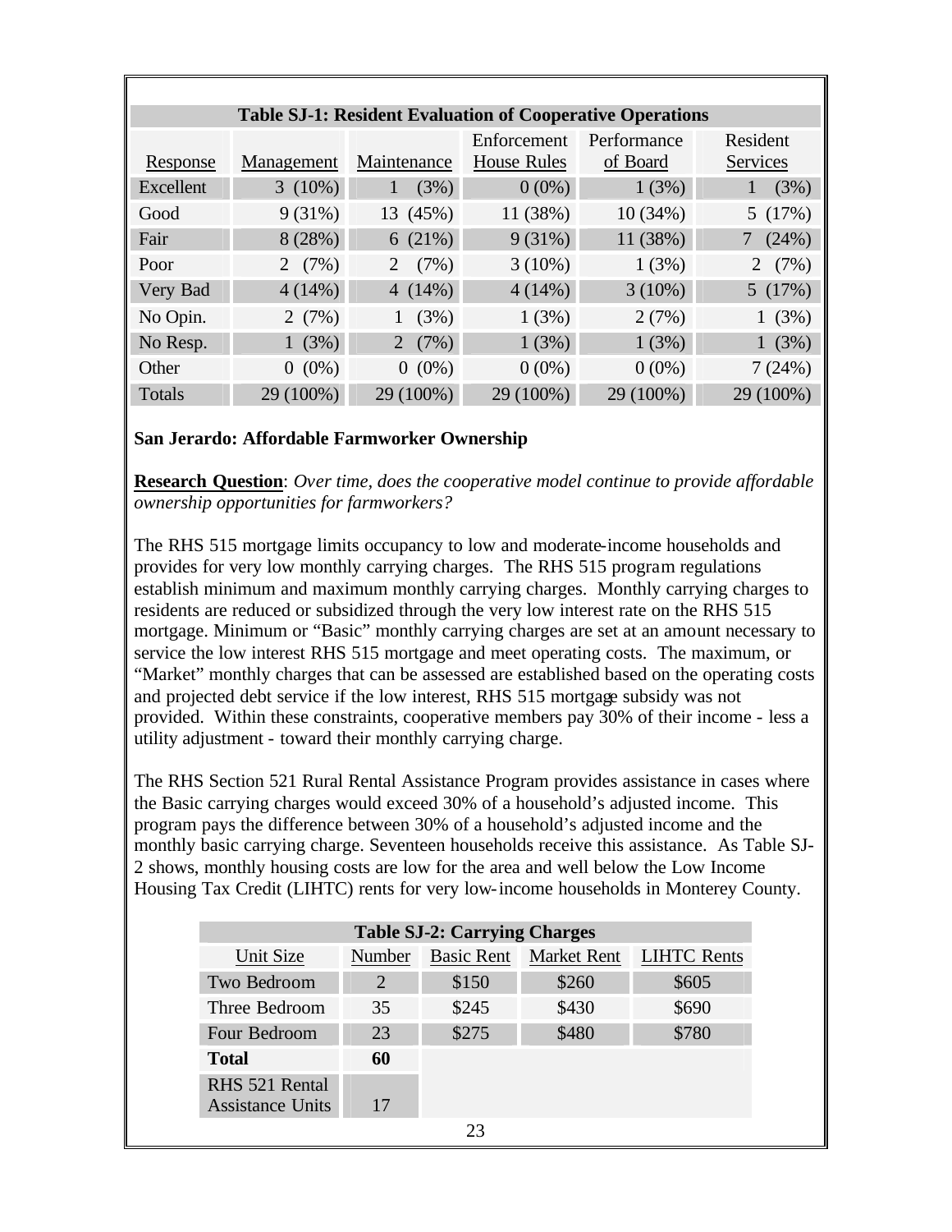| Table SJ-1: Resident Evaluation of Cooperative Operations | | | | | |
|---|---|---|---|---|---|
| Response | Management | Maintenance | Enforcement House Rules | Performance of Board | Resident Services |
| Excellent | 3 (10%) | 1 (3%) | 0 (0%) | 1 (3%) | 1 (3%) |
| Good | 9 (31%) | 13 (45%) | 11 (38%) | 10 (34%) | 5 (17%) |
| Fair | 8 (28%) | 6 (21%) | 9 (31%) | 11 (38%) | 7 (24%) |
| Poor | 2 (7%) | 2 (7%) | 3 (10%) | 1 (3%) | 2 (7%) |
| Very Bad | 4 (14%) | 4 (14%) | 4 (14%) | 3 (10%) | 5 (17%) |
| No Opin. | 2 (7%) | 1 (3%) | 1 (3%) | 2 (7%) | 1 (3%) |
| No Resp. | 1 (3%) | 2 (7%) | 1 (3%) | 1 (3%) | 1 (3%) |
| Other | 0 (0%) | 0 (0%) | 0 (0%) | 0 (0%) | 7 (24%) |
| Totals | 29 (100%) | 29 (100%) | 29 (100%) | 29 (100%) | 29 (100%) |

**San Jerardo: Affordable Farmworker Ownership**

**Research Question**: *Over time, does the cooperative model continue to provide affordable ownership opportunities for farmworkers?*

The RHS 515 mortgage limits occupancy to low and moderate-income households and provides for very low monthly carrying charges. The RHS 515 program regulations establish minimum and maximum monthly carrying charges. Monthly carrying charges to residents are reduced or subsidized through the very low interest rate on the RHS 515 mortgage. Minimum or "Basic" monthly carrying charges are set at an amount necessary to service the low interest RHS 515 mortgage and meet operating costs. The maximum, or "Market" monthly charges that can be assessed are established based on the operating costs and projected debt service if the low interest, RHS 515 mortgage subsidy was not provided. Within these constraints, cooperative members pay 30% of their income - less a utility adjustment - toward their monthly carrying charge.

The RHS Section 521 Rural Rental Assistance Program provides assistance in cases where the Basic carrying charges would exceed 30% of a household's adjusted income. This program pays the difference between 30% of a household's adjusted income and the monthly basic carrying charge. Seventeen households receive this assistance. As Table SJ-2 shows, monthly housing costs are low for the area and well below the Low Income Housing Tax Credit (LIHTC) rents for very low-income households in Monterey County.

| Table SJ-2: Carrying Charges | | | | |
|---|---|---|---|---|
| Unit Size | Number | Basic Rent | Market Rent | LIHTC Rents |
| Two Bedroom | 2 | $150 | $260 | $605 |
| Three Bedroom | 35 | $245 | $430 | $690 |
| Four Bedroom | 23 | $275 | $480 | $780 |
| **Total** | **60** | | | |
| RHS 521 Rental Assistance Units | 17 | | | |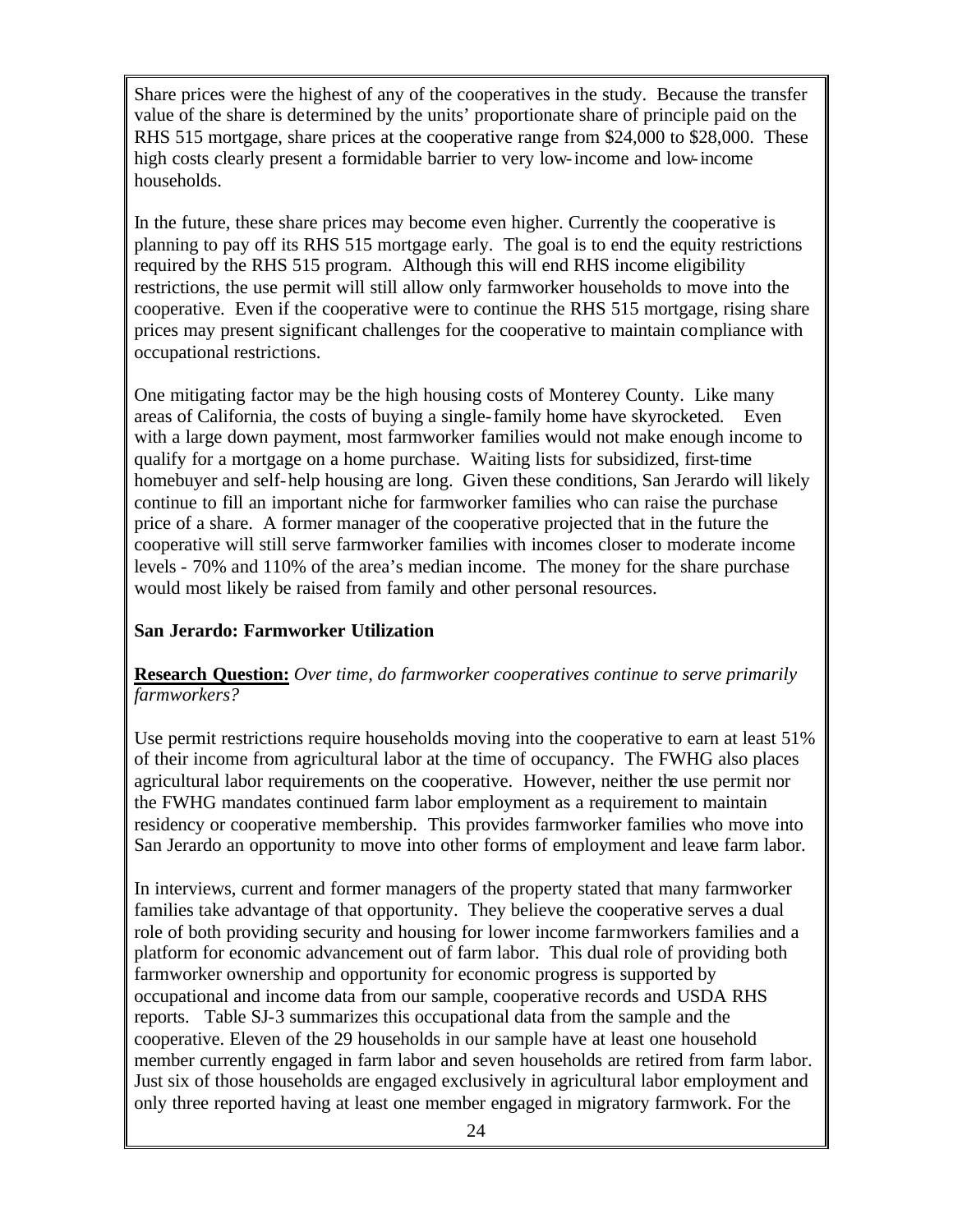Share prices were the highest of any of the cooperatives in the study. Because the transfer value of the share is determined by the units' proportionate share of principle paid on the RHS 515 mortgage, share prices at the cooperative range from $24,000 to $28,000. These high costs clearly present a formidable barrier to very low-income and low-income households.

In the future, these share prices may become even higher. Currently the cooperative is planning to pay off its RHS 515 mortgage early. The goal is to end the equity restrictions required by the RHS 515 program. Although this will end RHS income eligibility restrictions, the use permit will still allow only farmworker households to move into the cooperative. Even if the cooperative were to continue the RHS 515 mortgage, rising share prices may present significant challenges for the cooperative to maintain compliance with occupational restrictions.

One mitigating factor may be the high housing costs of Monterey County. Like many areas of California, the costs of buying a single-family home have skyrocketed. Even with a large down payment, most farmworker families would not make enough income to qualify for a mortgage on a home purchase. Waiting lists for subsidized, first-time homebuyer and self-help housing are long. Given these conditions, San Jerardo will likely continue to fill an important niche for farmworker families who can raise the purchase price of a share. A former manager of the cooperative projected that in the future the cooperative will still serve farmworker families with incomes closer to moderate income levels - 70% and 110% of the area's median income. The money for the share purchase would most likely be raised from family and other personal resources.

**San Jerardo: Farmworker Utilization**

**Research Question:** *Over time, do farmworker cooperatives continue to serve primarily farmworkers?*

Use permit restrictions require households moving into the cooperative to earn at least 51% of their income from agricultural labor at the time of occupancy. The FWHG also places agricultural labor requirements on the cooperative. However, neither the use permit nor the FWHG mandates continued farm labor employment as a requirement to maintain residency or cooperative membership. This provides farmworker families who move into San Jerardo an opportunity to move into other forms of employment and leave farm labor.

In interviews, current and former managers of the property stated that many farmworker families take advantage of that opportunity. They believe the cooperative serves a dual role of both providing security and housing for lower income farmworkers families and a platform for economic advancement out of farm labor. This dual role of providing both farmworker ownership and opportunity for economic progress is supported by occupational and income data from our sample, cooperative records and USDA RHS reports. Table SJ-3 summarizes this occupational data from the sample and the cooperative. Eleven of the 29 households in our sample have at least one household member currently engaged in farm labor and seven households are retired from farm labor. Just six of those households are engaged exclusively in agricultural labor employment and only three reported having at least one member engaged in migratory farmwork. For the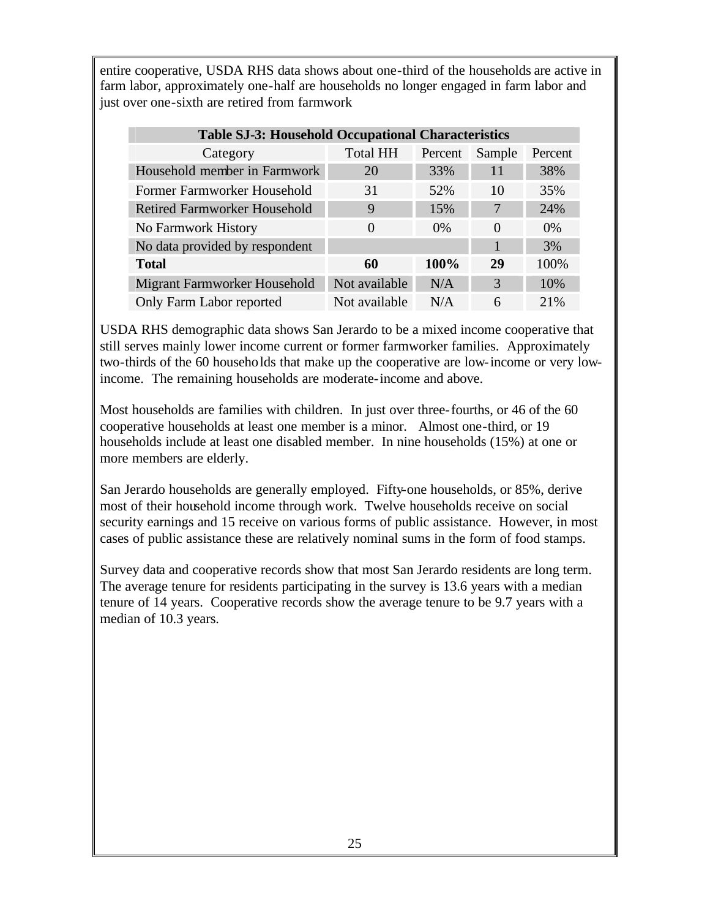entire cooperative, USDA RHS data shows about one-third of the households are active in farm labor, approximately one-half are households no longer engaged in farm labor and just over one-sixth are retired from farmwork

**Table SJ-3: Household Occupational Characteristics**

| Category | Total HH | Percent | Sample | Percent |
|---|---|---|---|---|
| Household member in Farmwork | 20 | 33% | 11 | 38% |
| Former Farmworker Household | 31 | 52% | 10 | 35% |
| Retired Farmworker Household | 9 | 15% | 7 | 24% |
| No Farmwork History | 0 | 0% | 0 | 0% |
| No data provided by respondent | | | 1 | 3% |
| **Total** | **60** | **100%** | **29** | 100% |
| Migrant Farmworker Household | Not available | N/A | 3 | 10% |
| Only Farm Labor reported | Not available | N/A | 6 | 21% |

USDA RHS demographic data shows San Jerardo to be a mixed income cooperative that still serves mainly lower income current or former farmworker families. Approximately two-thirds of the 60 households that make up the cooperative are low-income or very low-income. The remaining households are moderate-income and above.

Most households are families with children. In just over three-fourths, or 46 of the 60 cooperative households at least one member is a minor. Almost one-third, or 19 households include at least one disabled member. In nine households (15%) at one or more members are elderly.

San Jerardo households are generally employed. Fifty-one households, or 85%, derive most of their household income through work. Twelve households receive on social security earnings and 15 receive on various forms of public assistance. However, in most cases of public assistance these are relatively nominal sums in the form of food stamps.

Survey data and cooperative records show that most San Jerardo residents are long term. The average tenure for residents participating in the survey is 13.6 years with a median tenure of 14 years. Cooperative records show the average tenure to be 9.7 years with a median of 10.3 years.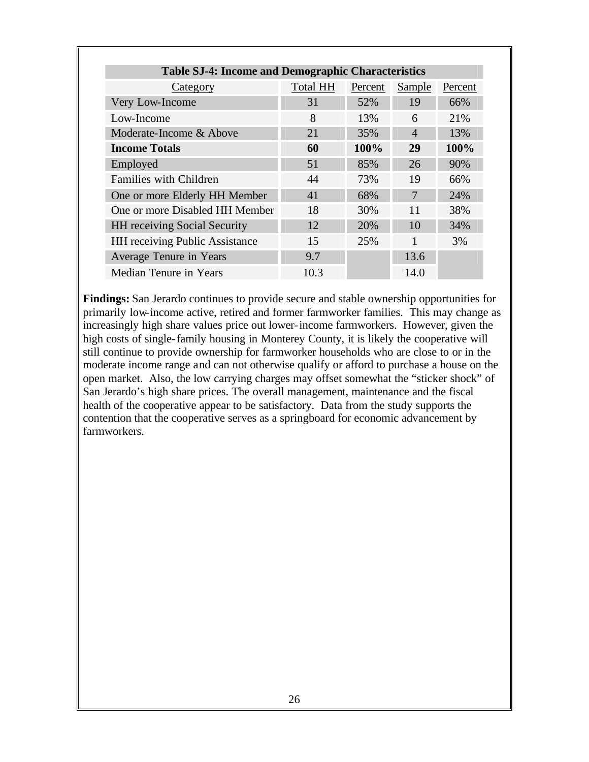**Table SJ-4: Income and Demographic Characteristics**

| Category | Total HH | Percent | Sample | Percent |
|---|---|---|---|---|
| Very Low-Income | 31 | 52% | 19 | 66% |
| Low-Income | 8 | 13% | 6 | 21% |
| Moderate-Income & Above | 21 | 35% | 4 | 13% |
| **Income Totals** | **60** | **100%** | **29** | **100%** |
| Employed | 51 | 85% | 26 | 90% |
| Families with Children | 44 | 73% | 19 | 66% |
| One or more Elderly HH Member | 41 | 68% | 7 | 24% |
| One or more Disabled HH Member | 18 | 30% | 11 | 38% |
| HH receiving Social Security | 12 | 20% | 10 | 34% |
| HH receiving Public Assistance | 15 | 25% | 1 | 3% |
| Average Tenure in Years | 9.7 | | 13.6 | |
| Median Tenure in Years | 10.3 | | 14.0 | |

**Findings:** San Jerardo continues to provide secure and stable ownership opportunities for primarily low-income active, retired and former farmworker families. This may change as increasingly high share values price out lower-income farmworkers. However, given the high costs of single-family housing in Monterey County, it is likely the cooperative will still continue to provide ownership for farmworker households who are close to or in the moderate income range and can not otherwise qualify or afford to purchase a house on the open market. Also, the low carrying charges may offset somewhat the "sticker shock" of San Jerardo's high share prices. The overall management, maintenance and the fiscal health of the cooperative appear to be satisfactory. Data from the study supports the contention that the cooperative serves as a springboard for economic advancement by farmworkers.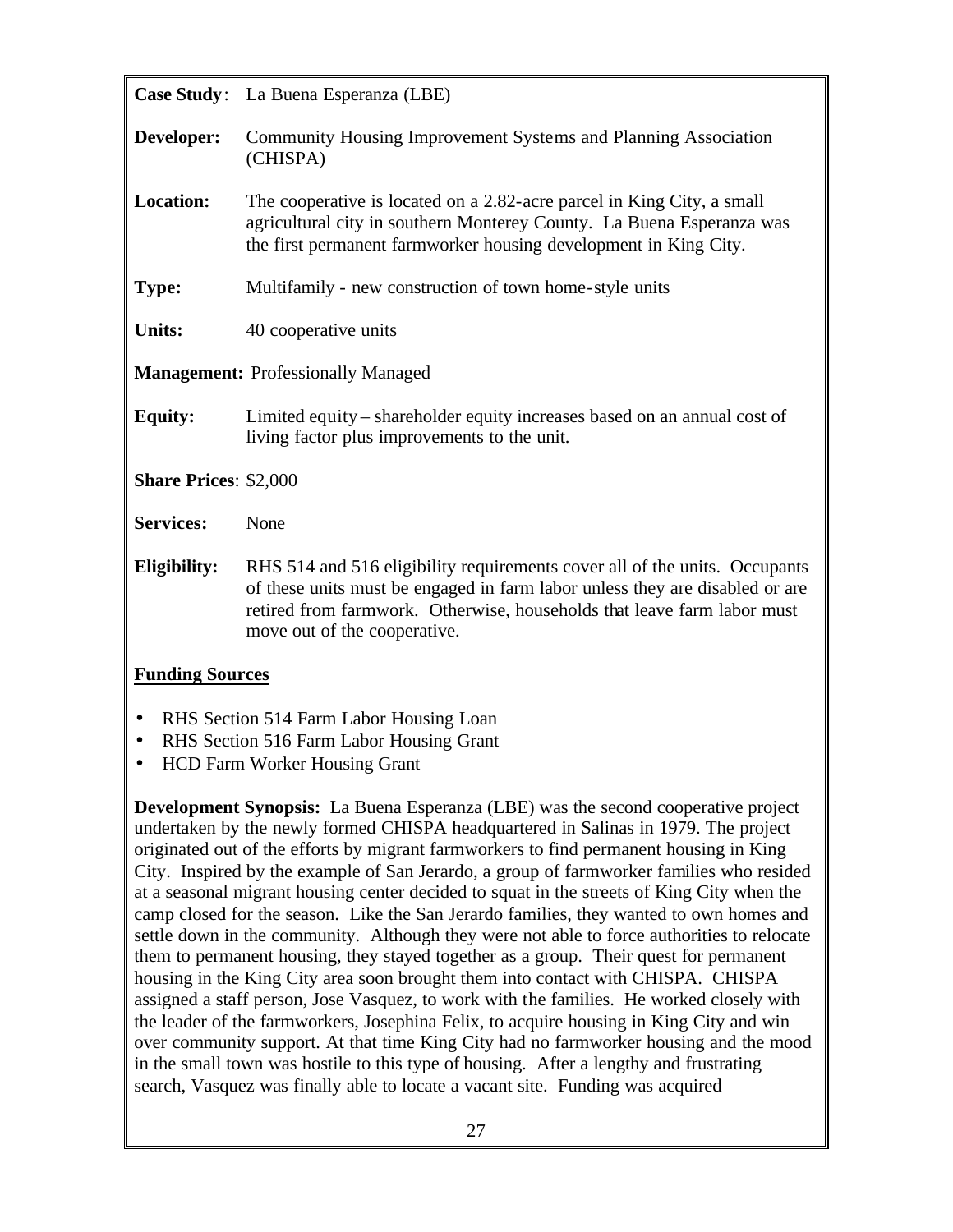**Case Study**: La Buena Esperanza (LBE)

**Developer:** Community Housing Improvement Systems and Planning Association (CHISPA)

**Location:** The cooperative is located on a 2.82-acre parcel in King City, a small agricultural city in southern Monterey County. La Buena Esperanza was the first permanent farmworker housing development in King City.

**Type:** Multifamily - new construction of town home-style units

**Units:** 40 cooperative units

**Management:** Professionally Managed

**Equity:** Limited equity – shareholder equity increases based on an annual cost of living factor plus improvements to the unit.

**Share Prices**: $2,000

**Services:** None

**Eligibility:** RHS 514 and 516 eligibility requirements cover all of the units. Occupants of these units must be engaged in farm labor unless they are disabled or are retired from farmwork. Otherwise, households that leave farm labor must move out of the cooperative.

**Funding Sources**

- RHS Section 514 Farm Labor Housing Loan
- RHS Section 516 Farm Labor Housing Grant
- HCD Farm Worker Housing Grant

**Development Synopsis:** La Buena Esperanza (LBE) was the second cooperative project undertaken by the newly formed CHISPA headquartered in Salinas in 1979. The project originated out of the efforts by migrant farmworkers to find permanent housing in King City. Inspired by the example of San Jerardo, a group of farmworker families who resided at a seasonal migrant housing center decided to squat in the streets of King City when the camp closed for the season. Like the San Jerardo families, they wanted to own homes and settle down in the community. Although they were not able to force authorities to relocate them to permanent housing, they stayed together as a group. Their quest for permanent housing in the King City area soon brought them into contact with CHISPA. CHISPA assigned a staff person, Jose Vasquez, to work with the families. He worked closely with the leader of the farmworkers, Josephina Felix, to acquire housing in King City and win over community support. At that time King City had no farmworker housing and the mood in the small town was hostile to this type of housing. After a lengthy and frustrating search, Vasquez was finally able to locate a vacant site. Funding was acquired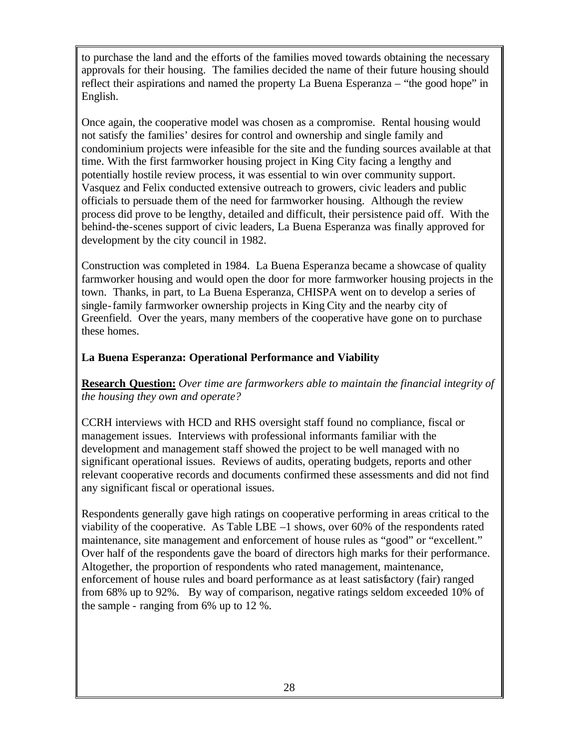to purchase the land and the efforts of the families moved towards obtaining the necessary approvals for their housing. The families decided the name of their future housing should reflect their aspirations and named the property La Buena Esperanza – "the good hope" in English.

Once again, the cooperative model was chosen as a compromise. Rental housing would not satisfy the families' desires for control and ownership and single family and condominium projects were infeasible for the site and the funding sources available at that time. With the first farmworker housing project in King City facing a lengthy and potentially hostile review process, it was essential to win over community support. Vasquez and Felix conducted extensive outreach to growers, civic leaders and public officials to persuade them of the need for farmworker housing. Although the review process did prove to be lengthy, detailed and difficult, their persistence paid off. With the behind-the-scenes support of civic leaders, La Buena Esperanza was finally approved for development by the city council in 1982.

Construction was completed in 1984. La Buena Esperanza became a showcase of quality farmworker housing and would open the door for more farmworker housing projects in the town. Thanks, in part, to La Buena Esperanza, CHISPA went on to develop a series of single-family farmworker ownership projects in King City and the nearby city of Greenfield. Over the years, many members of the cooperative have gone on to purchase these homes.

**La Buena Esperanza: Operational Performance and Viability**

**Research Question:** *Over time are farmworkers able to maintain the financial integrity of the housing they own and operate?*

CCRH interviews with HCD and RHS oversight staff found no compliance, fiscal or management issues. Interviews with professional informants familiar with the development and management staff showed the project to be well managed with no significant operational issues. Reviews of audits, operating budgets, reports and other relevant cooperative records and documents confirmed these assessments and did not find any significant fiscal or operational issues.

Respondents generally gave high ratings on cooperative performing in areas critical to the viability of the cooperative. As Table LBE –1 shows, over 60% of the respondents rated maintenance, site management and enforcement of house rules as "good" or "excellent." Over half of the respondents gave the board of directors high marks for their performance. Altogether, the proportion of respondents who rated management, maintenance, enforcement of house rules and board performance as at least satisfactory (fair) ranged from 68% up to 92%. By way of comparison, negative ratings seldom exceeded 10% of the sample - ranging from 6% up to 12 %.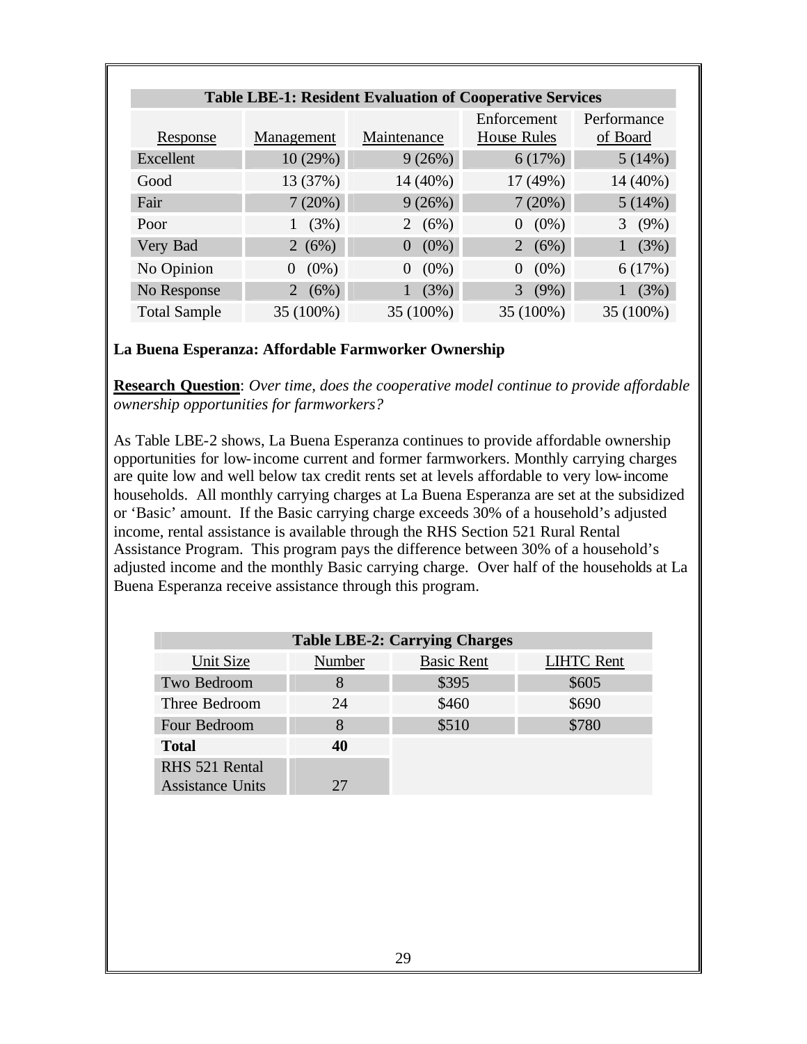**Table LBE-1: Resident Evaluation of Cooperative Services**

| Response | Management | Maintenance | Enforcement House Rules | Performance of Board |
|---|---|---|---|---|
| Excellent | 10 (29%) | 9 (26%) | 6 (17%) | 5 (14%) |
| Good | 13 (37%) | 14 (40%) | 17 (49%) | 14 (40%) |
| Fair | 7 (20%) | 9 (26%) | 7 (20%) | 5 (14%) |
| Poor | 1 (3%) | 2 (6%) | 0 (0%) | 3 (9%) |
| Very Bad | 2 (6%) | 0 (0%) | 2 (6%) | 1 (3%) |
| No Opinion | 0 (0%) | 0 (0%) | 0 (0%) | 6 (17%) |
| No Response | 2 (6%) | 1 (3%) | 3 (9%) | 1 (3%) |
| Total Sample | 35 (100%) | 35 (100%) | 35 (100%) | 35 (100%) |

**La Buena Esperanza: Affordable Farmworker Ownership**

**Research Question**: *Over time, does the cooperative model continue to provide affordable ownership opportunities for farmworkers?*

As Table LBE-2 shows, La Buena Esperanza continues to provide affordable ownership opportunities for low-income current and former farmworkers. Monthly carrying charges are quite low and well below tax credit rents set at levels affordable to very low-income households. All monthly carrying charges at La Buena Esperanza are set at the subsidized or 'Basic' amount. If the Basic carrying charge exceeds 30% of a household's adjusted income, rental assistance is available through the RHS Section 521 Rural Rental Assistance Program. This program pays the difference between 30% of a household's adjusted income and the monthly Basic carrying charge. Over half of the households at La Buena Esperanza receive assistance through this program.

**Table LBE-2: Carrying Charges**

| Unit Size | Number | Basic Rent | LIHTC Rent |
|---|---|---|---|
| Two Bedroom | 8 | $395 | $605 |
| Three Bedroom | 24 | $460 | $690 |
| Four Bedroom | 8 | $510 | $780 |
| **Total** | **40** | | |
| RHS 521 Rental Assistance Units | 27 | | |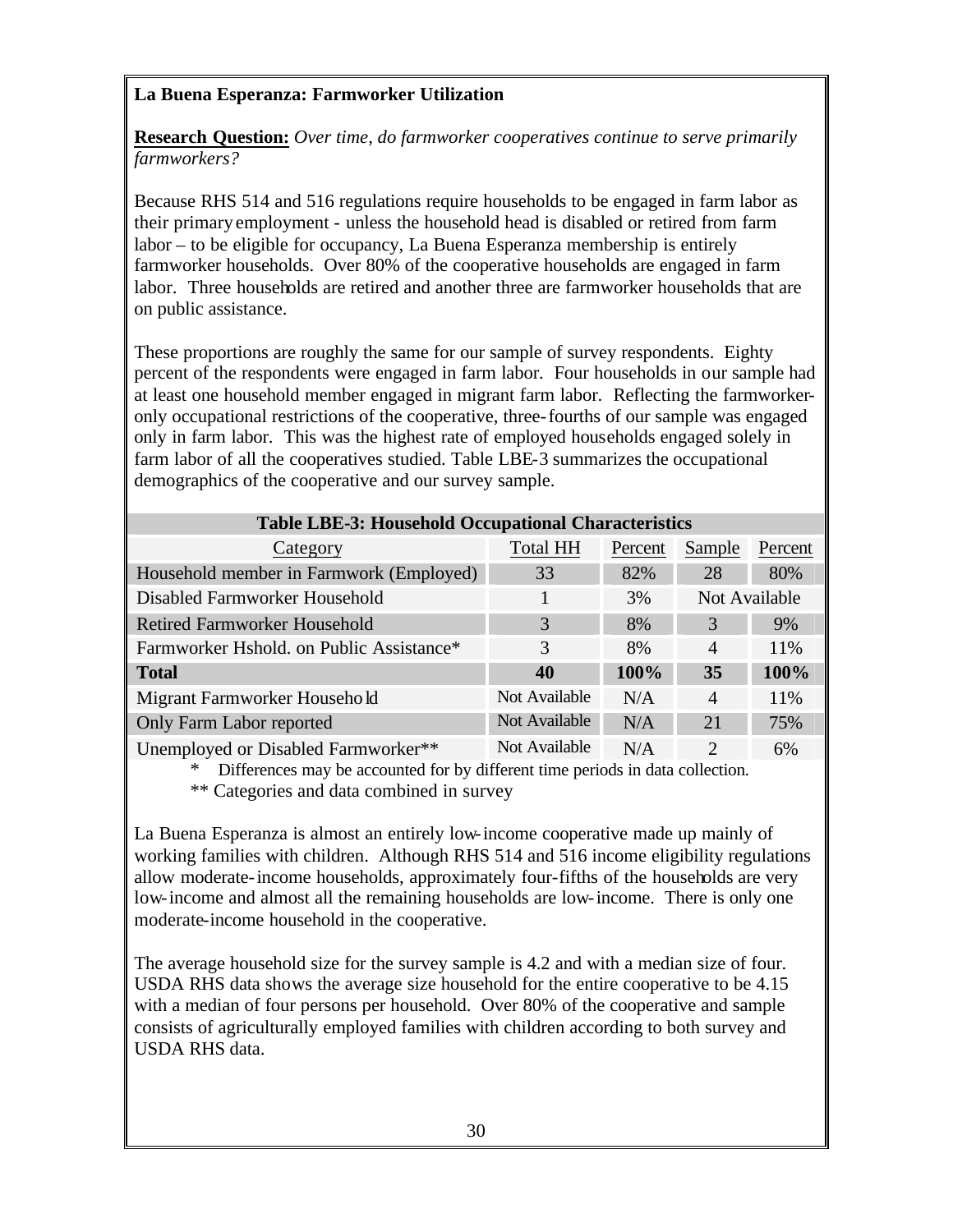**La Buena Esperanza: Farmworker Utilization**

**Research Question:** *Over time, do farmworker cooperatives continue to serve primarily farmworkers?*

Because RHS 514 and 516 regulations require households to be engaged in farm labor as their primary employment - unless the household head is disabled or retired from farm labor – to be eligible for occupancy, La Buena Esperanza membership is entirely farmworker households. Over 80% of the cooperative households are engaged in farm labor. Three households are retired and another three are farmworker households that are on public assistance.

These proportions are roughly the same for our sample of survey respondents. Eighty percent of the respondents were engaged in farm labor. Four households in our sample had at least one household member engaged in migrant farm labor. Reflecting the farmworker-only occupational restrictions of the cooperative, three-fourths of our sample was engaged only in farm labor. This was the highest rate of employed households engaged solely in farm labor of all the cooperatives studied. Table LBE-3 summarizes the occupational demographics of the cooperative and our survey sample.

**Table LBE-3: Household Occupational Characteristics**

| Category | Total HH | Percent | Sample | Percent |
|---|---|---|---|---|
| Household member in Farmwork (Employed) | 33 | 82% | 28 | 80% |
| Disabled Farmworker Household | 1 | 3% | Not Available | |
| Retired Farmworker Household | 3 | 8% | 3 | 9% |
| Farmworker Hshold. on Public Assistance* | 3 | 8% | 4 | 11% |
| **Total** | **40** | **100%** | **35** | **100%** |
| Migrant Farmworker Household | Not Available | N/A | 4 | 11% |
| Only Farm Labor reported | Not Available | N/A | 21 | 75% |
| Unemployed or Disabled Farmworker** | Not Available | N/A | 2 | 6% |

\* Differences may be accounted for by different time periods in data collection.

** Categories and data combined in survey

La Buena Esperanza is almost an entirely low-income cooperative made up mainly of working families with children. Although RHS 514 and 516 income eligibility regulations allow moderate-income households, approximately four-fifths of the households are very low-income and almost all the remaining households are low-income. There is only one moderate-income household in the cooperative.

The average household size for the survey sample is 4.2 and with a median size of four. USDA RHS data shows the average size household for the entire cooperative to be 4.15 with a median of four persons per household. Over 80% of the cooperative and sample consists of agriculturally employed families with children according to both survey and USDA RHS data.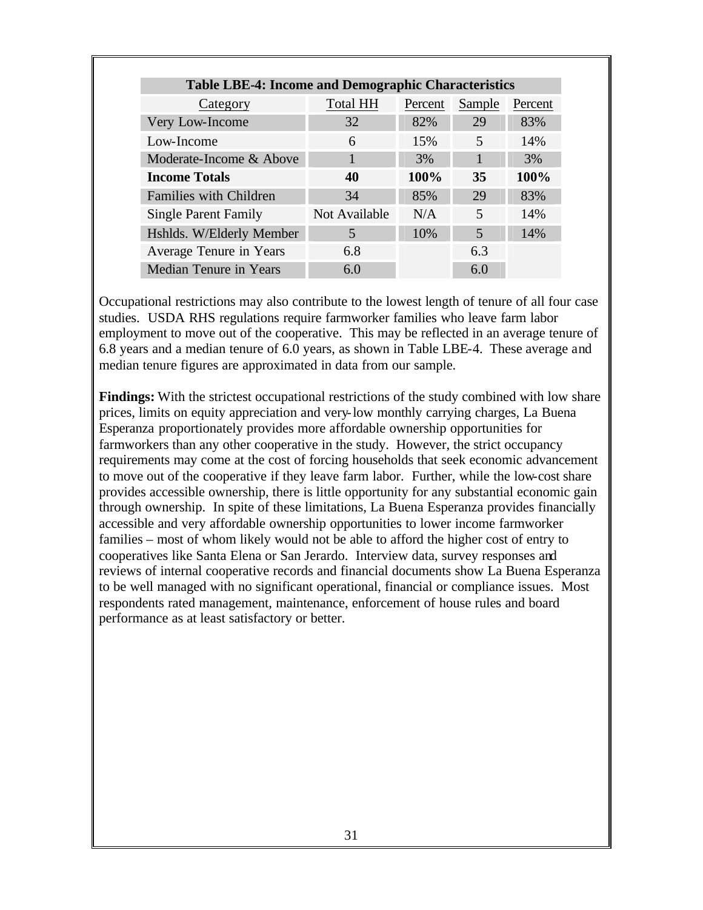| Table LBE-4: Income and Demographic Characteristics | | | | |
|---|---|---|---|---|
| Category | Total HH | Percent | Sample | Percent |
| Very Low-Income | 32 | 82% | 29 | 83% |
| Low-Income | 6 | 15% | 5 | 14% |
| Moderate-Income & Above | 1 | 3% | 1 | 3% |
| **Income Totals** | **40** | **100%** | **35** | **100%** |
| Families with Children | 34 | 85% | 29 | 83% |
| Single Parent Family | Not Available | N/A | 5 | 14% |
| Hshlds. W/Elderly Member | 5 | 10% | 5 | 14% |
| Average Tenure in Years | 6.8 | | 6.3 | |
| Median Tenure in Years | 6.0 | | 6.0 | |

Occupational restrictions may also contribute to the lowest length of tenure of all four case studies. USDA RHS regulations require farmworker families who leave farm labor employment to move out of the cooperative. This may be reflected in an average tenure of 6.8 years and a median tenure of 6.0 years, as shown in Table LBE-4. These average and median tenure figures are approximated in data from our sample.

**Findings:** With the strictest occupational restrictions of the study combined with low share prices, limits on equity appreciation and very-low monthly carrying charges, La Buena Esperanza proportionately provides more affordable ownership opportunities for farmworkers than any other cooperative in the study. However, the strict occupancy requirements may come at the cost of forcing households that seek economic advancement to move out of the cooperative if they leave farm labor. Further, while the low-cost share provides accessible ownership, there is little opportunity for any substantial economic gain through ownership. In spite of these limitations, La Buena Esperanza provides financially accessible and very affordable ownership opportunities to lower income farmworker families – most of whom likely would not be able to afford the higher cost of entry to cooperatives like Santa Elena or San Jerardo. Interview data, survey responses and reviews of internal cooperative records and financial documents show La Buena Esperanza to be well managed with no significant operational, financial or compliance issues. Most respondents rated management, maintenance, enforcement of house rules and board performance as at least satisfactory or better.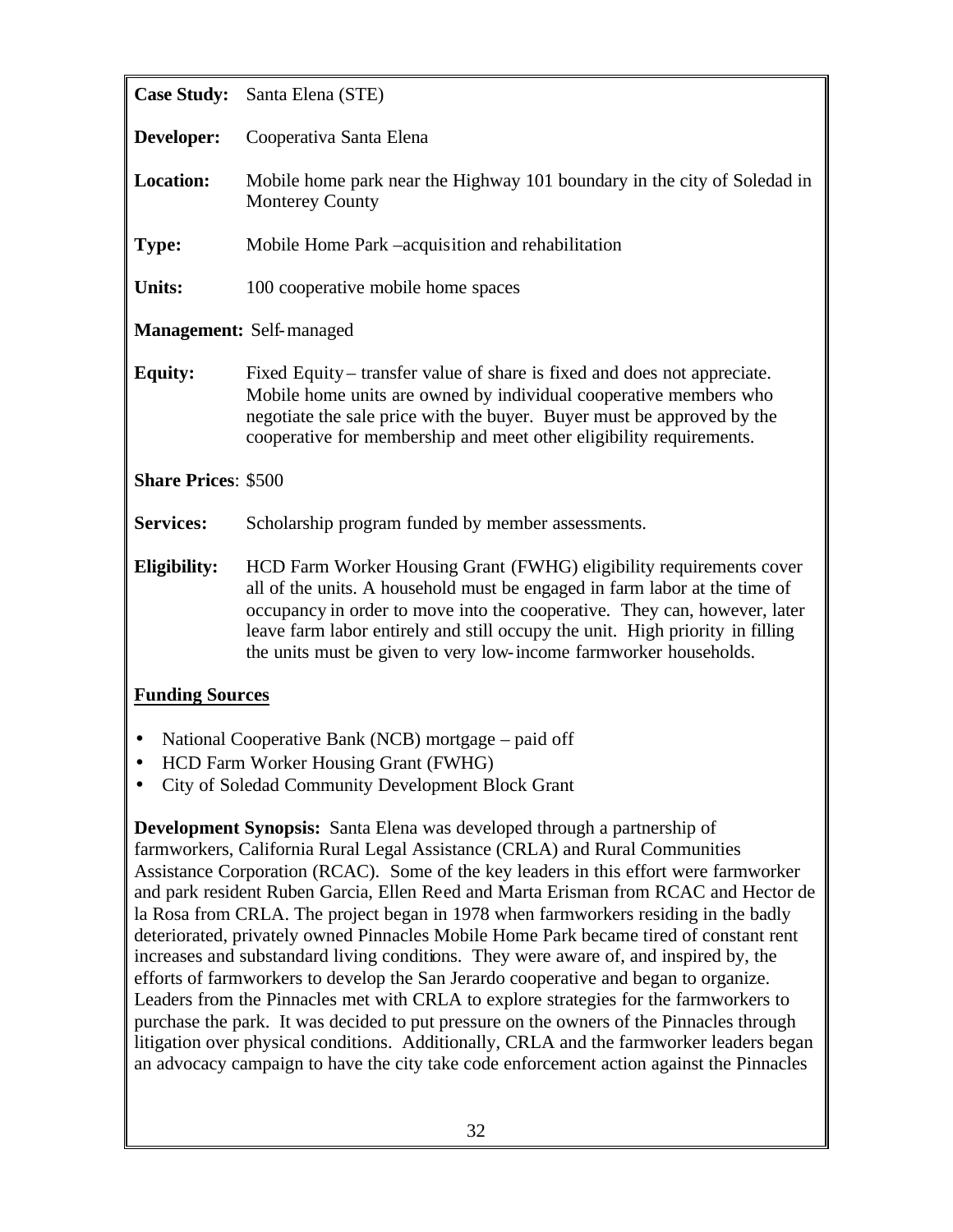**Case Study:** Santa Elena (STE)

**Developer:** Cooperativa Santa Elena

**Location:** Mobile home park near the Highway 101 boundary in the city of Soledad in Monterey County

**Type:** Mobile Home Park –acquisition and rehabilitation

**Units:** 100 cooperative mobile home spaces

**Management:** Self-managed

**Equity:** Fixed Equity – transfer value of share is fixed and does not appreciate. Mobile home units are owned by individual cooperative members who negotiate the sale price with the buyer. Buyer must be approved by the cooperative for membership and meet other eligibility requirements.

**Share Prices**: $500

**Services:** Scholarship program funded by member assessments.

**Eligibility:** HCD Farm Worker Housing Grant (FWHG) eligibility requirements cover all of the units. A household must be engaged in farm labor at the time of occupancy in order to move into the cooperative. They can, however, later leave farm labor entirely and still occupy the unit. High priority in filling the units must be given to very low-income farmworker households.

**Funding Sources**

- National Cooperative Bank (NCB) mortgage – paid off
- HCD Farm Worker Housing Grant (FWHG)
- City of Soledad Community Development Block Grant

**Development Synopsis:** Santa Elena was developed through a partnership of farmworkers, California Rural Legal Assistance (CRLA) and Rural Communities Assistance Corporation (RCAC). Some of the key leaders in this effort were farmworker and park resident Ruben Garcia, Ellen Reed and Marta Erisman from RCAC and Hector de la Rosa from CRLA. The project began in 1978 when farmworkers residing in the badly deteriorated, privately owned Pinnacles Mobile Home Park became tired of constant rent increases and substandard living conditions. They were aware of, and inspired by, the efforts of farmworkers to develop the San Jerardo cooperative and began to organize. Leaders from the Pinnacles met with CRLA to explore strategies for the farmworkers to purchase the park. It was decided to put pressure on the owners of the Pinnacles through litigation over physical conditions. Additionally, CRLA and the farmworker leaders began an advocacy campaign to have the city take code enforcement action against the Pinnacles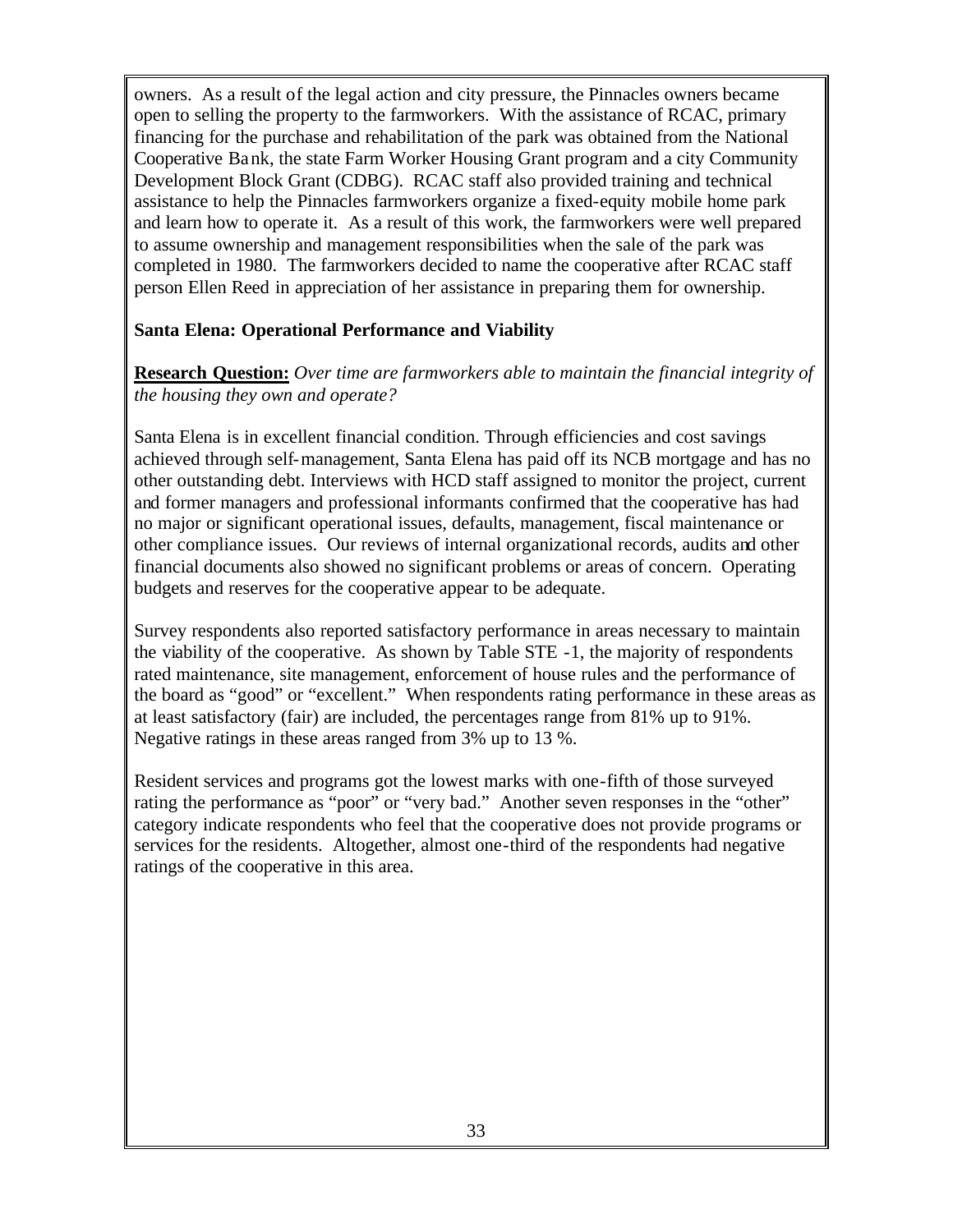owners. As a result of the legal action and city pressure, the Pinnacles owners became open to selling the property to the farmworkers. With the assistance of RCAC, primary financing for the purchase and rehabilitation of the park was obtained from the National Cooperative Bank, the state Farm Worker Housing Grant program and a city Community Development Block Grant (CDBG). RCAC staff also provided training and technical assistance to help the Pinnacles farmworkers organize a fixed-equity mobile home park and learn how to operate it. As a result of this work, the farmworkers were well prepared to assume ownership and management responsibilities when the sale of the park was completed in 1980. The farmworkers decided to name the cooperative after RCAC staff person Ellen Reed in appreciation of her assistance in preparing them for ownership.

**Santa Elena: Operational Performance and Viability**

**Research Question:** *Over time are farmworkers able to maintain the financial integrity of the housing they own and operate?*

Santa Elena is in excellent financial condition. Through efficiencies and cost savings achieved through self-management, Santa Elena has paid off its NCB mortgage and has no other outstanding debt. Interviews with HCD staff assigned to monitor the project, current and former managers and professional informants confirmed that the cooperative has had no major or significant operational issues, defaults, management, fiscal maintenance or other compliance issues. Our reviews of internal organizational records, audits and other financial documents also showed no significant problems or areas of concern. Operating budgets and reserves for the cooperative appear to be adequate.

Survey respondents also reported satisfactory performance in areas necessary to maintain the viability of the cooperative. As shown by Table STE -1, the majority of respondents rated maintenance, site management, enforcement of house rules and the performance of the board as "good" or "excellent." When respondents rating performance in these areas as at least satisfactory (fair) are included, the percentages range from 81% up to 91%. Negative ratings in these areas ranged from 3% up to 13 %.

Resident services and programs got the lowest marks with one-fifth of those surveyed rating the performance as "poor" or "very bad." Another seven responses in the "other" category indicate respondents who feel that the cooperative does not provide programs or services for the residents. Altogether, almost one-third of the respondents had negative ratings of the cooperative in this area.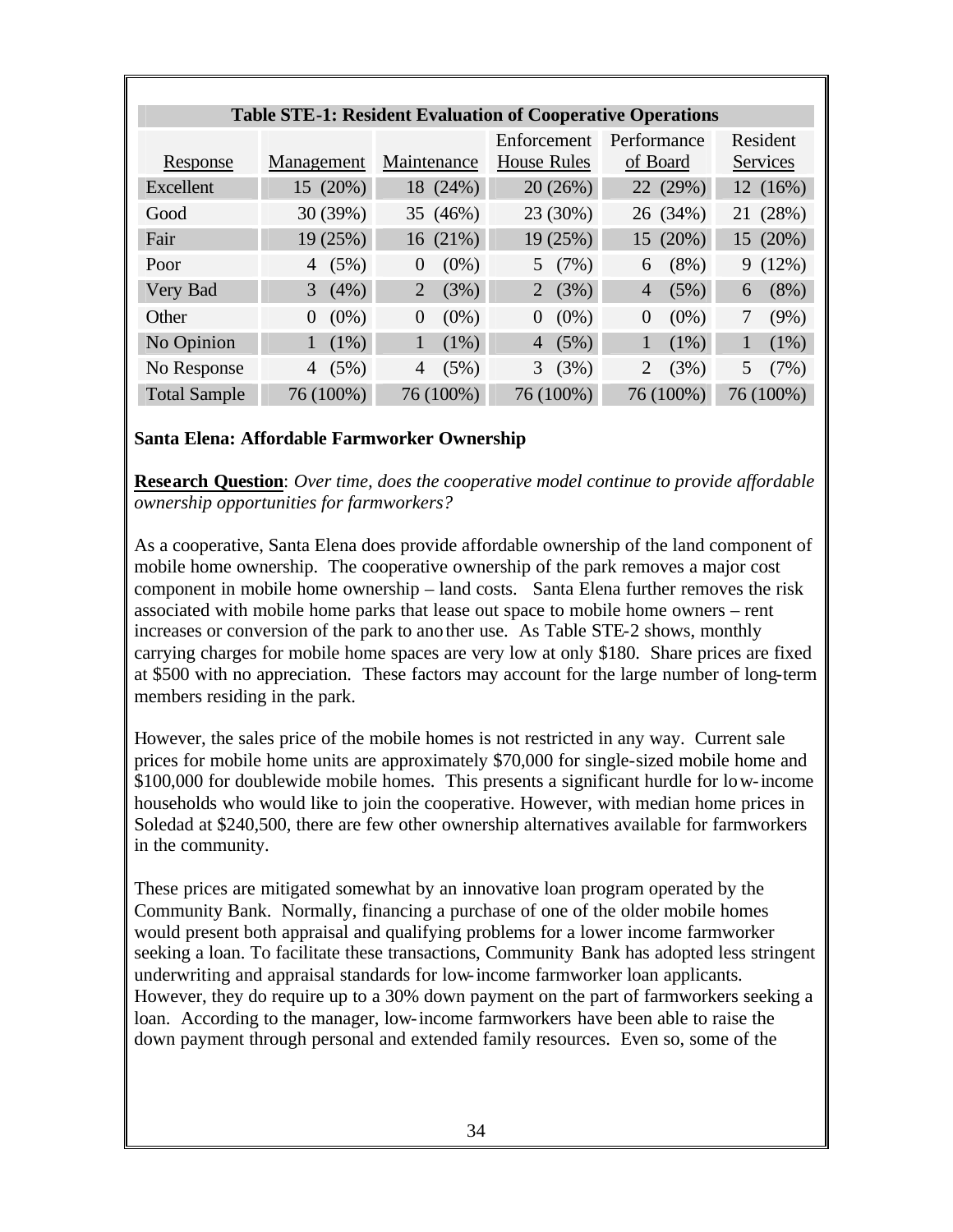**Table STE-1: Resident Evaluation of Cooperative Operations**

| Response | Management | Maintenance | Enforcement House Rules | Performance of Board | Resident Services |
|---|---|---|---|---|---|
| Excellent | 15 (20%) | 18 (24%) | 20 (26%) | 22 (29%) | 12 (16%) |
| Good | 30 (39%) | 35 (46%) | 23 (30%) | 26 (34%) | 21 (28%) |
| Fair | 19 (25%) | 16 (21%) | 19 (25%) | 15 (20%) | 15 (20%) |
| Poor | 4 (5%) | 0 (0%) | 5 (7%) | 6 (8%) | 9 (12%) |
| Very Bad | 3 (4%) | 2 (3%) | 2 (3%) | 4 (5%) | 6 (8%) |
| Other | 0 (0%) | 0 (0%) | 0 (0%) | 0 (0%) | 7 (9%) |
| No Opinion | 1 (1%) | 1 (1%) | 4 (5%) | 1 (1%) | 1 (1%) |
| No Response | 4 (5%) | 4 (5%) | 3 (3%) | 2 (3%) | 5 (7%) |
| Total Sample | 76 (100%) | 76 (100%) | 76 (100%) | 76 (100%) | 76 (100%) |

**Santa Elena: Affordable Farmworker Ownership**

**Research Question**: *Over time, does the cooperative model continue to provide affordable ownership opportunities for farmworkers?*

As a cooperative, Santa Elena does provide affordable ownership of the land component of mobile home ownership. The cooperative ownership of the park removes a major cost component in mobile home ownership – land costs. Santa Elena further removes the risk associated with mobile home parks that lease out space to mobile home owners – rent increases or conversion of the park to another use. As Table STE-2 shows, monthly carrying charges for mobile home spaces are very low at only $180. Share prices are fixed at $500 with no appreciation. These factors may account for the large number of long-term members residing in the park.

However, the sales price of the mobile homes is not restricted in any way. Current sale prices for mobile home units are approximately $70,000 for single-sized mobile home and $100,000 for doublewide mobile homes. This presents a significant hurdle for low-income households who would like to join the cooperative. However, with median home prices in Soledad at $240,500, there are few other ownership alternatives available for farmworkers in the community.

These prices are mitigated somewhat by an innovative loan program operated by the Community Bank. Normally, financing a purchase of one of the older mobile homes would present both appraisal and qualifying problems for a lower income farmworker seeking a loan. To facilitate these transactions, Community Bank has adopted less stringent underwriting and appraisal standards for low-income farmworker loan applicants. However, they do require up to a 30% down payment on the part of farmworkers seeking a loan. According to the manager, low-income farmworkers have been able to raise the down payment through personal and extended family resources. Even so, some of the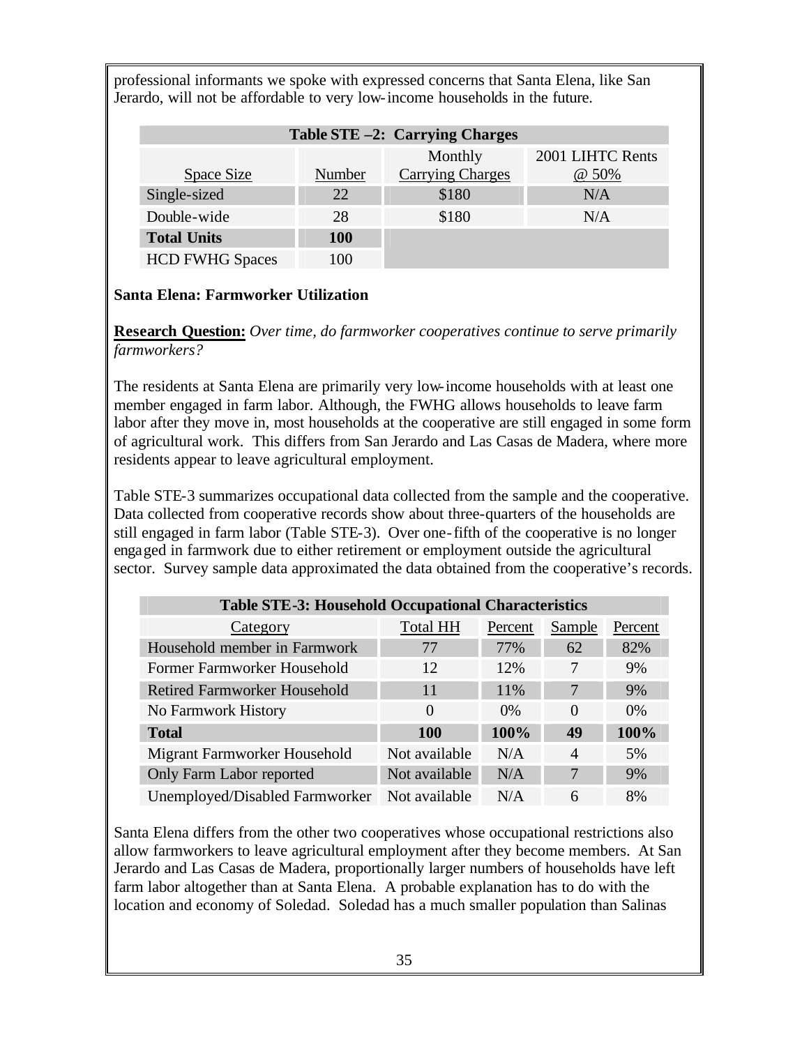professional informants we spoke with expressed concerns that Santa Elena, like San Jerardo, will not be affordable to very low-income households in the future.

| Table STE –2: Carrying Charges | | | |
|---|---|---|---|
| Space Size | Number | Monthly Carrying Charges | 2001 LIHTC Rents @ 50% |
| Single-sized | 22 | $180 | N/A |
| Double-wide | 28 | $180 | N/A |
| **Total Units** | **100** | | |
| HCD FWHG Spaces | 100 | | |

**Santa Elena: Farmworker Utilization**

**Research Question:** *Over time, do farmworker cooperatives continue to serve primarily farmworkers?*

The residents at Santa Elena are primarily very low-income households with at least one member engaged in farm labor. Although, the FWHG allows households to leave farm labor after they move in, most households at the cooperative are still engaged in some form of agricultural work. This differs from San Jerardo and Las Casas de Madera, where more residents appear to leave agricultural employment.

Table STE-3 summarizes occupational data collected from the sample and the cooperative. Data collected from cooperative records show about three-quarters of the households are still engaged in farm labor (Table STE-3). Over one-fifth of the cooperative is no longer engaged in farmwork due to either retirement or employment outside the agricultural sector. Survey sample data approximated the data obtained from the cooperative's records.

| Table STE-3: Household Occupational Characteristics | | | | |
|---|---|---|---|---|
| Category | Total HH | Percent | Sample | Percent |
| Household member in Farmwork | 77 | 77% | 62 | 82% |
| Former Farmworker Household | 12 | 12% | 7 | 9% |
| Retired Farmworker Household | 11 | 11% | 7 | 9% |
| No Farmwork History | 0 | 0% | 0 | 0% |
| **Total** | **100** | **100%** | **49** | **100%** |
| Migrant Farmworker Household | Not available | N/A | 4 | 5% |
| Only Farm Labor reported | Not available | N/A | 7 | 9% |
| Unemployed/Disabled Farmworker | Not available | N/A | 6 | 8% |

Santa Elena differs from the other two cooperatives whose occupational restrictions also allow farmworkers to leave agricultural employment after they become members. At San Jerardo and Las Casas de Madera, proportionally larger numbers of households have left farm labor altogether than at Santa Elena. A probable explanation has to do with the location and economy of Soledad. Soledad has a much smaller population than Salinas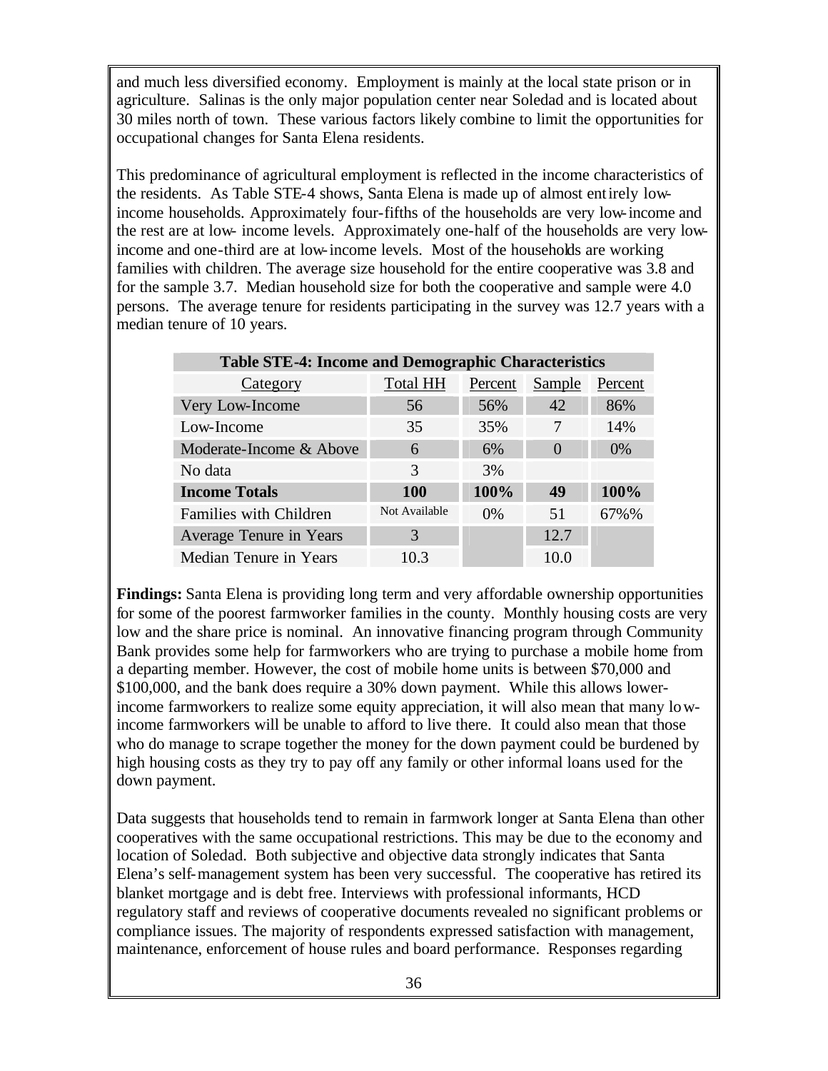and much less diversified economy. Employment is mainly at the local state prison or in agriculture. Salinas is the only major population center near Soledad and is located about 30 miles north of town. These various factors likely combine to limit the opportunities for occupational changes for Santa Elena residents.

This predominance of agricultural employment is reflected in the income characteristics of the residents. As Table STE-4 shows, Santa Elena is made up of almost entirely low-income households. Approximately four-fifths of the households are very low-income and the rest are at low- income levels. Approximately one-half of the households are very low-income and one-third are at low-income levels. Most of the households are working families with children. The average size household for the entire cooperative was 3.8 and for the sample 3.7. Median household size for both the cooperative and sample were 4.0 persons. The average tenure for residents participating in the survey was 12.7 years with a median tenure of 10 years.

| **Table STE-4: Income and Demographic Characteristics** | | | | |
|---|---|---|---|---|
| Category | Total HH | Percent | Sample | Percent |
| Very Low-Income | 56 | 56% | 42 | 86% |
| Low-Income | 35 | 35% | 7 | 14% |
| Moderate-Income & Above | 6 | 6% | 0 | 0% |
| No data | 3 | 3% | | |
| **Income Totals** | **100** | **100%** | **49** | **100%** |
| Families with Children | Not Available | 0% | 51 | 67%% |
| Average Tenure in Years | 3 | | 12.7 | |
| Median Tenure in Years | 10.3 | | 10.0 | |

**Findings:** Santa Elena is providing long term and very affordable ownership opportunities for some of the poorest farmworker families in the county. Monthly housing costs are very low and the share price is nominal. An innovative financing program through Community Bank provides some help for farmworkers who are trying to purchase a mobile home from a departing member. However, the cost of mobile home units is between $70,000 and $100,000, and the bank does require a 30% down payment. While this allows lower-income farmworkers to realize some equity appreciation, it will also mean that many low-income farmworkers will be unable to afford to live there. It could also mean that those who do manage to scrape together the money for the down payment could be burdened by high housing costs as they try to pay off any family or other informal loans used for the down payment.

Data suggests that households tend to remain in farmwork longer at Santa Elena than other cooperatives with the same occupational restrictions. This may be due to the economy and location of Soledad. Both subjective and objective data strongly indicates that Santa Elena's self-management system has been very successful. The cooperative has retired its blanket mortgage and is debt free. Interviews with professional informants, HCD regulatory staff and reviews of cooperative documents revealed no significant problems or compliance issues. The majority of respondents expressed satisfaction with management, maintenance, enforcement of house rules and board performance. Responses regarding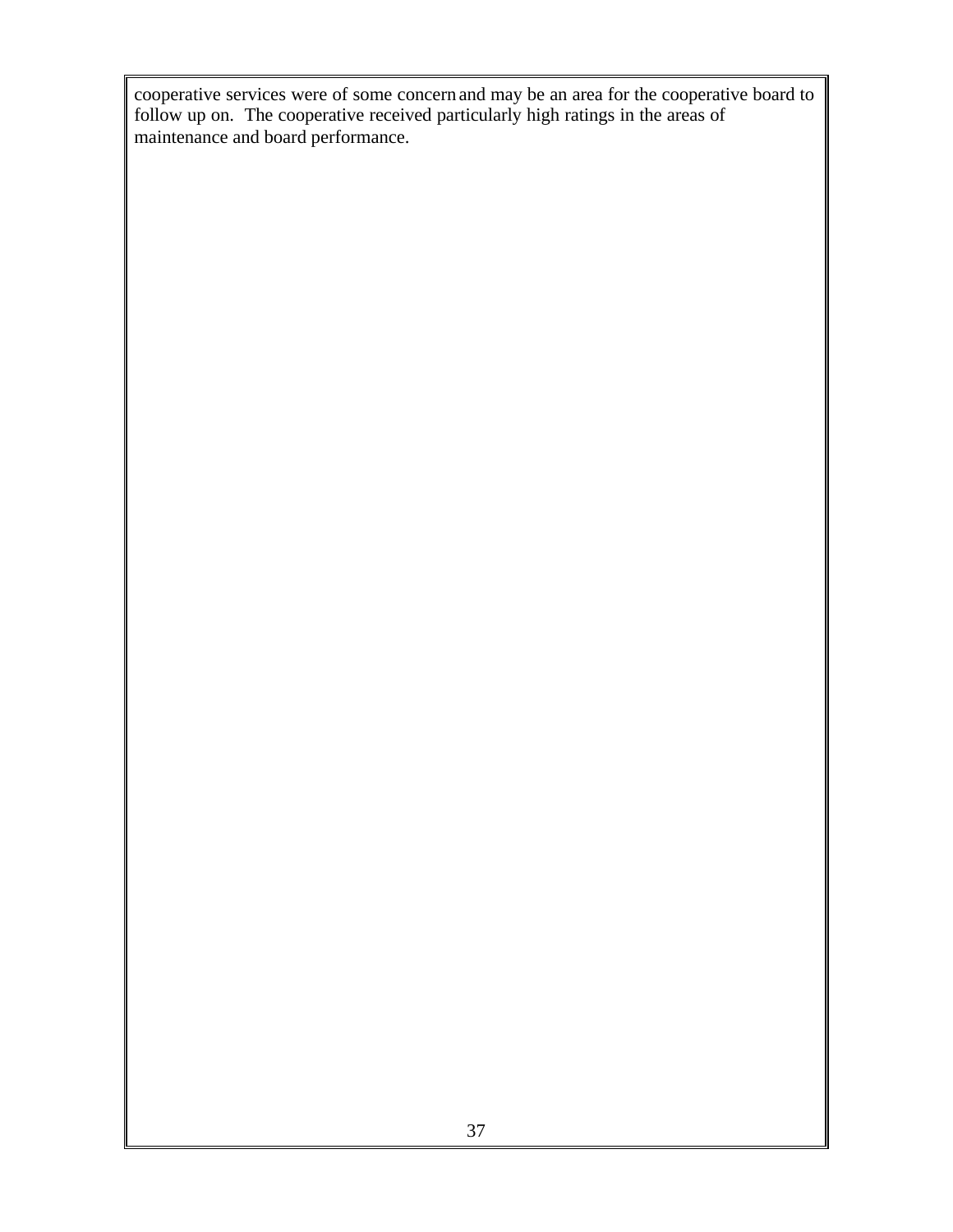cooperative services were of some concern and may be an area for the cooperative board to follow up on. The cooperative received particularly high ratings in the areas of maintenance and board performance.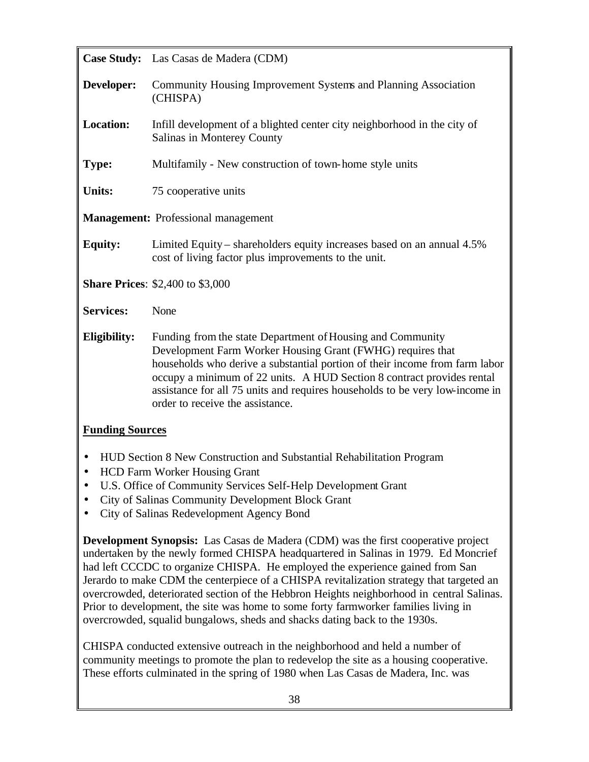**Case Study:** Las Casas de Madera (CDM)

**Developer:** Community Housing Improvement Systems and Planning Association (CHISPA)

**Location:** Infill development of a blighted center city neighborhood in the city of Salinas in Monterey County

**Type:** Multifamily - New construction of town-home style units

**Units:** 75 cooperative units

**Management:** Professional management

**Equity:** Limited Equity – shareholders equity increases based on an annual 4.5% cost of living factor plus improvements to the unit.

**Share Prices**: $2,400 to $3,000

**Services:** None

**Eligibility:** Funding from the state Department of Housing and Community Development Farm Worker Housing Grant (FWHG) requires that households who derive a substantial portion of their income from farm labor occupy a minimum of 22 units. A HUD Section 8 contract provides rental assistance for all 75 units and requires households to be very low-income in order to receive the assistance.

**Funding Sources**

- HUD Section 8 New Construction and Substantial Rehabilitation Program
- HCD Farm Worker Housing Grant
- U.S. Office of Community Services Self-Help Development Grant
- City of Salinas Community Development Block Grant
- City of Salinas Redevelopment Agency Bond

**Development Synopsis:** Las Casas de Madera (CDM) was the first cooperative project undertaken by the newly formed CHISPA headquartered in Salinas in 1979. Ed Moncrief had left CCCDC to organize CHISPA. He employed the experience gained from San Jerardo to make CDM the centerpiece of a CHISPA revitalization strategy that targeted an overcrowded, deteriorated section of the Hebbron Heights neighborhood in central Salinas. Prior to development, the site was home to some forty farmworker families living in overcrowded, squalid bungalows, sheds and shacks dating back to the 1930s.

CHISPA conducted extensive outreach in the neighborhood and held a number of community meetings to promote the plan to redevelop the site as a housing cooperative. These efforts culminated in the spring of 1980 when Las Casas de Madera, Inc. was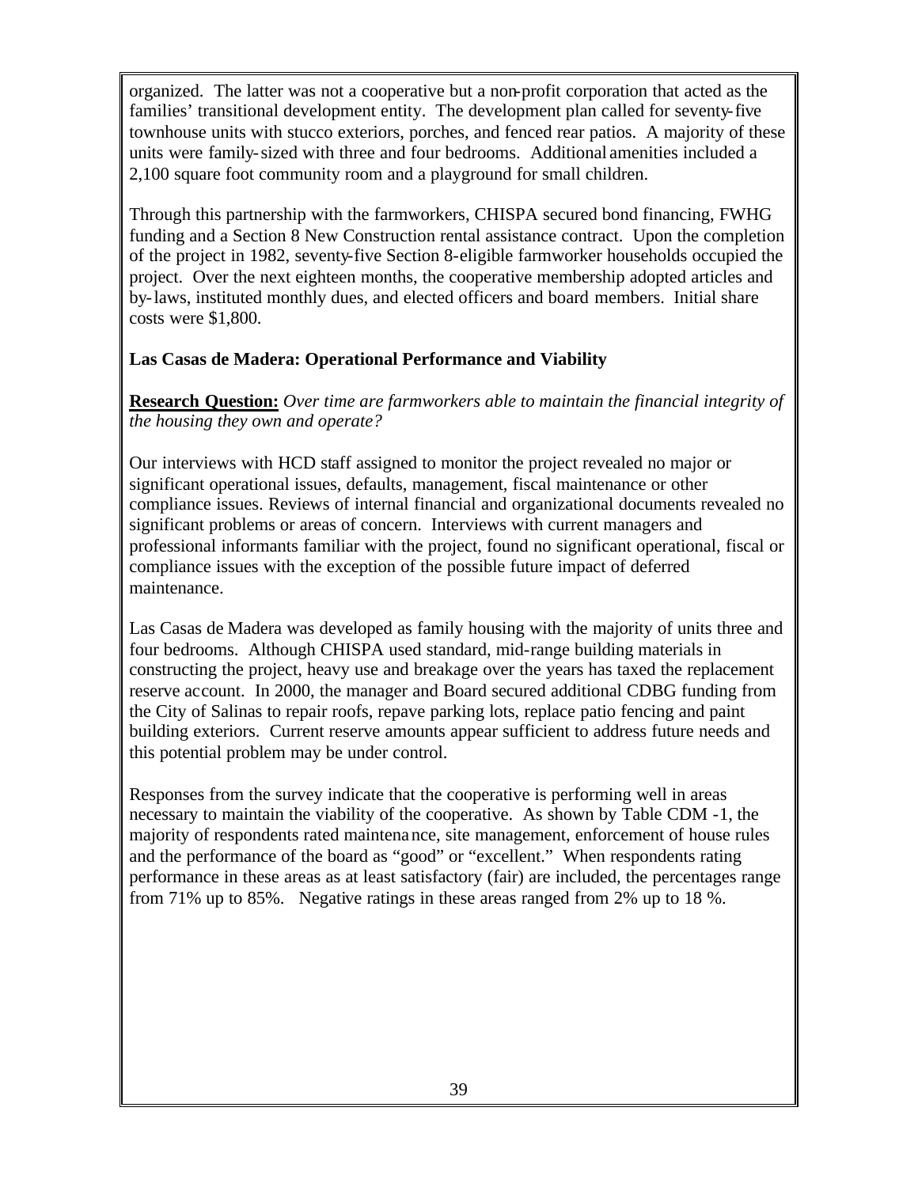organized. The latter was not a cooperative but a non-profit corporation that acted as the families' transitional development entity. The development plan called for seventy-five townhouse units with stucco exteriors, porches, and fenced rear patios. A majority of these units were family-sized with three and four bedrooms. Additional amenities included a 2,100 square foot community room and a playground for small children.

Through this partnership with the farmworkers, CHISPA secured bond financing, FWHG funding and a Section 8 New Construction rental assistance contract. Upon the completion of the project in 1982, seventy-five Section 8-eligible farmworker households occupied the project. Over the next eighteen months, the cooperative membership adopted articles and by-laws, instituted monthly dues, and elected officers and board members. Initial share costs were $1,800.

**Las Casas de Madera: Operational Performance and Viability**

**Research Question:** *Over time are farmworkers able to maintain the financial integrity of the housing they own and operate?*

Our interviews with HCD staff assigned to monitor the project revealed no major or significant operational issues, defaults, management, fiscal maintenance or other compliance issues. Reviews of internal financial and organizational documents revealed no significant problems or areas of concern. Interviews with current managers and professional informants familiar with the project, found no significant operational, fiscal or compliance issues with the exception of the possible future impact of deferred maintenance.

Las Casas de Madera was developed as family housing with the majority of units three and four bedrooms. Although CHISPA used standard, mid-range building materials in constructing the project, heavy use and breakage over the years has taxed the replacement reserve account. In 2000, the manager and Board secured additional CDBG funding from the City of Salinas to repair roofs, repave parking lots, replace patio fencing and paint building exteriors. Current reserve amounts appear sufficient to address future needs and this potential problem may be under control.

Responses from the survey indicate that the cooperative is performing well in areas necessary to maintain the viability of the cooperative. As shown by Table CDM -1, the majority of respondents rated maintenance, site management, enforcement of house rules and the performance of the board as "good" or "excellent." When respondents rating performance in these areas as at least satisfactory (fair) are included, the percentages range from 71% up to 85%. Negative ratings in these areas ranged from 2% up to 18 %.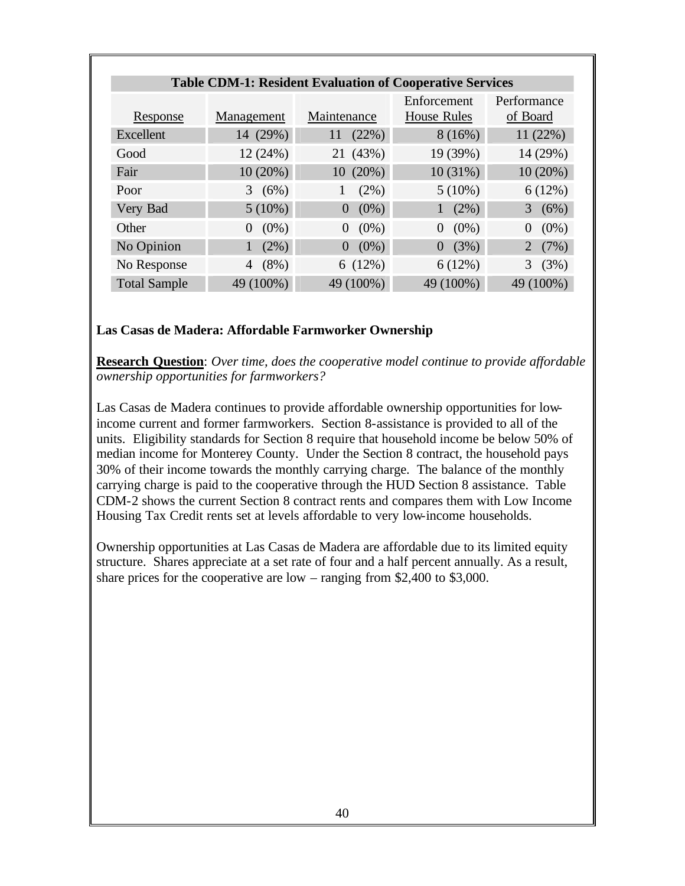| Table CDM-1: Resident Evaluation of Cooperative Services | | | | |
|---|---|---|---|---|
| Response | Management | Maintenance | Enforcement House Rules | Performance of Board |
| Excellent | 14 (29%) | 11 (22%) | 8 (16%) | 11 (22%) |
| Good | 12 (24%) | 21 (43%) | 19 (39%) | 14 (29%) |
| Fair | 10 (20%) | 10 (20%) | 10 (31%) | 10 (20%) |
| Poor | 3 (6%) | 1 (2%) | 5 (10%) | 6 (12%) |
| Very Bad | 5 (10%) | 0 (0%) | 1 (2%) | 3 (6%) |
| Other | 0 (0%) | 0 (0%) | 0 (0%) | 0 (0%) |
| No Opinion | 1 (2%) | 0 (0%) | 0 (3%) | 2 (7%) |
| No Response | 4 (8%) | 6 (12%) | 6 (12%) | 3 (3%) |
| Total Sample | 49 (100%) | 49 (100%) | 49 (100%) | 49 (100%) |

**Las Casas de Madera: Affordable Farmworker Ownership**

**Research Question**: *Over time, does the cooperative model continue to provide affordable ownership opportunities for farmworkers?*

Las Casas de Madera continues to provide affordable ownership opportunities for low-income current and former farmworkers. Section 8-assistance is provided to all of the units. Eligibility standards for Section 8 require that household income be below 50% of median income for Monterey County. Under the Section 8 contract, the household pays 30% of their income towards the monthly carrying charge. The balance of the monthly carrying charge is paid to the cooperative through the HUD Section 8 assistance. Table CDM-2 shows the current Section 8 contract rents and compares them with Low Income Housing Tax Credit rents set at levels affordable to very low-income households.

Ownership opportunities at Las Casas de Madera are affordable due to its limited equity structure. Shares appreciate at a set rate of four and a half percent annually. As a result, share prices for the cooperative are low – ranging from $2,400 to $3,000.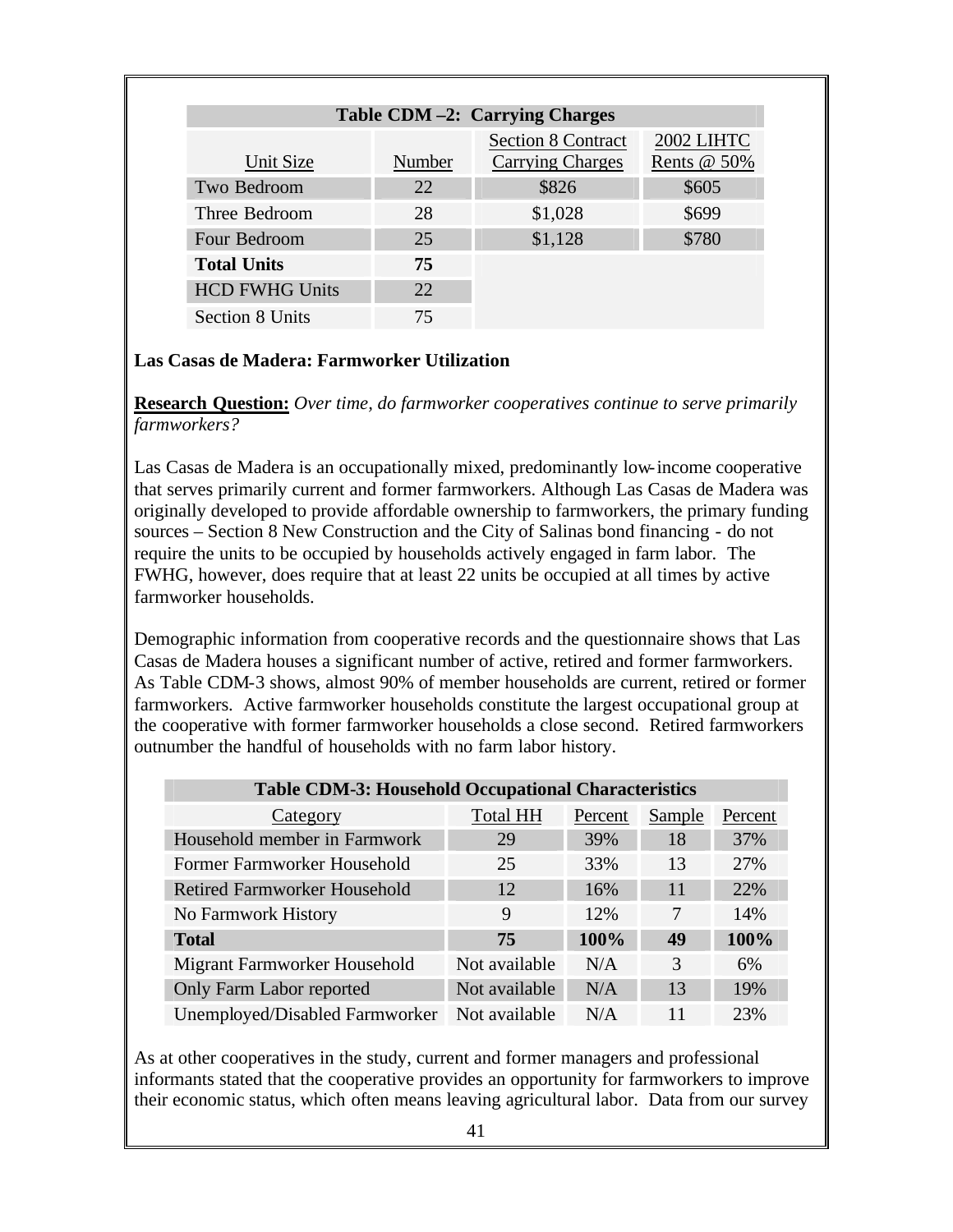| Table CDM –2: Carrying Charges | | | |
|---|---|---|---|
| Unit Size | Number | Section 8 Contract Carrying Charges | 2002 LIHTC Rents @ 50% |
| Two Bedroom | 22 | $826 | $605 |
| Three Bedroom | 28 | $1,028 | $699 |
| Four Bedroom | 25 | $1,128 | $780 |
| **Total Units** | **75** | | |
| HCD FWHG Units | 22 | | |
| Section 8 Units | 75 | | |

**Las Casas de Madera: Farmworker Utilization**

**Research Question:** *Over time, do farmworker cooperatives continue to serve primarily farmworkers?*

Las Casas de Madera is an occupationally mixed, predominantly low-income cooperative that serves primarily current and former farmworkers. Although Las Casas de Madera was originally developed to provide affordable ownership to farmworkers, the primary funding sources – Section 8 New Construction and the City of Salinas bond financing - do not require the units to be occupied by households actively engaged in farm labor. The FWHG, however, does require that at least 22 units be occupied at all times by active farmworker households.

Demographic information from cooperative records and the questionnaire shows that Las Casas de Madera houses a significant number of active, retired and former farmworkers. As Table CDM-3 shows, almost 90% of member households are current, retired or former farmworkers. Active farmworker households constitute the largest occupational group at the cooperative with former farmworker households a close second. Retired farmworkers outnumber the handful of households with no farm labor history.

| Table CDM-3: Household Occupational Characteristics | | | | |
|---|---|---|---|---|
| Category | Total HH | Percent | Sample | Percent |
| Household member in Farmwork | 29 | 39% | 18 | 37% |
| Former Farmworker Household | 25 | 33% | 13 | 27% |
| Retired Farmworker Household | 12 | 16% | 11 | 22% |
| No Farmwork History | 9 | 12% | 7 | 14% |
| **Total** | **75** | **100%** | **49** | **100%** |
| Migrant Farmworker Household | Not available | N/A | 3 | 6% |
| Only Farm Labor reported | Not available | N/A | 13 | 19% |
| Unemployed/Disabled Farmworker | Not available | N/A | 11 | 23% |

As at other cooperatives in the study, current and former managers and professional informants stated that the cooperative provides an opportunity for farmworkers to improve their economic status, which often means leaving agricultural labor. Data from our survey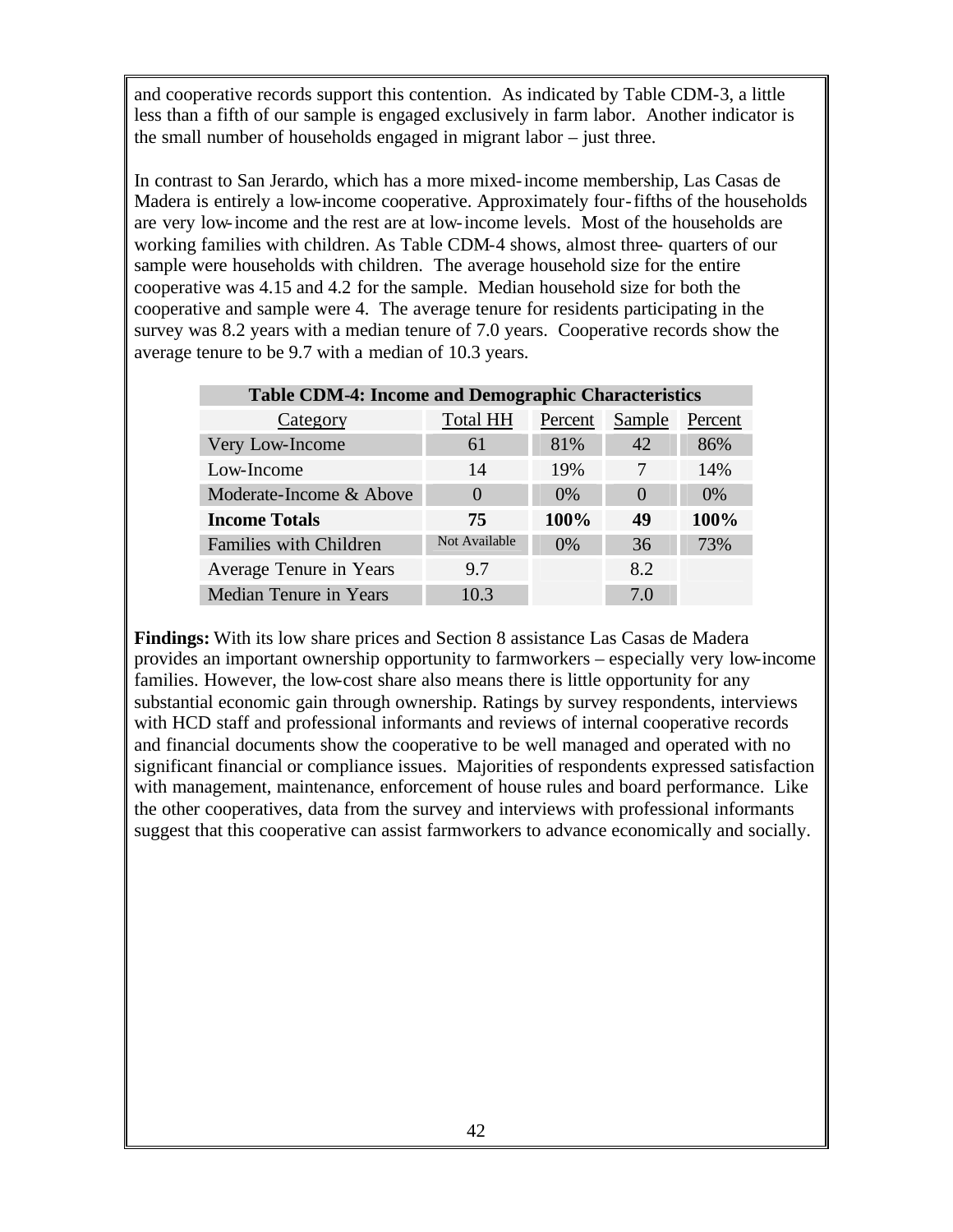and cooperative records support this contention. As indicated by Table CDM-3, a little less than a fifth of our sample is engaged exclusively in farm labor. Another indicator is the small number of households engaged in migrant labor – just three.

In contrast to San Jerardo, which has a more mixed-income membership, Las Casas de Madera is entirely a low-income cooperative. Approximately four-fifths of the households are very low-income and the rest are at low-income levels. Most of the households are working families with children. As Table CDM-4 shows, almost three- quarters of our sample were households with children. The average household size for the entire cooperative was 4.15 and 4.2 for the sample. Median household size for both the cooperative and sample were 4. The average tenure for residents participating in the survey was 8.2 years with a median tenure of 7.0 years. Cooperative records show the average tenure to be 9.7 with a median of 10.3 years.

| **Table CDM-4: Income and Demographic Characteristics** | | | | |
|---|---|---|---|---|
| Category | Total HH | Percent | Sample | Percent |
| Very Low-Income | 61 | 81% | 42 | 86% |
| Low-Income | 14 | 19% | 7 | 14% |
| Moderate-Income & Above | 0 | 0% | 0 | 0% |
| **Income Totals** | **75** | **100%** | **49** | **100%** |
| Families with Children | Not Available | 0% | 36 | 73% |
| Average Tenure in Years | 9.7 | | 8.2 | |
| Median Tenure in Years | 10.3 | | 7.0 | |

**Findings:** With its low share prices and Section 8 assistance Las Casas de Madera provides an important ownership opportunity to farmworkers – especially very low-income families. However, the low-cost share also means there is little opportunity for any substantial economic gain through ownership. Ratings by survey respondents, interviews with HCD staff and professional informants and reviews of internal cooperative records and financial documents show the cooperative to be well managed and operated with no significant financial or compliance issues. Majorities of respondents expressed satisfaction with management, maintenance, enforcement of house rules and board performance. Like the other cooperatives, data from the survey and interviews with professional informants suggest that this cooperative can assist farmworkers to advance economically and socially.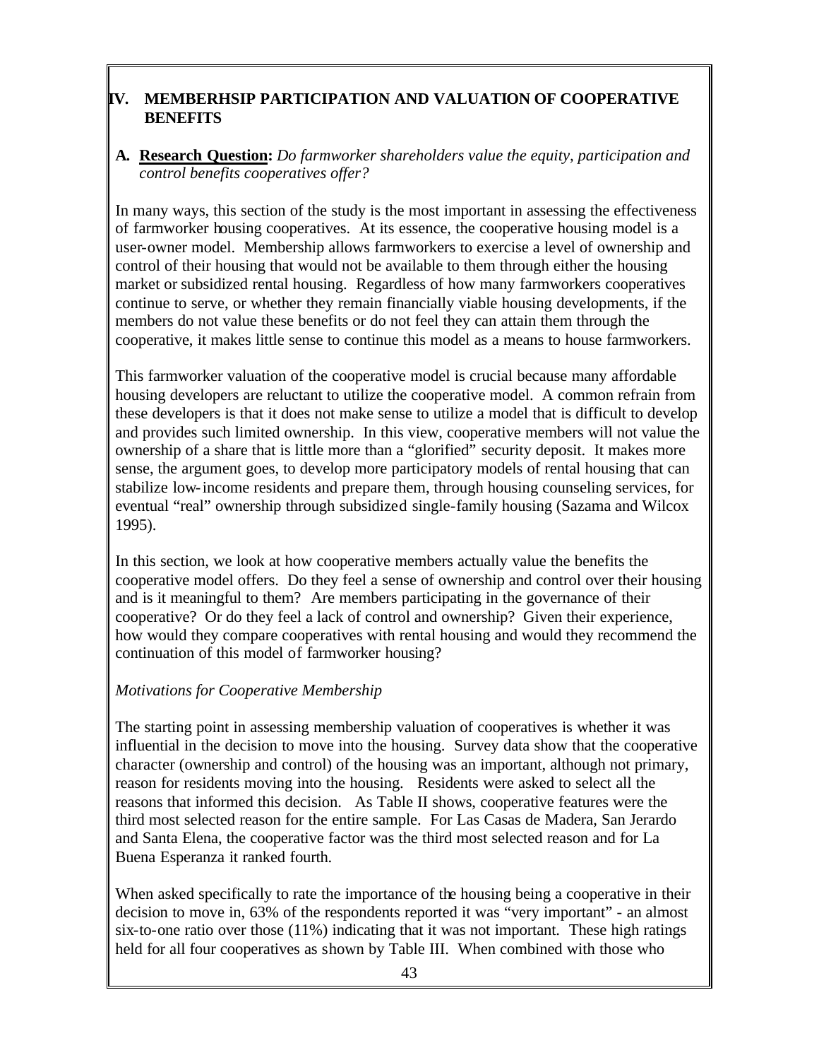## IV. MEMBERHSIP PARTICIPATION AND VALUATION OF COOPERATIVE BENEFITS

**A. Research Question:** *Do farmworker shareholders value the equity, participation and control benefits cooperatives offer?*

In many ways, this section of the study is the most important in assessing the effectiveness of farmworker housing cooperatives. At its essence, the cooperative housing model is a user-owner model. Membership allows farmworkers to exercise a level of ownership and control of their housing that would not be available to them through either the housing market or subsidized rental housing. Regardless of how many farmworkers cooperatives continue to serve, or whether they remain financially viable housing developments, if the members do not value these benefits or do not feel they can attain them through the cooperative, it makes little sense to continue this model as a means to house farmworkers.

This farmworker valuation of the cooperative model is crucial because many affordable housing developers are reluctant to utilize the cooperative model. A common refrain from these developers is that it does not make sense to utilize a model that is difficult to develop and provides such limited ownership. In this view, cooperative members will not value the ownership of a share that is little more than a "glorified" security deposit. It makes more sense, the argument goes, to develop more participatory models of rental housing that can stabilize low-income residents and prepare them, through housing counseling services, for eventual "real" ownership through subsidized single-family housing (Sazama and Wilcox 1995).

In this section, we look at how cooperative members actually value the benefits the cooperative model offers. Do they feel a sense of ownership and control over their housing and is it meaningful to them? Are members participating in the governance of their cooperative? Or do they feel a lack of control and ownership? Given their experience, how would they compare cooperatives with rental housing and would they recommend the continuation of this model of farmworker housing?

*Motivations for Cooperative Membership*

The starting point in assessing membership valuation of cooperatives is whether it was influential in the decision to move into the housing. Survey data show that the cooperative character (ownership and control) of the housing was an important, although not primary, reason for residents moving into the housing. Residents were asked to select all the reasons that informed this decision. As Table II shows, cooperative features were the third most selected reason for the entire sample. For Las Casas de Madera, San Jerardo and Santa Elena, the cooperative factor was the third most selected reason and for La Buena Esperanza it ranked fourth.

When asked specifically to rate the importance of the housing being a cooperative in their decision to move in, 63% of the respondents reported it was "very important" - an almost six-to-one ratio over those (11%) indicating that it was not important. These high ratings held for all four cooperatives as shown by Table III. When combined with those who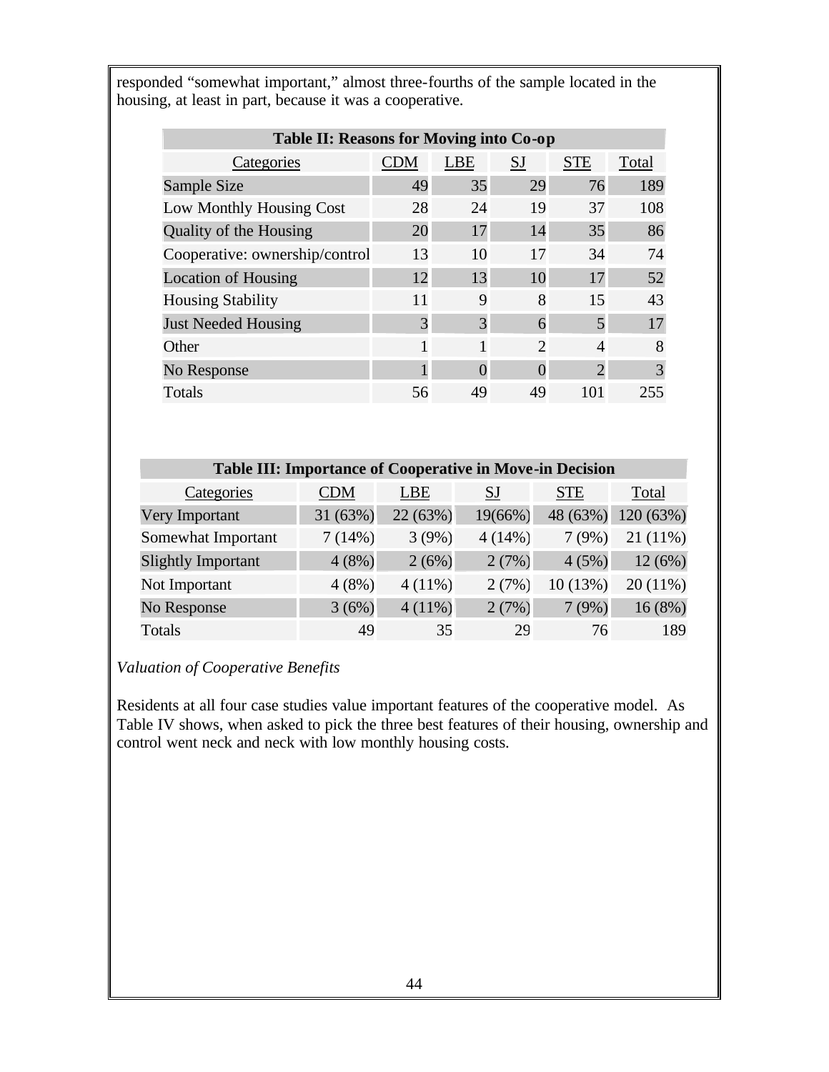responded "somewhat important," almost three-fourths of the sample located in the housing, at least in part, because it was a cooperative.

**Table II: Reasons for Moving into Co-op**

| Categories | CDM | LBE | SJ | STE | Total |
|---|---|---|---|---|---|
| Sample Size | 49 | 35 | 29 | 76 | 189 |
| Low Monthly Housing Cost | 28 | 24 | 19 | 37 | 108 |
| Quality of the Housing | 20 | 17 | 14 | 35 | 86 |
| Cooperative: ownership/control | 13 | 10 | 17 | 34 | 74 |
| Location of Housing | 12 | 13 | 10 | 17 | 52 |
| Housing Stability | 11 | 9 | 8 | 15 | 43 |
| Just Needed Housing | 3 | 3 | 6 | 5 | 17 |
| Other | 1 | 1 | 2 | 4 | 8 |
| No Response | 1 | 0 | 0 | 2 | 3 |
| Totals | 56 | 49 | 49 | 101 | 255 |

**Table III: Importance of Cooperative in Move-in Decision**

| Categories | CDM | LBE | SJ | STE | Total |
|---|---|---|---|---|---|
| Very Important | 31 (63%) | 22 (63%) | 19(66%) | 48 (63%) | 120 (63%) |
| Somewhat Important | 7 (14%) | 3 (9%) | 4 (14%) | 7 (9%) | 21 (11%) |
| Slightly Important | 4 (8%) | 2 (6%) | 2 (7%) | 4 (5%) | 12 (6%) |
| Not Important | 4 (8%) | 4 (11%) | 2 (7%) | 10 (13%) | 20 (11%) |
| No Response | 3 (6%) | 4 (11%) | 2 (7%) | 7 (9%) | 16 (8%) |
| Totals | 49 | 35 | 29 | 76 | 189 |

*Valuation of Cooperative Benefits*

Residents at all four case studies value important features of the cooperative model. As Table IV shows, when asked to pick the three best features of their housing, ownership and control went neck and neck with low monthly housing costs.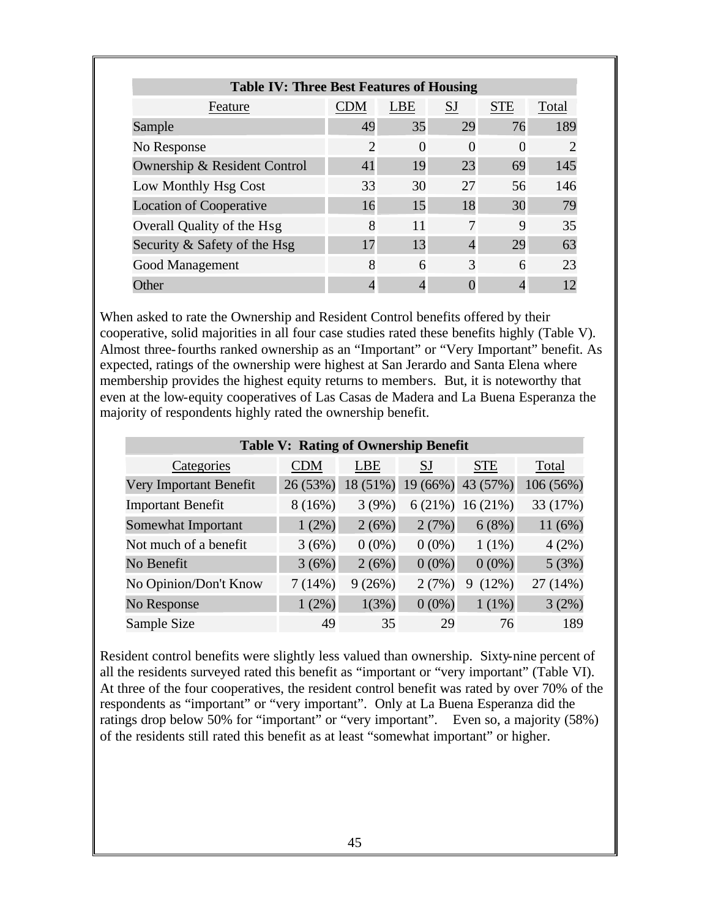**Table IV: Three Best Features of Housing**

| Feature | CDM | LBE | SJ | STE | Total |
|---|---|---|---|---|---|
| Sample | 49 | 35 | 29 | 76 | 189 |
| No Response | 2 | 0 | 0 | 0 | 2 |
| Ownership & Resident Control | 41 | 19 | 23 | 69 | 145 |
| Low Monthly Hsg Cost | 33 | 30 | 27 | 56 | 146 |
| Location of Cooperative | 16 | 15 | 18 | 30 | 79 |
| Overall Quality of the Hsg | 8 | 11 | 7 | 9 | 35 |
| Security & Safety of the Hsg | 17 | 13 | 4 | 29 | 63 |
| Good Management | 8 | 6 | 3 | 6 | 23 |
| Other | 4 | 4 | 0 | 4 | 12 |

When asked to rate the Ownership and Resident Control benefits offered by their cooperative, solid majorities in all four case studies rated these benefits highly (Table V). Almost three-fourths ranked ownership as an "Important" or "Very Important" benefit. As expected, ratings of the ownership were highest at San Jerardo and Santa Elena where membership provides the highest equity returns to members. But, it is noteworthy that even at the low-equity cooperatives of Las Casas de Madera and La Buena Esperanza the majority of respondents highly rated the ownership benefit.

**Table V: Rating of Ownership Benefit**

| Categories | CDM | LBE | SJ | STE | Total |
|---|---|---|---|---|---|
| Very Important Benefit | 26 (53%) | 18 (51%) | 19 (66%) | 43 (57%) | 106 (56%) |
| Important Benefit | 8 (16%) | 3 (9%) | 6 (21%) | 16 (21%) | 33 (17%) |
| Somewhat Important | 1 (2%) | 2 (6%) | 2 (7%) | 6 (8%) | 11 (6%) |
| Not much of a benefit | 3 (6%) | 0 (0%) | 0 (0%) | 1 (1%) | 4 (2%) |
| No Benefit | 3 (6%) | 2 (6%) | 0 (0%) | 0 (0%) | 5 (3%) |
| No Opinion/Don't Know | 7 (14%) | 9 (26%) | 2 (7%) | 9 (12%) | 27 (14%) |
| No Response | 1 (2%) | 1(3%) | 0 (0%) | 1 (1%) | 3 (2%) |
| Sample Size | 49 | 35 | 29 | 76 | 189 |

Resident control benefits were slightly less valued than ownership. Sixty-nine percent of all the residents surveyed rated this benefit as "important or "very important" (Table VI). At three of the four cooperatives, the resident control benefit was rated by over 70% of the respondents as "important" or "very important". Only at La Buena Esperanza did the ratings drop below 50% for "important" or "very important". Even so, a majority (58%) of the residents still rated this benefit as at least "somewhat important" or higher.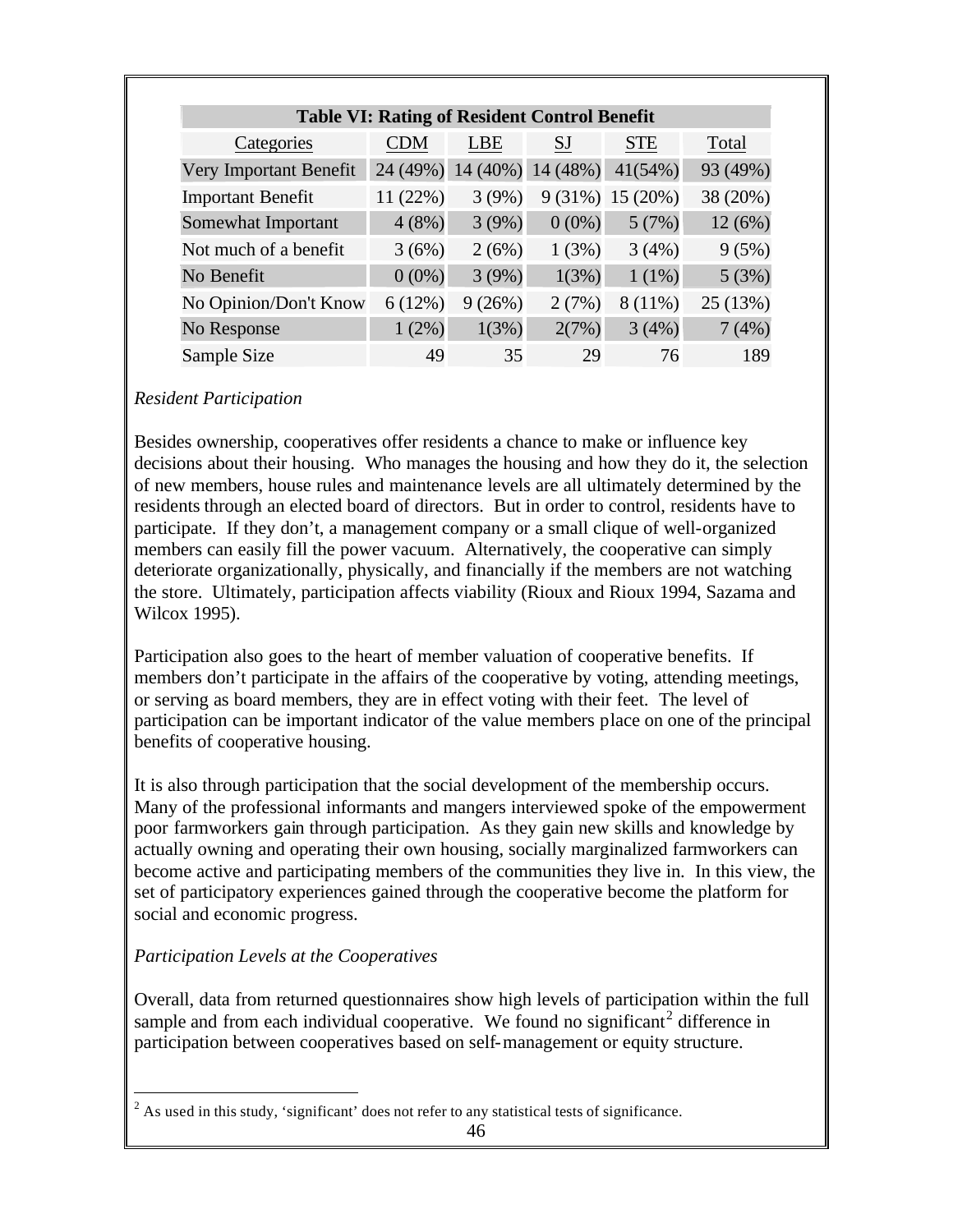**Table VI: Rating of Resident Control Benefit**

| Categories | CDM | LBE | SJ | STE | Total |
|---|---|---|---|---|---|
| Very Important Benefit | 24 (49%) | 14 (40%) | 14 (48%) | 41(54%) | 93 (49%) |
| Important Benefit | 11 (22%) | 3 (9%) | 9 (31%) | 15 (20%) | 38 (20%) |
| Somewhat Important | 4 (8%) | 3 (9%) | 0 (0%) | 5 (7%) | 12 (6%) |
| Not much of a benefit | 3 (6%) | 2 (6%) | 1 (3%) | 3 (4%) | 9 (5%) |
| No Benefit | 0 (0%) | 3 (9%) | 1(3%) | 1 (1%) | 5 (3%) |
| No Opinion/Don't Know | 6 (12%) | 9 (26%) | 2 (7%) | 8 (11%) | 25 (13%) |
| No Response | 1 (2%) | 1(3%) | 2(7%) | 3 (4%) | 7 (4%) |
| Sample Size | 49 | 35 | 29 | 76 | 189 |

*Resident Participation*

Besides ownership, cooperatives offer residents a chance to make or influence key decisions about their housing. Who manages the housing and how they do it, the selection of new members, house rules and maintenance levels are all ultimately determined by the residents through an elected board of directors. But in order to control, residents have to participate. If they don't, a management company or a small clique of well-organized members can easily fill the power vacuum. Alternatively, the cooperative can simply deteriorate organizationally, physically, and financially if the members are not watching the store. Ultimately, participation affects viability (Rioux and Rioux 1994, Sazama and Wilcox 1995).

Participation also goes to the heart of member valuation of cooperative benefits. If members don't participate in the affairs of the cooperative by voting, attending meetings, or serving as board members, they are in effect voting with their feet. The level of participation can be important indicator of the value members place on one of the principal benefits of cooperative housing.

It is also through participation that the social development of the membership occurs. Many of the professional informants and mangers interviewed spoke of the empowerment poor farmworkers gain through participation. As they gain new skills and knowledge by actually owning and operating their own housing, socially marginalized farmworkers can become active and participating members of the communities they live in. In this view, the set of participatory experiences gained through the cooperative become the platform for social and economic progress.

*Participation Levels at the Cooperatives*

Overall, data from returned questionnaires show high levels of participation within the full sample and from each individual cooperative. We found no significant[2] difference in participation between cooperatives based on self-management or equity structure.

[2] As used in this study, 'significant' does not refer to any statistical tests of significance.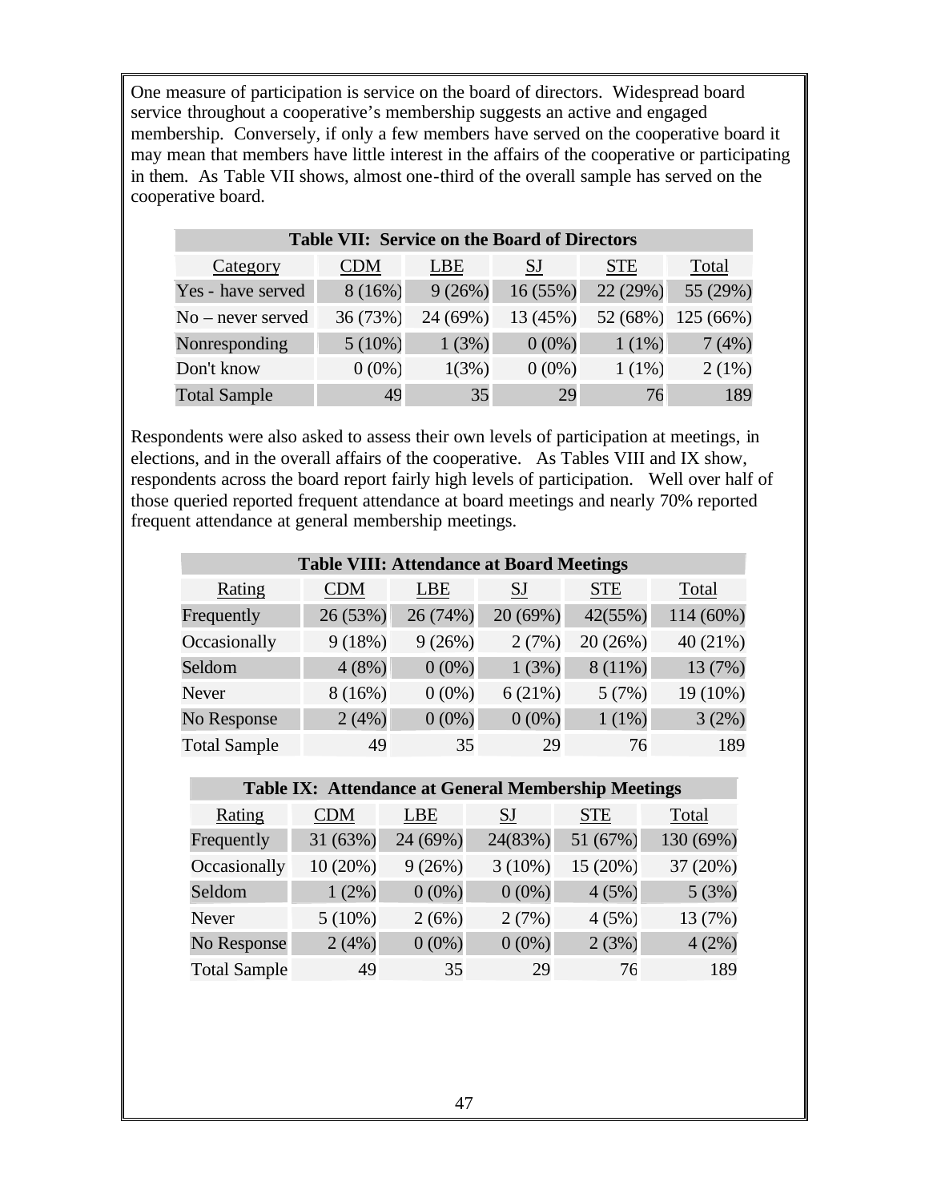One measure of participation is service on the board of directors. Widespread board service throughout a cooperative's membership suggests an active and engaged membership. Conversely, if only a few members have served on the cooperative board it may mean that members have little interest in the affairs of the cooperative or participating in them. As Table VII shows, almost one-third of the overall sample has served on the cooperative board.

**Table VII: Service on the Board of Directors**

| Category | CDM | LBE | SJ | STE | Total |
|---|---|---|---|---|---|
| Yes - have served | 8 (16%) | 9 (26%) | 16 (55%) | 22 (29%) | 55 (29%) |
| No – never served | 36 (73%) | 24 (69%) | 13 (45%) | 52 (68%) | 125 (66%) |
| Nonresponding | 5 (10%) | 1 (3%) | 0 (0%) | 1 (1%) | 7 (4%) |
| Don't know | 0 (0%) | 1(3%) | 0 (0%) | 1 (1%) | 2 (1%) |
| Total Sample | 49 | 35 | 29 | 76 | 189 |

Respondents were also asked to assess their own levels of participation at meetings, in elections, and in the overall affairs of the cooperative. As Tables VIII and IX show, respondents across the board report fairly high levels of participation. Well over half of those queried reported frequent attendance at board meetings and nearly 70% reported frequent attendance at general membership meetings.

**Table VIII: Attendance at Board Meetings**

| Rating | CDM | LBE | SJ | STE | Total |
|---|---|---|---|---|---|
| Frequently | 26 (53%) | 26 (74%) | 20 (69%) | 42(55%) | 114 (60%) |
| Occasionally | 9 (18%) | 9 (26%) | 2 (7%) | 20 (26%) | 40 (21%) |
| Seldom | 4 (8%) | 0 (0%) | 1 (3%) | 8 (11%) | 13 (7%) |
| Never | 8 (16%) | 0 (0%) | 6 (21%) | 5 (7%) | 19 (10%) |
| No Response | 2 (4%) | 0 (0%) | 0 (0%) | 1 (1%) | 3 (2%) |
| Total Sample | 49 | 35 | 29 | 76 | 189 |

**Table IX: Attendance at General Membership Meetings**

| Rating | CDM | LBE | SJ | STE | Total |
|---|---|---|---|---|---|
| Frequently | 31 (63%) | 24 (69%) | 24(83%) | 51 (67%) | 130 (69%) |
| Occasionally | 10 (20%) | 9 (26%) | 3 (10%) | 15 (20%) | 37 (20%) |
| Seldom | 1 (2%) | 0 (0%) | 0 (0%) | 4 (5%) | 5 (3%) |
| Never | 5 (10%) | 2 (6%) | 2 (7%) | 4 (5%) | 13 (7%) |
| No Response | 2 (4%) | 0 (0%) | 0 (0%) | 2 (3%) | 4 (2%) |
| Total Sample | 49 | 35 | 29 | 76 | 189 |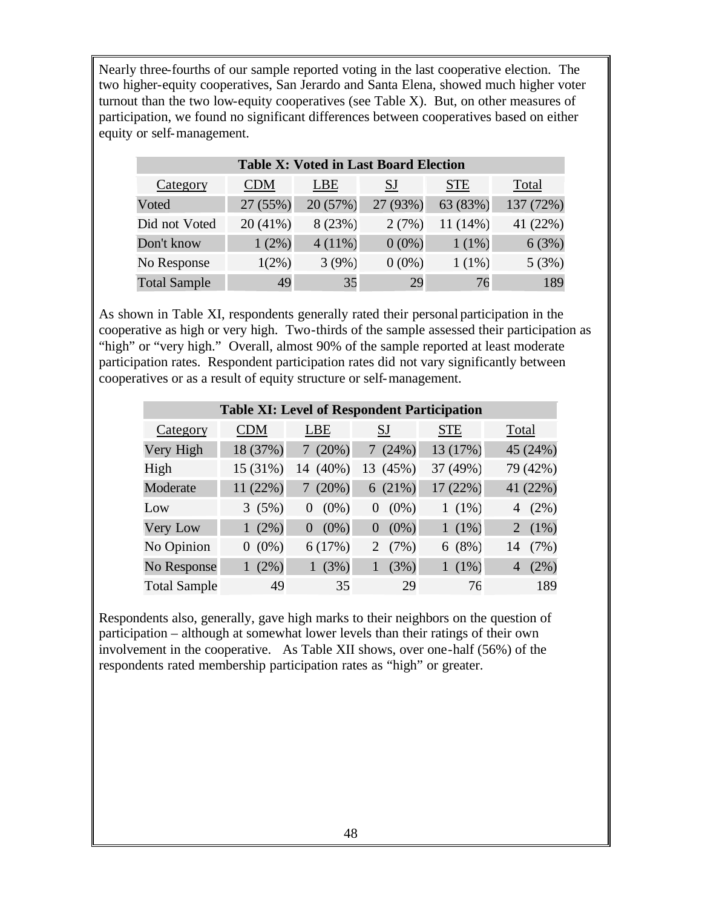Nearly three-fourths of our sample reported voting in the last cooperative election. The two higher-equity cooperatives, San Jerardo and Santa Elena, showed much higher voter turnout than the two low-equity cooperatives (see Table X). But, on other measures of participation, we found no significant differences between cooperatives based on either equity or self-management.

**Table X: Voted in Last Board Election**

| Category | CDM | LBE | SJ | STE | Total |
|---|---|---|---|---|---|
| Voted | 27 (55%) | 20 (57%) | 27 (93%) | 63 (83%) | 137 (72%) |
| Did not Voted | 20 (41%) | 8 (23%) | 2 (7%) | 11 (14%) | 41 (22%) |
| Don't know | 1 (2%) | 4 (11%) | 0 (0%) | 1 (1%) | 6 (3%) |
| No Response | 1(2%) | 3 (9%) | 0 (0%) | 1 (1%) | 5 (3%) |
| Total Sample | 49 | 35 | 29 | 76 | 189 |

As shown in Table XI, respondents generally rated their personal participation in the cooperative as high or very high. Two-thirds of the sample assessed their participation as "high" or "very high." Overall, almost 90% of the sample reported at least moderate participation rates. Respondent participation rates did not vary significantly between cooperatives or as a result of equity structure or self-management.

**Table XI: Level of Respondent Participation**

| Category | CDM | LBE | SJ | STE | Total |
|---|---|---|---|---|---|
| Very High | 18 (37%) | 7 (20%) | 7 (24%) | 13 (17%) | 45 (24%) |
| High | 15 (31%) | 14 (40%) | 13 (45%) | 37 (49%) | 79 (42%) |
| Moderate | 11 (22%) | 7 (20%) | 6 (21%) | 17 (22%) | 41 (22%) |
| Low | 3 (5%) | 0 (0%) | 0 (0%) | 1 (1%) | 4 (2%) |
| Very Low | 1 (2%) | 0 (0%) | 0 (0%) | 1 (1%) | 2 (1%) |
| No Opinion | 0 (0%) | 6 (17%) | 2 (7%) | 6 (8%) | 14 (7%) |
| No Response | 1 (2%) | 1 (3%) | 1 (3%) | 1 (1%) | 4 (2%) |
| Total Sample | 49 | 35 | 29 | 76 | 189 |

Respondents also, generally, gave high marks to their neighbors on the question of participation – although at somewhat lower levels than their ratings of their own involvement in the cooperative. As Table XII shows, over one-half (56%) of the respondents rated membership participation rates as "high" or greater.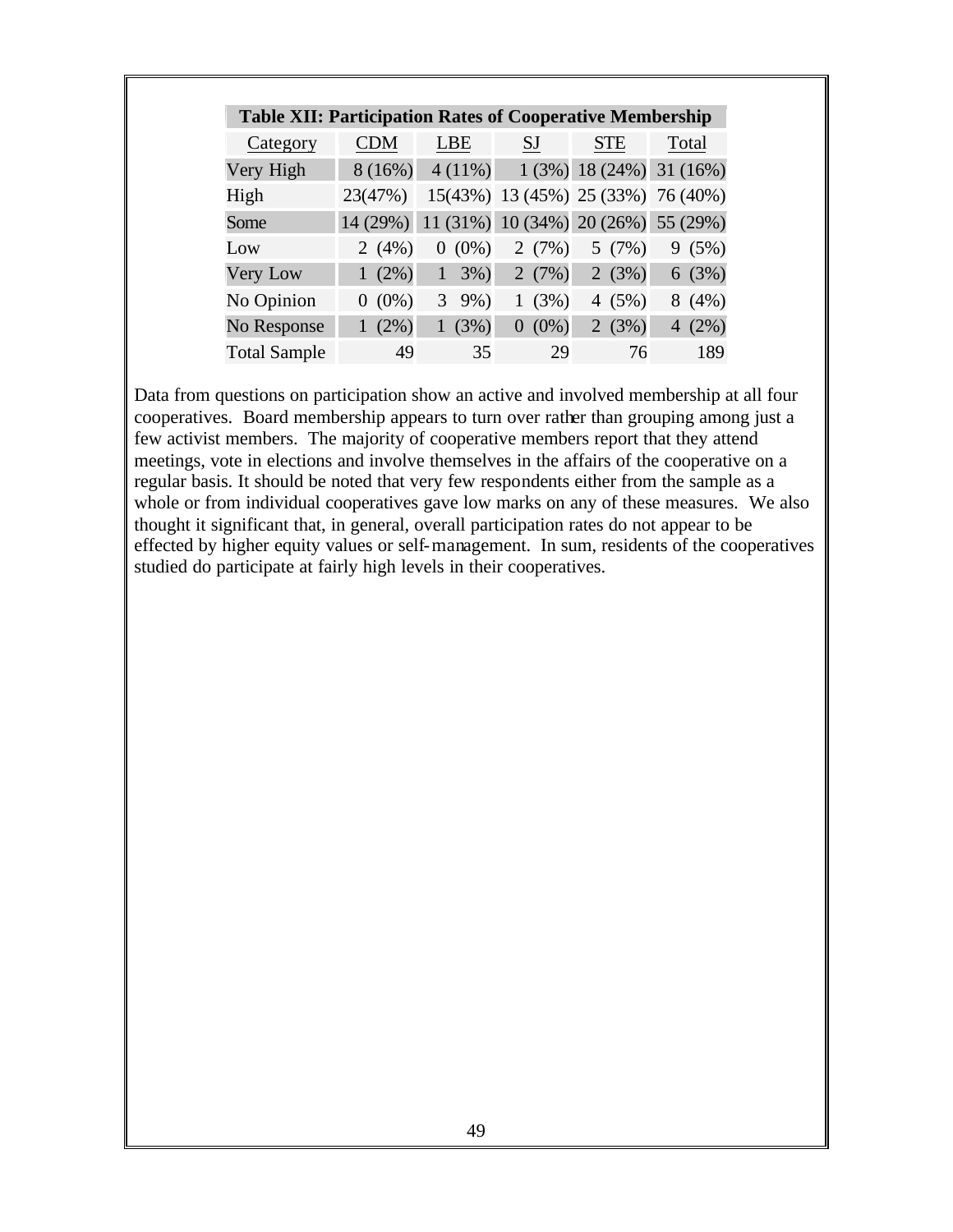**Table XII: Participation Rates of Cooperative Membership**

| Category | CDM | LBE | SJ | STE | Total |
|---|---|---|---|---|---|
| Very High | 8 (16%) | 4 (11%) | 1 (3%) | 18 (24%) | 31 (16%) |
| High | 23(47%) | 15(43%) | 13 (45%) | 25 (33%) | 76 (40%) |
| Some | 14 (29%) | 11 (31%) | 10 (34%) | 20 (26%) | 55 (29%) |
| Low | 2 (4%) | 0 (0%) | 2 (7%) | 5 (7%) | 9 (5%) |
| Very Low | 1 (2%) | 1 3%) | 2 (7%) | 2 (3%) | 6 (3%) |
| No Opinion | 0 (0%) | 3 9%) | 1 (3%) | 4 (5%) | 8 (4%) |
| No Response | 1 (2%) | 1 (3%) | 0 (0%) | 2 (3%) | 4 (2%) |
| Total Sample | 49 | 35 | 29 | 76 | 189 |

Data from questions on participation show an active and involved membership at all four cooperatives. Board membership appears to turn over rather than grouping among just a few activist members. The majority of cooperative members report that they attend meetings, vote in elections and involve themselves in the affairs of the cooperative on a regular basis. It should be noted that very few respondents either from the sample as a whole or from individual cooperatives gave low marks on any of these measures. We also thought it significant that, in general, overall participation rates do not appear to be effected by higher equity values or self-management. In sum, residents of the cooperatives studied do participate at fairly high levels in their cooperatives.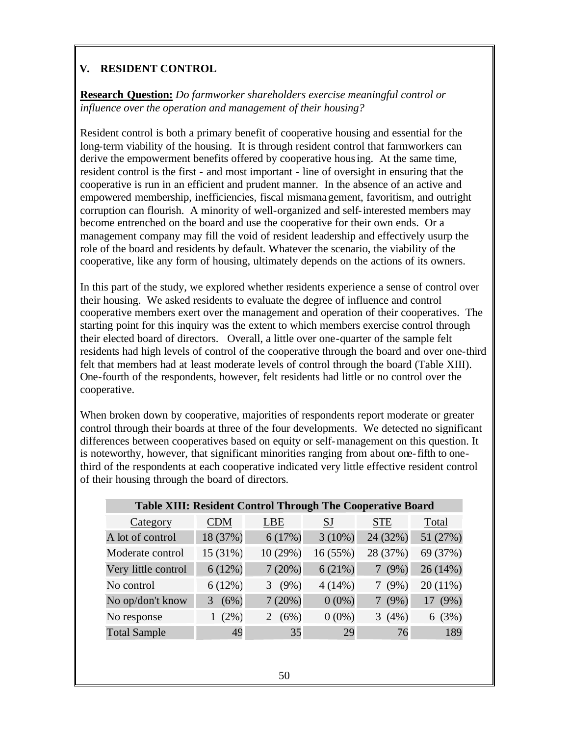## V. RESIDENT CONTROL

**Research Question:** *Do farmworker shareholders exercise meaningful control or influence over the operation and management of their housing?*

Resident control is both a primary benefit of cooperative housing and essential for the long-term viability of the housing. It is through resident control that farmworkers can derive the empowerment benefits offered by cooperative housing. At the same time, resident control is the first - and most important - line of oversight in ensuring that the cooperative is run in an efficient and prudent manner. In the absence of an active and empowered membership, inefficiencies, fiscal mismanagement, favoritism, and outright corruption can flourish. A minority of well-organized and self-interested members may become entrenched on the board and use the cooperative for their own ends. Or a management company may fill the void of resident leadership and effectively usurp the role of the board and residents by default. Whatever the scenario, the viability of the cooperative, like any form of housing, ultimately depends on the actions of its owners.

In this part of the study, we explored whether residents experience a sense of control over their housing. We asked residents to evaluate the degree of influence and control cooperative members exert over the management and operation of their cooperatives. The starting point for this inquiry was the extent to which members exercise control through their elected board of directors. Overall, a little over one-quarter of the sample felt residents had high levels of control of the cooperative through the board and over one-third felt that members had at least moderate levels of control through the board (Table XIII). One-fourth of the respondents, however, felt residents had little or no control over the cooperative.

When broken down by cooperative, majorities of respondents report moderate or greater control through their boards at three of the four developments. We detected no significant differences between cooperatives based on equity or self-management on this question. It is noteworthy, however, that significant minorities ranging from about one-fifth to one-third of the respondents at each cooperative indicated very little effective resident control of their housing through the board of directors.

**Table XIII: Resident Control Through The Cooperative Board**

| Category | CDM | LBE | SJ | STE | Total |
|---|---|---|---|---|---|
| A lot of control | 18 (37%) | 6 (17%) | 3 (10%) | 24 (32%) | 51 (27%) |
| Moderate control | 15 (31%) | 10 (29%) | 16 (55%) | 28 (37%) | 69 (37%) |
| Very little control | 6 (12%) | 7 (20%) | 6 (21%) | 7 (9%) | 26 (14%) |
| No control | 6 (12%) | 3 (9%) | 4 (14%) | 7 (9%) | 20 (11%) |
| No op/don't know | 3 (6%) | 7 (20%) | 0 (0%) | 7 (9%) | 17 (9%) |
| No response | 1 (2%) | 2 (6%) | 0 (0%) | 3 (4%) | 6 (3%) |
| Total Sample | 49 | 35 | 29 | 76 | 189 |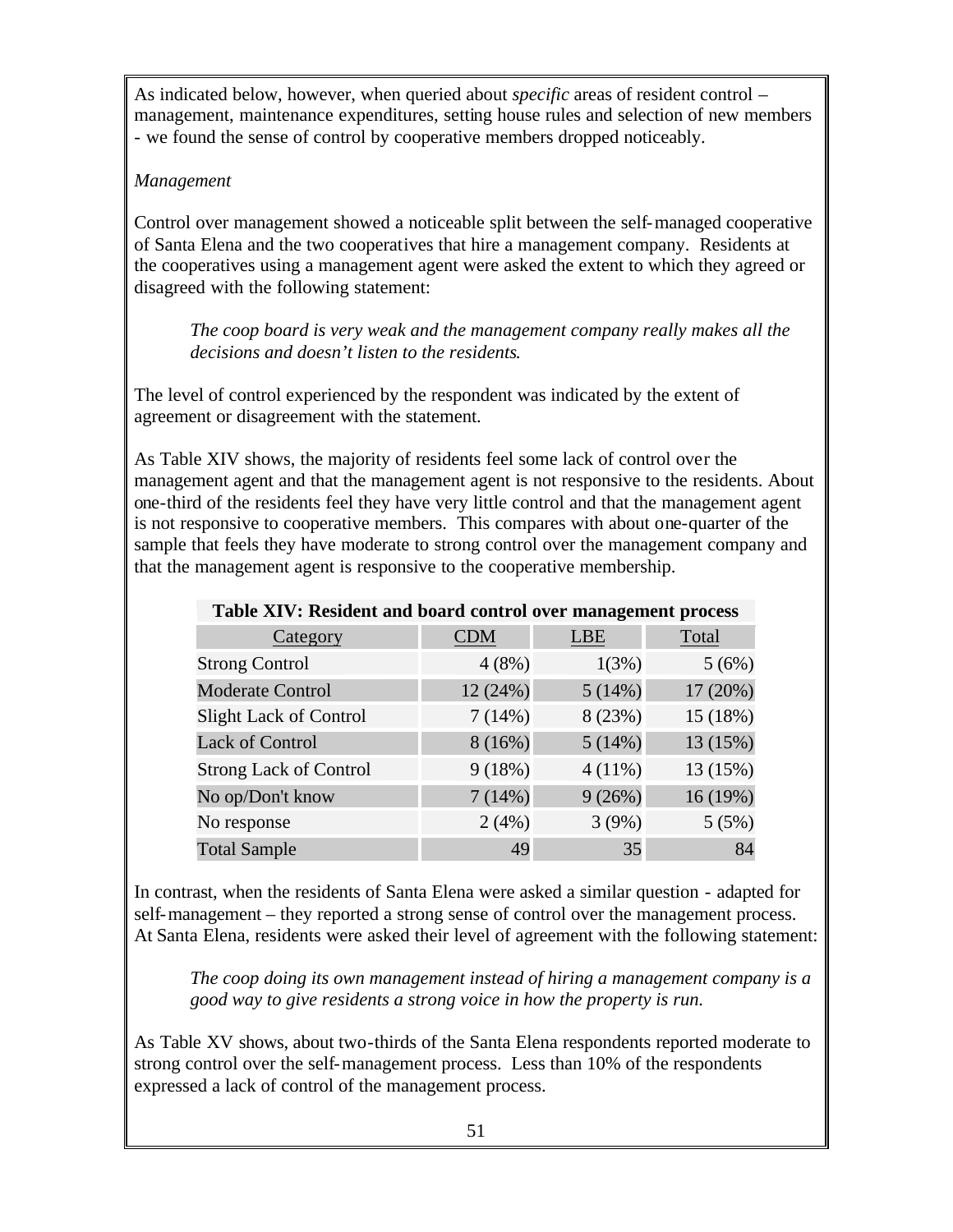As indicated below, however, when queried about *specific* areas of resident control – management, maintenance expenditures, setting house rules and selection of new members - we found the sense of control by cooperative members dropped noticeably.

*Management*

Control over management showed a noticeable split between the self-managed cooperative of Santa Elena and the two cooperatives that hire a management company. Residents at the cooperatives using a management agent were asked the extent to which they agreed or disagreed with the following statement:

> *The coop board is very weak and the management company really makes all the decisions and doesn't listen to the residents.*

The level of control experienced by the respondent was indicated by the extent of agreement or disagreement with the statement.

As Table XIV shows, the majority of residents feel some lack of control over the management agent and that the management agent is not responsive to the residents. About one-third of the residents feel they have very little control and that the management agent is not responsive to cooperative members. This compares with about one-quarter of the sample that feels they have moderate to strong control over the management company and that the management agent is responsive to the cooperative membership.

**Table XIV: Resident and board control over management process**

| Category | CDM | LBE | Total |
|---|---|---|---|
| Strong Control | 4 (8%) | 1(3%) | 5 (6%) |
| Moderate Control | 12 (24%) | 5 (14%) | 17 (20%) |
| Slight Lack of Control | 7 (14%) | 8 (23%) | 15 (18%) |
| Lack of Control | 8 (16%) | 5 (14%) | 13 (15%) |
| Strong Lack of Control | 9 (18%) | 4 (11%) | 13 (15%) |
| No op/Don't know | 7 (14%) | 9 (26%) | 16 (19%) |
| No response | 2 (4%) | 3 (9%) | 5 (5%) |
| Total Sample | 49 | 35 | 84 |

In contrast, when the residents of Santa Elena were asked a similar question - adapted for self-management – they reported a strong sense of control over the management process. At Santa Elena, residents were asked their level of agreement with the following statement:

> *The coop doing its own management instead of hiring a management company is a good way to give residents a strong voice in how the property is run.*

As Table XV shows, about two-thirds of the Santa Elena respondents reported moderate to strong control over the self-management process. Less than 10% of the respondents expressed a lack of control of the management process.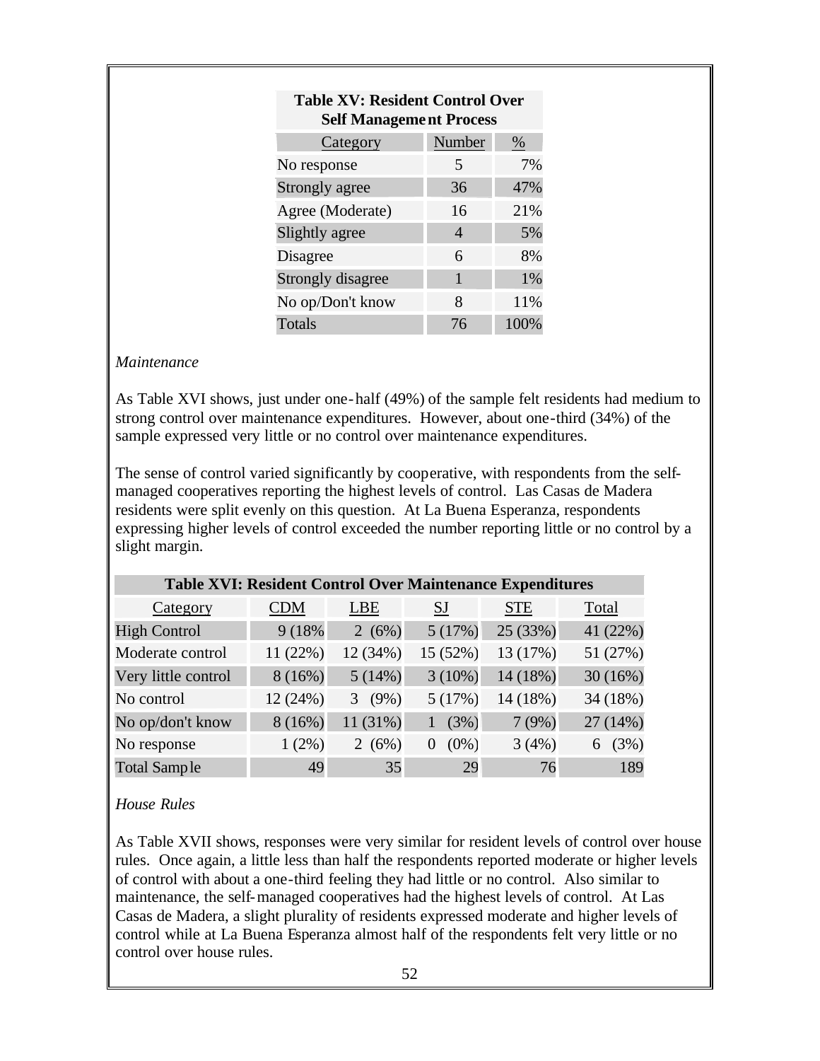**Table XV: Resident Control Over Self Management Process**

| Category | Number | % |
|---|---|---|
| No response | 5 | 7% |
| Strongly agree | 36 | 47% |
| Agree (Moderate) | 16 | 21% |
| Slightly agree | 4 | 5% |
| Disagree | 6 | 8% |
| Strongly disagree | 1 | 1% |
| No op/Don't know | 8 | 11% |
| Totals | 76 | 100% |

*Maintenance*

As Table XVI shows, just under one-half (49%) of the sample felt residents had medium to strong control over maintenance expenditures. However, about one-third (34%) of the sample expressed very little or no control over maintenance expenditures.

The sense of control varied significantly by cooperative, with respondents from the self-managed cooperatives reporting the highest levels of control. Las Casas de Madera residents were split evenly on this question. At La Buena Esperanza, respondents expressing higher levels of control exceeded the number reporting little or no control by a slight margin.

**Table XVI: Resident Control Over Maintenance Expenditures**

| Category | CDM | LBE | SJ | STE | Total |
|---|---|---|---|---|---|
| High Control | 9 (18% | 2 (6%) | 5 (17%) | 25 (33%) | 41 (22%) |
| Moderate control | 11 (22%) | 12 (34%) | 15 (52%) | 13 (17%) | 51 (27%) |
| Very little control | 8 (16%) | 5 (14%) | 3 (10%) | 14 (18%) | 30 (16%) |
| No control | 12 (24%) | 3 (9%) | 5 (17%) | 14 (18%) | 34 (18%) |
| No op/don't know | 8 (16%) | 11 (31%) | 1 (3%) | 7 (9%) | 27 (14%) |
| No response | 1 (2%) | 2 (6%) | 0 (0%) | 3 (4%) | 6 (3%) |
| Total Sample | 49 | 35 | 29 | 76 | 189 |

*House Rules*

As Table XVII shows, responses were very similar for resident levels of control over house rules. Once again, a little less than half the respondents reported moderate or higher levels of control with about a one-third feeling they had little or no control. Also similar to maintenance, the self-managed cooperatives had the highest levels of control. At Las Casas de Madera, a slight plurality of residents expressed moderate and higher levels of control while at La Buena Esperanza almost half of the respondents felt very little or no control over house rules.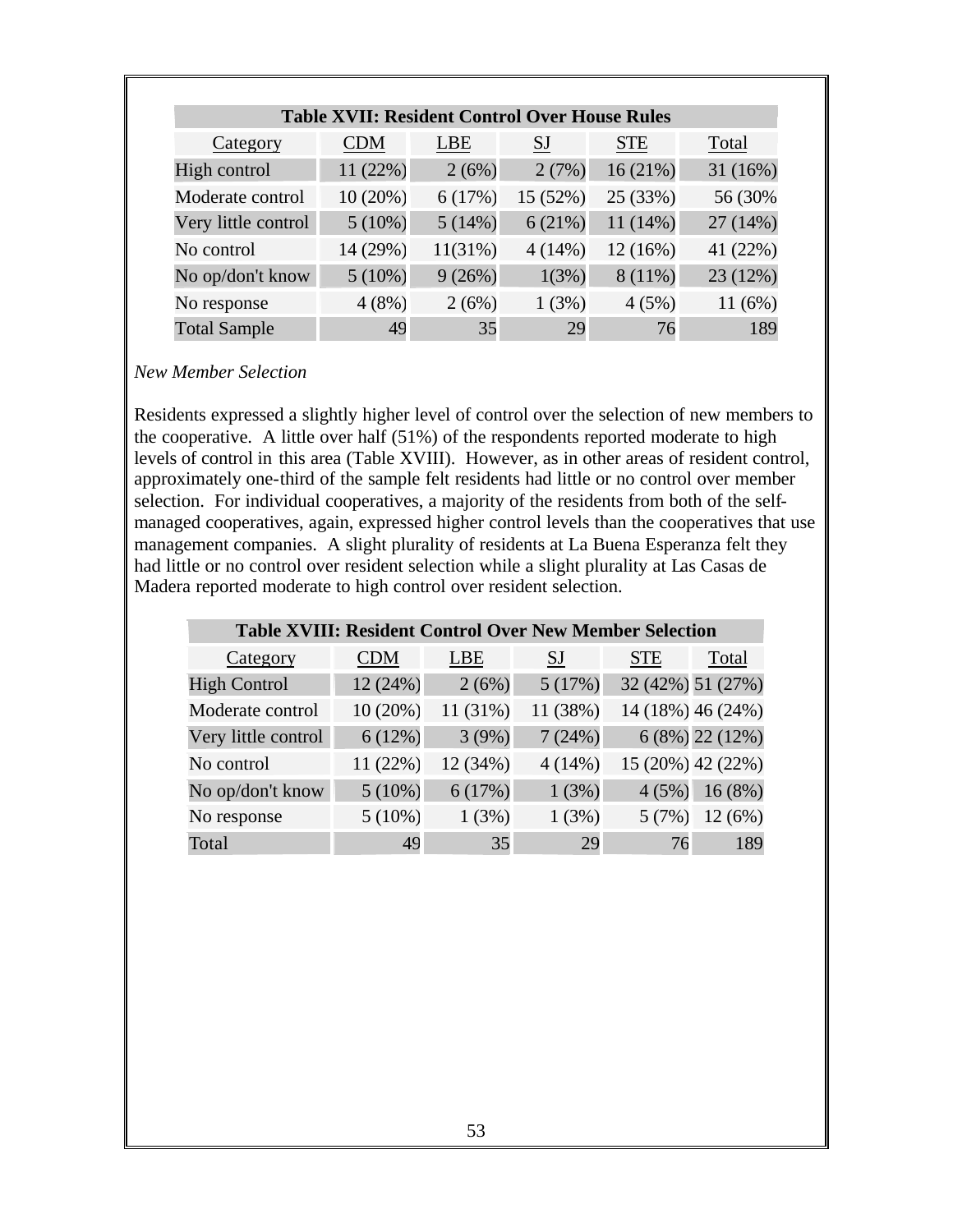| Table XVII: Resident Control Over House Rules | | | | | |
|---|---|---|---|---|---|
| Category | CDM | LBE | SJ | STE | Total |
| High control | 11 (22%) | 2 (6%) | 2 (7%) | 16 (21%) | 31 (16%) |
| Moderate control | 10 (20%) | 6 (17%) | 15 (52%) | 25 (33%) | 56 (30% |
| Very little control | 5 (10%) | 5 (14%) | 6 (21%) | 11 (14%) | 27 (14%) |
| No control | 14 (29%) | 11(31%) | 4 (14%) | 12 (16%) | 41 (22%) |
| No op/don't know | 5 (10%) | 9 (26%) | 1(3%) | 8 (11%) | 23 (12%) |
| No response | 4 (8%) | 2 (6%) | 1 (3%) | 4 (5%) | 11 (6%) |
| Total Sample | 49 | 35 | 29 | 76 | 189 |

*New Member Selection*

Residents expressed a slightly higher level of control over the selection of new members to the cooperative. A little over half (51%) of the respondents reported moderate to high levels of control in this area (Table XVIII). However, as in other areas of resident control, approximately one-third of the sample felt residents had little or no control over member selection. For individual cooperatives, a majority of the residents from both of the self-managed cooperatives, again, expressed higher control levels than the cooperatives that use management companies. A slight plurality of residents at La Buena Esperanza felt they had little or no control over resident selection while a slight plurality at Las Casas de Madera reported moderate to high control over resident selection.

| Table XVIII: Resident Control Over New Member Selection | | | | | |
|---|---|---|---|---|---|
| Category | CDM | LBE | SJ | STE | Total |
| High Control | 12 (24%) | 2 (6%) | 5 (17%) | 32 (42%) | 51 (27%) |
| Moderate control | 10 (20%) | 11 (31%) | 11 (38%) | 14 (18%) | 46 (24%) |
| Very little control | 6 (12%) | 3 (9%) | 7 (24%) | 6 (8%) | 22 (12%) |
| No control | 11 (22%) | 12 (34%) | 4 (14%) | 15 (20%) | 42 (22%) |
| No op/don't know | 5 (10%) | 6 (17%) | 1 (3%) | 4 (5%) | 16 (8%) |
| No response | 5 (10%) | 1 (3%) | 1 (3%) | 5 (7%) | 12 (6%) |
| Total | 49 | 35 | 29 | 76 | 189 |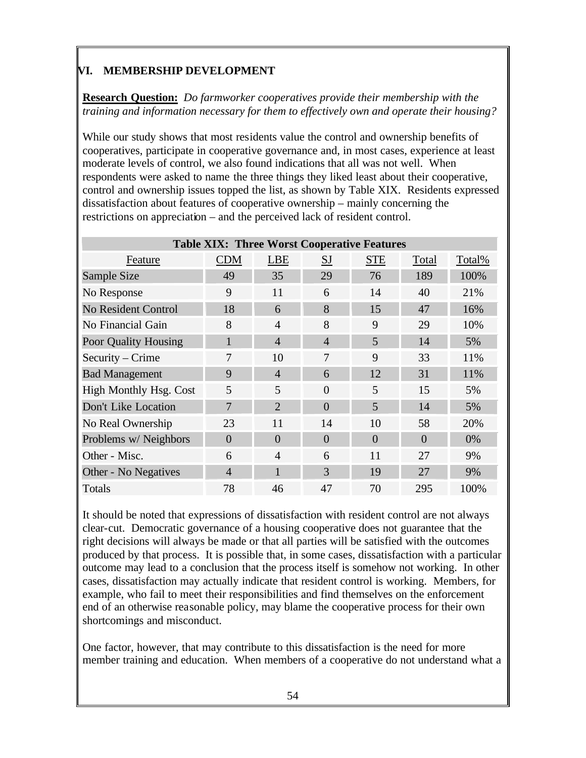## VI. MEMBERSHIP DEVELOPMENT

**Research Question:** *Do farmworker cooperatives provide their membership with the training and information necessary for them to effectively own and operate their housing?*

While our study shows that most residents value the control and ownership benefits of cooperatives, participate in cooperative governance and, in most cases, experience at least moderate levels of control, we also found indications that all was not well. When respondents were asked to name the three things they liked least about their cooperative, control and ownership issues topped the list, as shown by Table XIX. Residents expressed dissatisfaction about features of cooperative ownership – mainly concerning the restrictions on appreciation – and the perceived lack of resident control.

**Table XIX: Three Worst Cooperative Features**

| Feature | CDM | LBE | SJ | STE | Total | Total% |
|---|---|---|---|---|---|---|
| Sample Size | 49 | 35 | 29 | 76 | 189 | 100% |
| No Response | 9 | 11 | 6 | 14 | 40 | 21% |
| No Resident Control | 18 | 6 | 8 | 15 | 47 | 16% |
| No Financial Gain | 8 | 4 | 8 | 9 | 29 | 10% |
| Poor Quality Housing | 1 | 4 | 4 | 5 | 14 | 5% |
| Security – Crime | 7 | 10 | 7 | 9 | 33 | 11% |
| Bad Management | 9 | 4 | 6 | 12 | 31 | 11% |
| High Monthly Hsg. Cost | 5 | 5 | 0 | 5 | 15 | 5% |
| Don't Like Location | 7 | 2 | 0 | 5 | 14 | 5% |
| No Real Ownership | 23 | 11 | 14 | 10 | 58 | 20% |
| Problems w/ Neighbors | 0 | 0 | 0 | 0 | 0 | 0% |
| Other - Misc. | 6 | 4 | 6 | 11 | 27 | 9% |
| Other - No Negatives | 4 | 1 | 3 | 19 | 27 | 9% |
| Totals | 78 | 46 | 47 | 70 | 295 | 100% |

It should be noted that expressions of dissatisfaction with resident control are not always clear-cut. Democratic governance of a housing cooperative does not guarantee that the right decisions will always be made or that all parties will be satisfied with the outcomes produced by that process. It is possible that, in some cases, dissatisfaction with a particular outcome may lead to a conclusion that the process itself is somehow not working. In other cases, dissatisfaction may actually indicate that resident control is working. Members, for example, who fail to meet their responsibilities and find themselves on the enforcement end of an otherwise reasonable policy, may blame the cooperative process for their own shortcomings and misconduct.

One factor, however, that may contribute to this dissatisfaction is the need for more member training and education. When members of a cooperative do not understand what a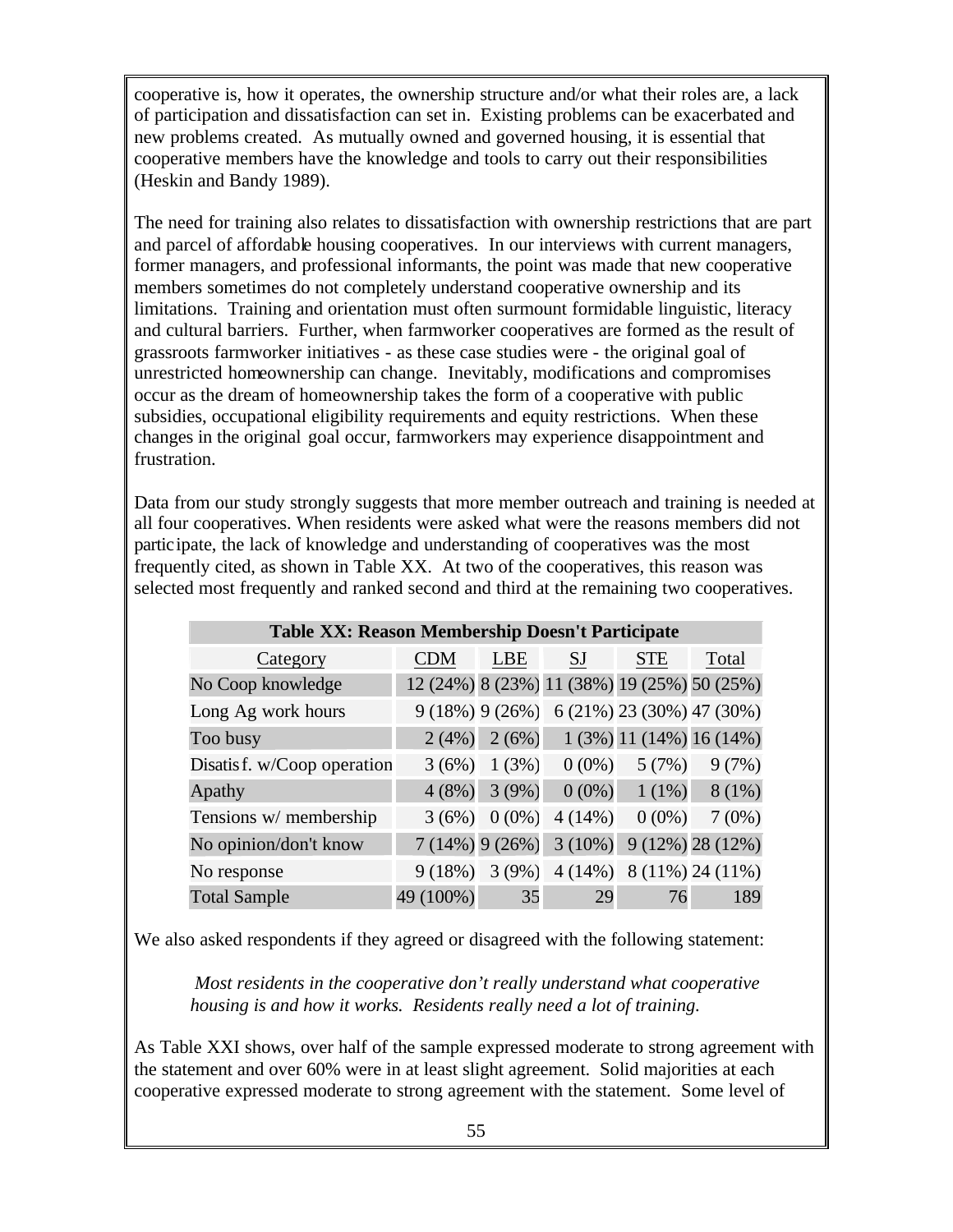cooperative is, how it operates, the ownership structure and/or what their roles are, a lack of participation and dissatisfaction can set in. Existing problems can be exacerbated and new problems created. As mutually owned and governed housing, it is essential that cooperative members have the knowledge and tools to carry out their responsibilities (Heskin and Bandy 1989).

The need for training also relates to dissatisfaction with ownership restrictions that are part and parcel of affordable housing cooperatives. In our interviews with current managers, former managers, and professional informants, the point was made that new cooperative members sometimes do not completely understand cooperative ownership and its limitations. Training and orientation must often surmount formidable linguistic, literacy and cultural barriers. Further, when farmworker cooperatives are formed as the result of grassroots farmworker initiatives - as these case studies were - the original goal of unrestricted homeownership can change. Inevitably, modifications and compromises occur as the dream of homeownership takes the form of a cooperative with public subsidies, occupational eligibility requirements and equity restrictions. When these changes in the original goal occur, farmworkers may experience disappointment and frustration.

Data from our study strongly suggests that more member outreach and training is needed at all four cooperatives. When residents were asked what were the reasons members did not participate, the lack of knowledge and understanding of cooperatives was the most frequently cited, as shown in Table XX. At two of the cooperatives, this reason was selected most frequently and ranked second and third at the remaining two cooperatives.

**Table XX: Reason Membership Doesn't Participate**

| Category | CDM | LBE | SJ | STE | Total |
|---|---|---|---|---|---|
| No Coop knowledge | 12 (24%) | 8 (23%) | 11 (38%) | 19 (25%) | 50 (25%) |
| Long Ag work hours | 9 (18%) | 9 (26%) | 6 (21%) | 23 (30%) | 47 (30%) |
| Too busy | 2 (4%) | 2 (6%) | 1 (3%) | 11 (14%) | 16 (14%) |
| Disatisf. w/Coop operation | 3 (6%) | 1 (3%) | 0 (0%) | 5 (7%) | 9 (7%) |
| Apathy | 4 (8%) | 3 (9%) | 0 (0%) | 1 (1%) | 8 (1%) |
| Tensions w/ membership | 3 (6%) | 0 (0%) | 4 (14%) | 0 (0%) | 7 (0%) |
| No opinion/don't know | 7 (14%) | 9 (26%) | 3 (10%) | 9 (12%) | 28 (12%) |
| No response | 9 (18%) | 3 (9%) | 4 (14%) | 8 (11%) | 24 (11%) |
| Total Sample | 49 (100%) | 35 | 29 | 76 | 189 |

We also asked respondents if they agreed or disagreed with the following statement:

> *Most residents in the cooperative don't really understand what cooperative housing is and how it works. Residents really need a lot of training.*

As Table XXI shows, over half of the sample expressed moderate to strong agreement with the statement and over 60% were in at least slight agreement. Solid majorities at each cooperative expressed moderate to strong agreement with the statement. Some level of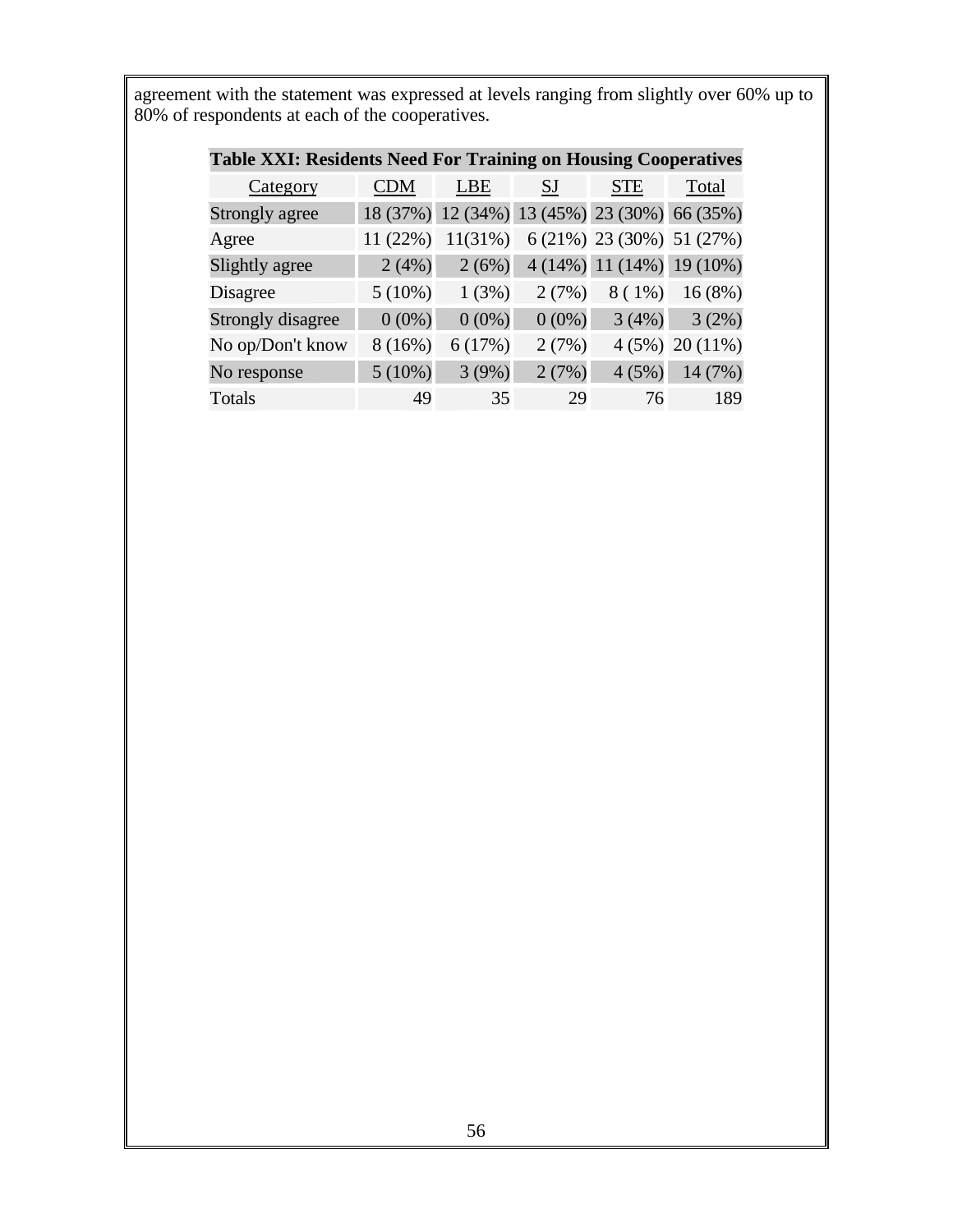agreement with the statement was expressed at levels ranging from slightly over 60% up to 80% of respondents at each of the cooperatives.

**Table XXI: Residents Need For Training on Housing Cooperatives**

| Category | CDM | LBE | SJ | STE | Total |
|---|---|---|---|---|---|
| Strongly agree | 18 (37%) | 12 (34%) | 13 (45%) | 23 (30%) | 66 (35%) |
| Agree | 11 (22%) | 11(31%) | 6 (21%) | 23 (30%) | 51 (27%) |
| Slightly agree | 2 (4%) | 2 (6%) | 4 (14%) | 11 (14%) | 19 (10%) |
| Disagree | 5 (10%) | 1 (3%) | 2 (7%) | 8 ( 1%) | 16 (8%) |
| Strongly disagree | 0 (0%) | 0 (0%) | 0 (0%) | 3 (4%) | 3 (2%) |
| No op/Don't know | 8 (16%) | 6 (17%) | 2 (7%) | 4 (5%) | 20 (11%) |
| No response | 5 (10%) | 3 (9%) | 2 (7%) | 4 (5%) | 14 (7%) |
| Totals | 49 | 35 | 29 | 76 | 189 |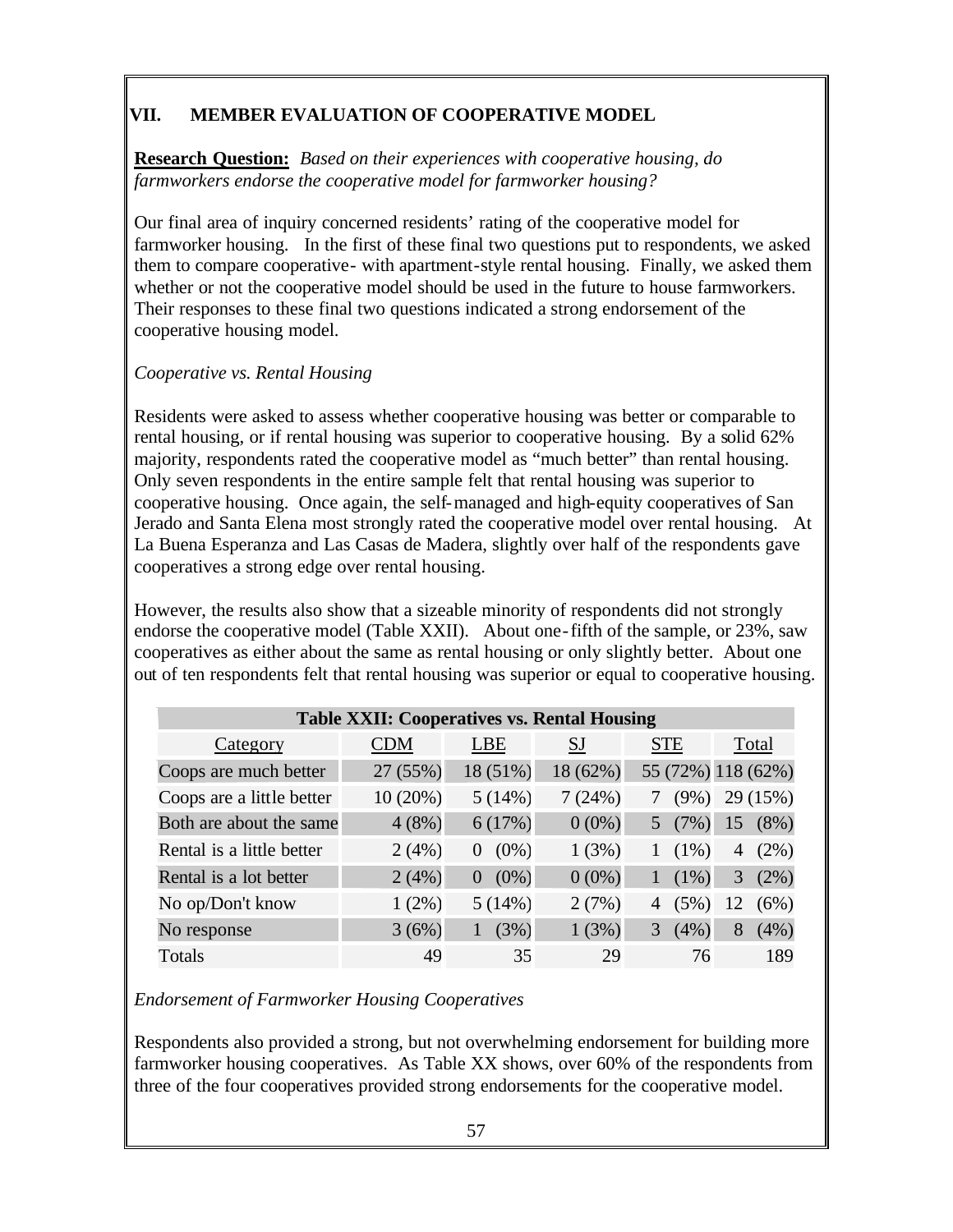## VII. MEMBER EVALUATION OF COOPERATIVE MODEL

**Research Question:** *Based on their experiences with cooperative housing, do farmworkers endorse the cooperative model for farmworker housing?*

Our final area of inquiry concerned residents' rating of the cooperative model for farmworker housing. In the first of these final two questions put to respondents, we asked them to compare cooperative- with apartment-style rental housing. Finally, we asked them whether or not the cooperative model should be used in the future to house farmworkers. Their responses to these final two questions indicated a strong endorsement of the cooperative housing model.

*Cooperative vs. Rental Housing*

Residents were asked to assess whether cooperative housing was better or comparable to rental housing, or if rental housing was superior to cooperative housing. By a solid 62% majority, respondents rated the cooperative model as "much better" than rental housing. Only seven respondents in the entire sample felt that rental housing was superior to cooperative housing. Once again, the self-managed and high-equity cooperatives of San Jerado and Santa Elena most strongly rated the cooperative model over rental housing. At La Buena Esperanza and Las Casas de Madera, slightly over half of the respondents gave cooperatives a strong edge over rental housing.

However, the results also show that a sizeable minority of respondents did not strongly endorse the cooperative model (Table XXII). About one-fifth of the sample, or 23%, saw cooperatives as either about the same as rental housing or only slightly better. About one out of ten respondents felt that rental housing was superior or equal to cooperative housing.

**Table XXII: Cooperatives vs. Rental Housing**

| Category | CDM | LBE | SJ | STE | Total |
|---|---|---|---|---|---|
| Coops are much better | 27 (55%) | 18 (51%) | 18 (62%) | 55 (72%) | 118 (62%) |
| Coops are a little better | 10 (20%) | 5 (14%) | 7 (24%) | 7 (9%) | 29 (15%) |
| Both are about the same | 4 (8%) | 6 (17%) | 0 (0%) | 5 (7%) | 15 (8%) |
| Rental is a little better | 2 (4%) | 0 (0%) | 1 (3%) | 1 (1%) | 4 (2%) |
| Rental is a lot better | 2 (4%) | 0 (0%) | 0 (0%) | 1 (1%) | 3 (2%) |
| No op/Don't know | 1 (2%) | 5 (14%) | 2 (7%) | 4 (5%) | 12 (6%) |
| No response | 3 (6%) | 1 (3%) | 1 (3%) | 3 (4%) | 8 (4%) |
| Totals | 49 | 35 | 29 | 76 | 189 |

*Endorsement of Farmworker Housing Cooperatives*

Respondents also provided a strong, but not overwhelming endorsement for building more farmworker housing cooperatives. As Table XX shows, over 60% of the respondents from three of the four cooperatives provided strong endorsements for the cooperative model.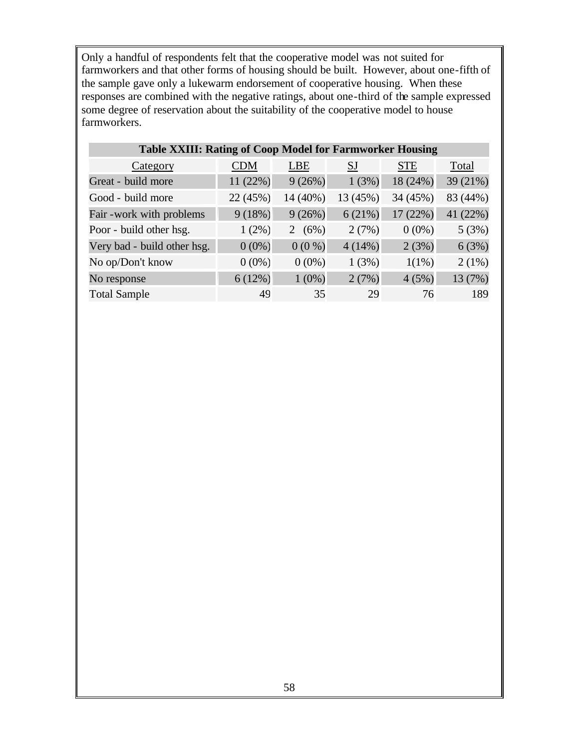Only a handful of respondents felt that the cooperative model was not suited for farmworkers and that other forms of housing should be built. However, about one-fifth of the sample gave only a lukewarm endorsement of cooperative housing. When these responses are combined with the negative ratings, about one-third of the sample expressed some degree of reservation about the suitability of the cooperative model to house farmworkers.

**Table XXIII: Rating of Coop Model for Farmworker Housing**

| Category | CDM | LBE | SJ | STE | Total |
|---|---|---|---|---|---|
| Great - build more | 11 (22%) | 9 (26%) | 1 (3%) | 18 (24%) | 39 (21%) |
| Good - build more | 22 (45%) | 14 (40%) | 13 (45%) | 34 (45%) | 83 (44%) |
| Fair -work with problems | 9 (18%) | 9 (26%) | 6 (21%) | 17 (22%) | 41 (22%) |
| Poor - build other hsg. | 1 (2%) | 2 (6%) | 2 (7%) | 0 (0%) | 5 (3%) |
| Very bad - build other hsg. | 0 (0%) | 0 (0 %) | 4 (14%) | 2 (3%) | 6 (3%) |
| No op/Don't know | 0 (0%) | 0 (0%) | 1 (3%) | 1(1%) | 2 (1%) |
| No response | 6 (12%) | 1 (0%) | 2 (7%) | 4 (5%) | 13 (7%) |
| Total Sample | 49 | 35 | 29 | 76 | 189 |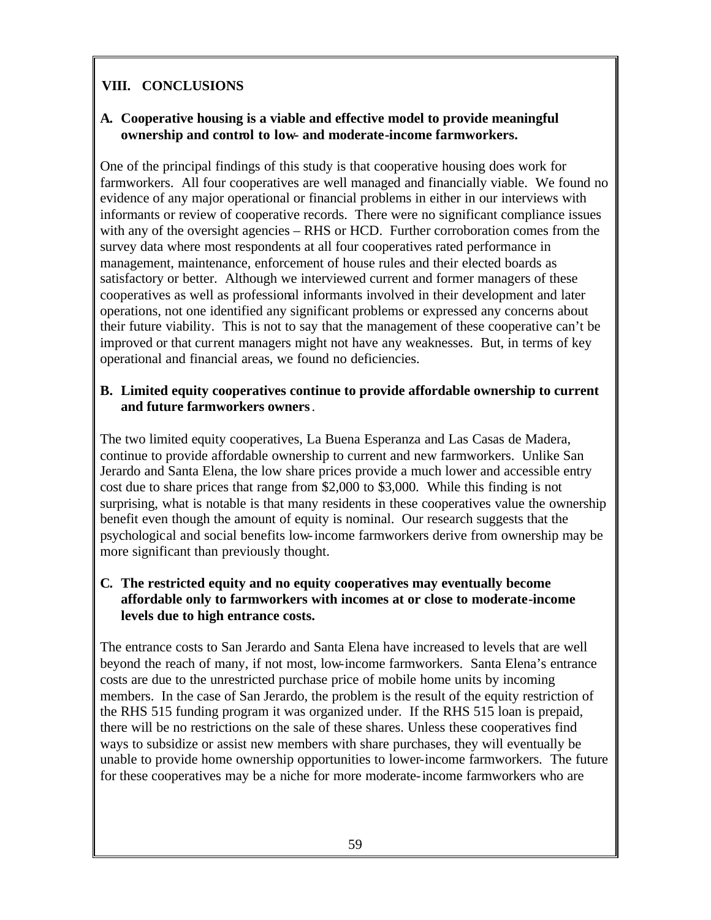## VIII. CONCLUSIONS

### A. Cooperative housing is a viable and effective model to provide meaningful ownership and control to low- and moderate-income farmworkers.

One of the principal findings of this study is that cooperative housing does work for farmworkers. All four cooperatives are well managed and financially viable. We found no evidence of any major operational or financial problems in either in our interviews with informants or review of cooperative records. There were no significant compliance issues with any of the oversight agencies – RHS or HCD. Further corroboration comes from the survey data where most respondents at all four cooperatives rated performance in management, maintenance, enforcement of house rules and their elected boards as satisfactory or better. Although we interviewed current and former managers of these cooperatives as well as professional informants involved in their development and later operations, not one identified any significant problems or expressed any concerns about their future viability. This is not to say that the management of these cooperative can't be improved or that current managers might not have any weaknesses. But, in terms of key operational and financial areas, we found no deficiencies.

### B. Limited equity cooperatives continue to provide affordable ownership to current and future farmworkers owners.

The two limited equity cooperatives, La Buena Esperanza and Las Casas de Madera, continue to provide affordable ownership to current and new farmworkers. Unlike San Jerardo and Santa Elena, the low share prices provide a much lower and accessible entry cost due to share prices that range from $2,000 to $3,000. While this finding is not surprising, what is notable is that many residents in these cooperatives value the ownership benefit even though the amount of equity is nominal. Our research suggests that the psychological and social benefits low-income farmworkers derive from ownership may be more significant than previously thought.

### C. The restricted equity and no equity cooperatives may eventually become affordable only to farmworkers with incomes at or close to moderate-income levels due to high entrance costs.

The entrance costs to San Jerardo and Santa Elena have increased to levels that are well beyond the reach of many, if not most, low-income farmworkers. Santa Elena's entrance costs are due to the unrestricted purchase price of mobile home units by incoming members. In the case of San Jerardo, the problem is the result of the equity restriction of the RHS 515 funding program it was organized under. If the RHS 515 loan is prepaid, there will be no restrictions on the sale of these shares. Unless these cooperatives find ways to subsidize or assist new members with share purchases, they will eventually be unable to provide home ownership opportunities to lower-income farmworkers. The future for these cooperatives may be a niche for more moderate-income farmworkers who are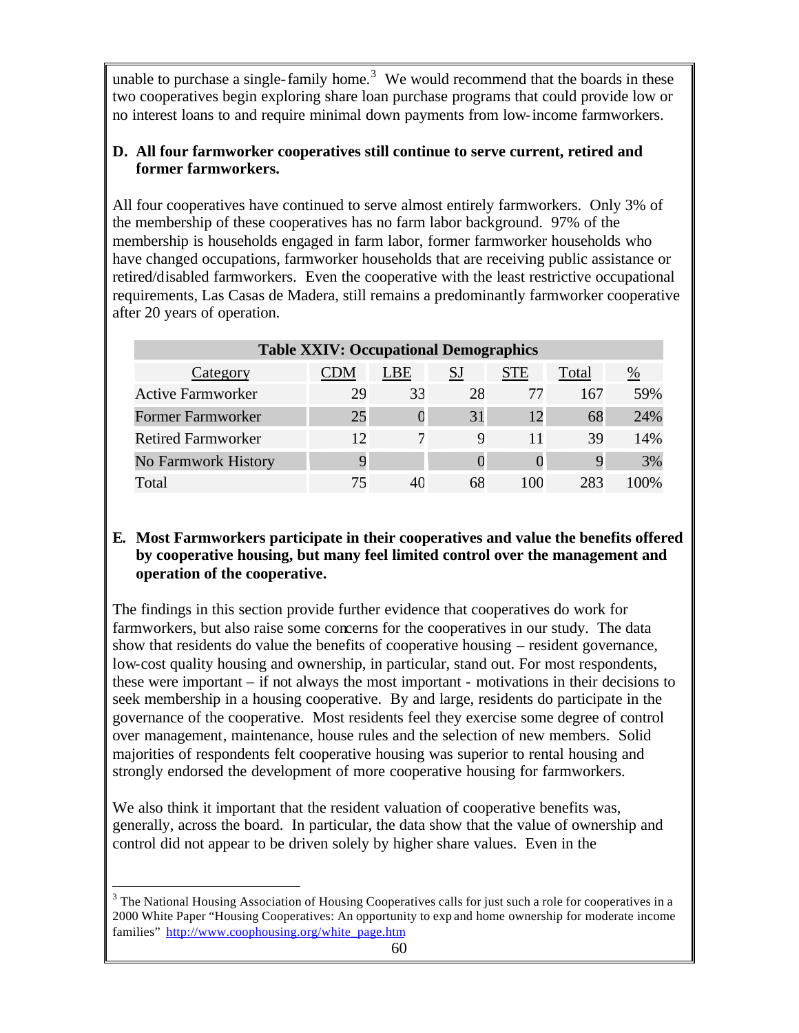unable to purchase a single-family home.[3] We would recommend that the boards in these two cooperatives begin exploring share loan purchase programs that could provide low or no interest loans to and require minimal down payments from low-income farmworkers.

**D. All four farmworker cooperatives still continue to serve current, retired and former farmworkers.**

All four cooperatives have continued to serve almost entirely farmworkers. Only 3% of the membership of these cooperatives has no farm labor background. 97% of the membership is households engaged in farm labor, former farmworker households who have changed occupations, farmworker households that are receiving public assistance or retired/disabled farmworkers. Even the cooperative with the least restrictive occupational requirements, Las Casas de Madera, still remains a predominantly farmworker cooperative after 20 years of operation.

| **Table XXIV: Occupational Demographics** | | | | | | |
|---|---|---|---|---|---|---|
| Category | CDM | LBE | SJ | STE | Total | % |
| Active Farmworker | 29 | 33 | 28 | 77 | 167 | 59% |
| Former Farmworker | 25 | 0 | 31 | 12 | 68 | 24% |
| Retired Farmworker | 12 | 7 | 9 | 11 | 39 | 14% |
| No Farmwork History | 9 | | 0 | 0 | 9 | 3% |
| Total | 75 | 40 | 68 | 100 | 283 | 100% |

**E. Most Farmworkers participate in their cooperatives and value the benefits offered by cooperative housing, but many feel limited control over the management and operation of the cooperative.**

The findings in this section provide further evidence that cooperatives do work for farmworkers, but also raise some concerns for the cooperatives in our study. The data show that residents do value the benefits of cooperative housing – resident governance, low-cost quality housing and ownership, in particular, stand out. For most respondents, these were important – if not always the most important - motivations in their decisions to seek membership in a housing cooperative. By and large, residents do participate in the governance of the cooperative. Most residents feel they exercise some degree of control over management, maintenance, house rules and the selection of new members. Solid majorities of respondents felt cooperative housing was superior to rental housing and strongly endorsed the development of more cooperative housing for farmworkers.

We also think it important that the resident valuation of cooperative benefits was, generally, across the board. In particular, the data show that the value of ownership and control did not appear to be driven solely by higher share values. Even in the

---

[3] The National Housing Association of Housing Cooperatives calls for just such a role for cooperatives in a 2000 White Paper "Housing Cooperatives: An opportunity to expand home ownership for moderate income families" http://www.coophousing.org/white_page.htm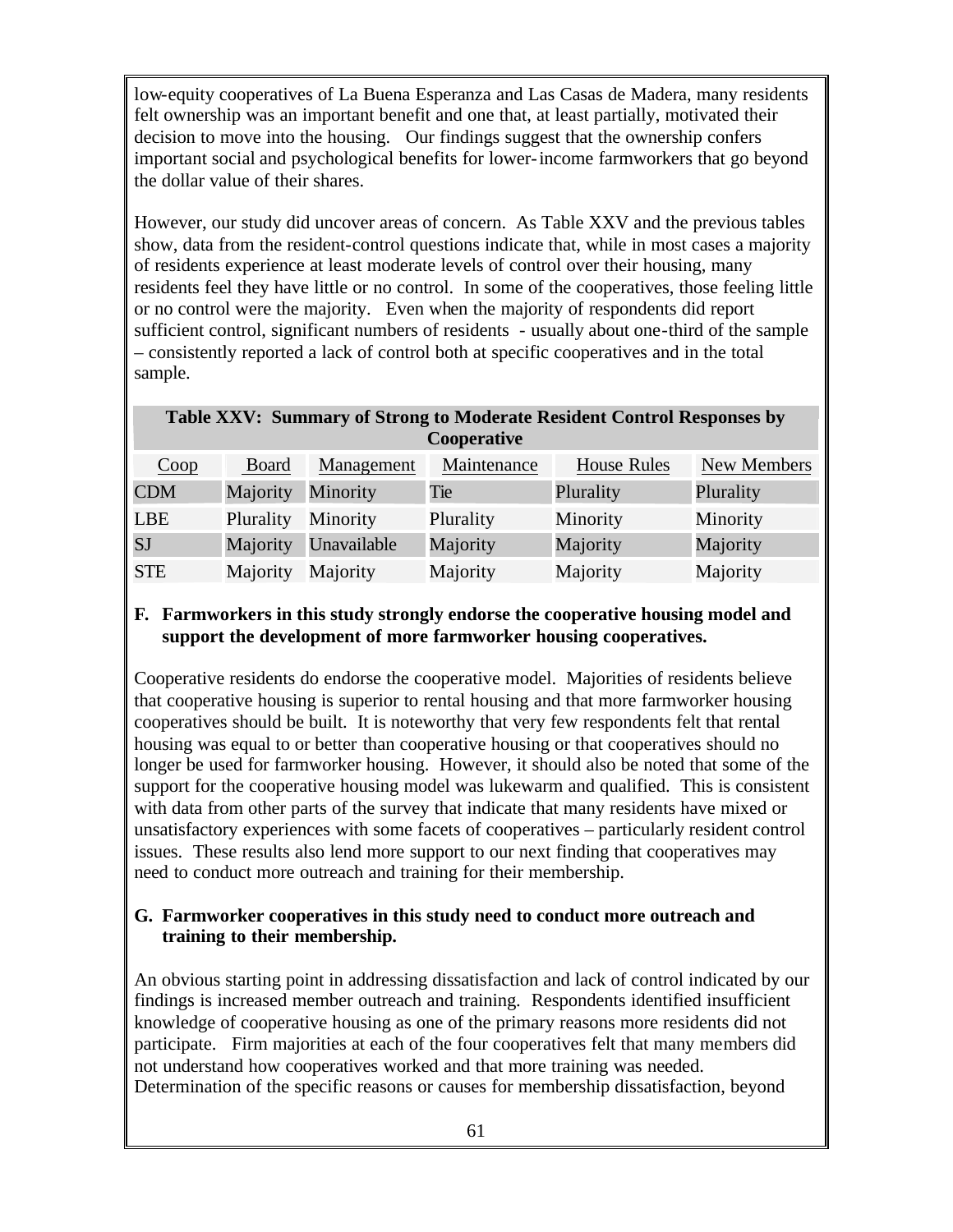low-equity cooperatives of La Buena Esperanza and Las Casas de Madera, many residents felt ownership was an important benefit and one that, at least partially, motivated their decision to move into the housing. Our findings suggest that the ownership confers important social and psychological benefits for lower-income farmworkers that go beyond the dollar value of their shares.

However, our study did uncover areas of concern. As Table XXV and the previous tables show, data from the resident-control questions indicate that, while in most cases a majority of residents experience at least moderate levels of control over their housing, many residents feel they have little or no control. In some of the cooperatives, those feeling little or no control were the majority. Even when the majority of respondents did report sufficient control, significant numbers of residents - usually about one-third of the sample – consistently reported a lack of control both at specific cooperatives and in the total sample.

**Table XXV: Summary of Strong to Moderate Resident Control Responses by Cooperative**

| Coop | Board | Management | Maintenance | House Rules | New Members |
|---|---|---|---|---|---|
| CDM | Majority | Minority | Tie | Plurality | Plurality |
| LBE | Plurality | Minority | Plurality | Minority | Minority |
| SJ | Majority | Unavailable | Majority | Majority | Majority |
| STE | Majority | Majority | Majority | Majority | Majority |

**F. Farmworkers in this study strongly endorse the cooperative housing model and support the development of more farmworker housing cooperatives.**

Cooperative residents do endorse the cooperative model. Majorities of residents believe that cooperative housing is superior to rental housing and that more farmworker housing cooperatives should be built. It is noteworthy that very few respondents felt that rental housing was equal to or better than cooperative housing or that cooperatives should no longer be used for farmworker housing. However, it should also be noted that some of the support for the cooperative housing model was lukewarm and qualified. This is consistent with data from other parts of the survey that indicate that many residents have mixed or unsatisfactory experiences with some facets of cooperatives – particularly resident control issues. These results also lend more support to our next finding that cooperatives may need to conduct more outreach and training for their membership.

**G. Farmworker cooperatives in this study need to conduct more outreach and training to their membership.**

An obvious starting point in addressing dissatisfaction and lack of control indicated by our findings is increased member outreach and training. Respondents identified insufficient knowledge of cooperative housing as one of the primary reasons more residents did not participate. Firm majorities at each of the four cooperatives felt that many members did not understand how cooperatives worked and that more training was needed. Determination of the specific reasons or causes for membership dissatisfaction, beyond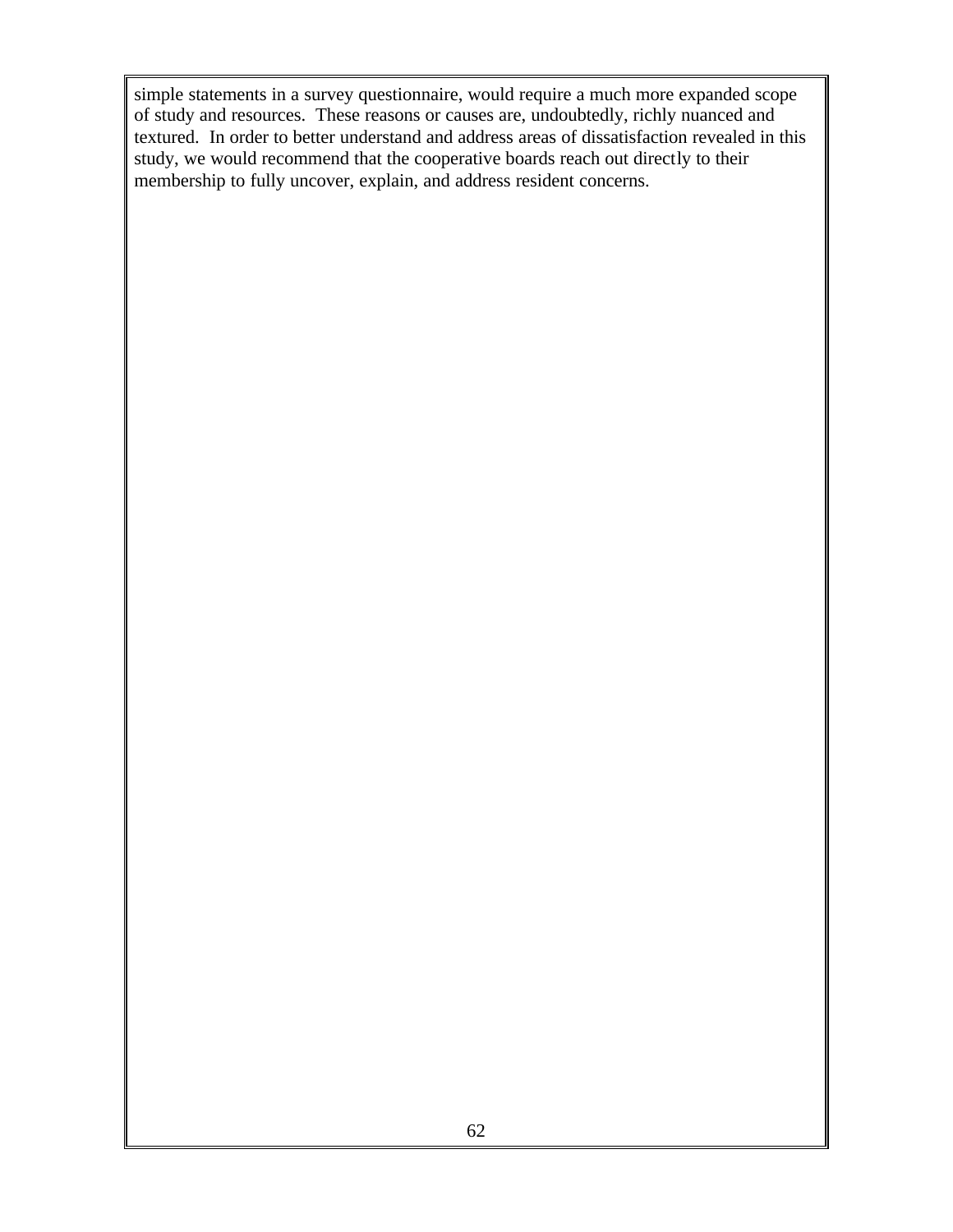simple statements in a survey questionnaire, would require a much more expanded scope of study and resources. These reasons or causes are, undoubtedly, richly nuanced and textured. In order to better understand and address areas of dissatisfaction revealed in this study, we would recommend that the cooperative boards reach out directly to their membership to fully uncover, explain, and address resident concerns.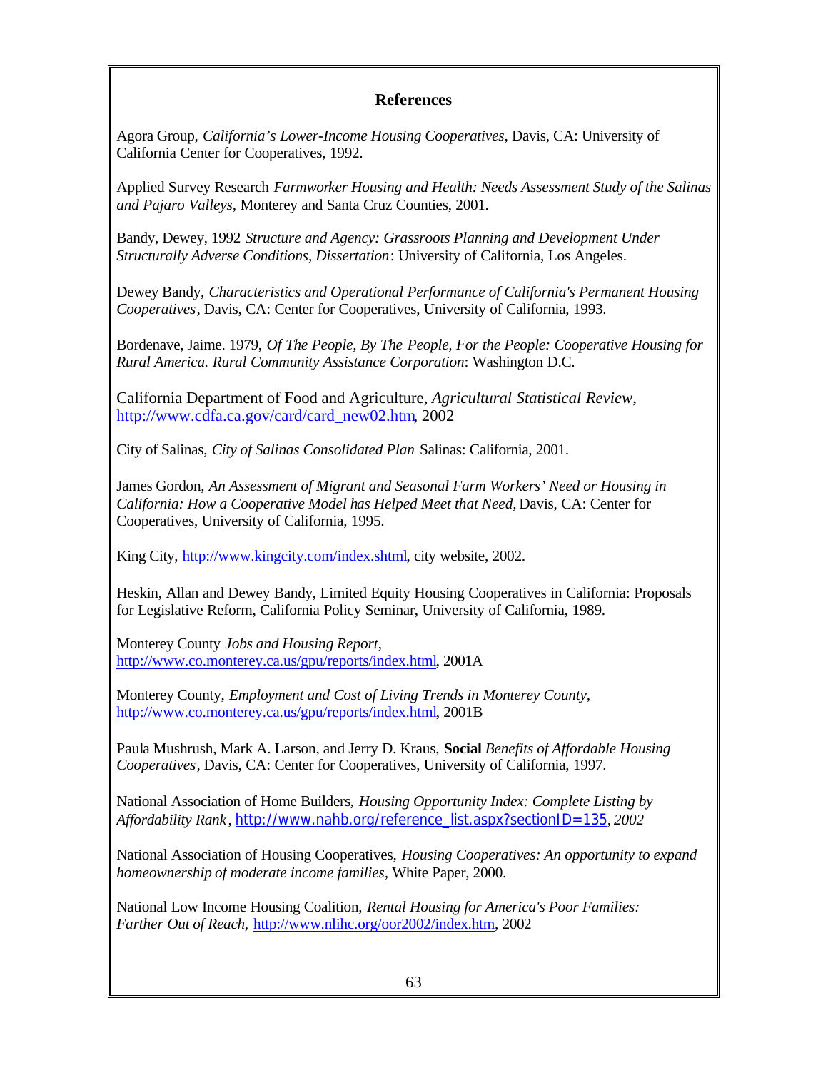# References

Agora Group, *California's Lower-Income Housing Cooperatives,* Davis, CA: University of California Center for Cooperatives, 1992.

Applied Survey Research *Farmworker Housing and Health: Needs Assessment Study of the Salinas and Pajaro Valleys*, Monterey and Santa Cruz Counties, 2001.

Bandy, Dewey, 1992 *Structure and Agency: Grassroots Planning and Development Under Structurally Adverse Conditions, Dissertation*: University of California, Los Angeles.

Dewey Bandy, *Characteristics and Operational Performance of California's Permanent Housing Cooperatives*, Davis, CA: Center for Cooperatives, University of California, 1993.

Bordenave, Jaime. 1979, *Of The People, By The People, For the People: Cooperative Housing for Rural America. Rural Community Assistance Corporation*: Washington D.C.

California Department of Food and Agriculture, *Agricultural Statistical Review*, http://www.cdfa.ca.gov/card/card_new02.htm, 2002

City of Salinas, *City of Salinas Consolidated Plan* Salinas: California, 2001.

James Gordon, *An Assessment of Migrant and Seasonal Farm Workers' Need or Housing in California: How a Cooperative Model has Helped Meet that Need,* Davis, CA: Center for Cooperatives, University of California, 1995.

King City, http://www.kingcity.com/index.shtml, city website, 2002.

Heskin, Allan and Dewey Bandy, Limited Equity Housing Cooperatives in California: Proposals for Legislative Reform, California Policy Seminar, University of California, 1989.

Monterey County *Jobs and Housing Report*, http://www.co.monterey.ca.us/gpu/reports/index.html, 2001A

Monterey County, *Employment and Cost of Living Trends in Monterey County*, http://www.co.monterey.ca.us/gpu/reports/index.html, 2001B

Paula Mushrush, Mark A. Larson, and Jerry D. Kraus, **Social** *Benefits of Affordable Housing Cooperatives*, Davis, CA: Center for Cooperatives, University of California, 1997.

National Association of Home Builders, *Housing Opportunity Index: Complete Listing by Affordability Rank*, http://www.nahb.org/reference_list.aspx?sectionID=135, *2002*

National Association of Housing Cooperatives, *Housing Cooperatives: An opportunity to expand homeownership of moderate income families*, White Paper, 2000.

National Low Income Housing Coalition, *Rental Housing for America's Poor Families: Farther Out of Reach,* http://www.nlihc.org/oor2002/index.htm, 2002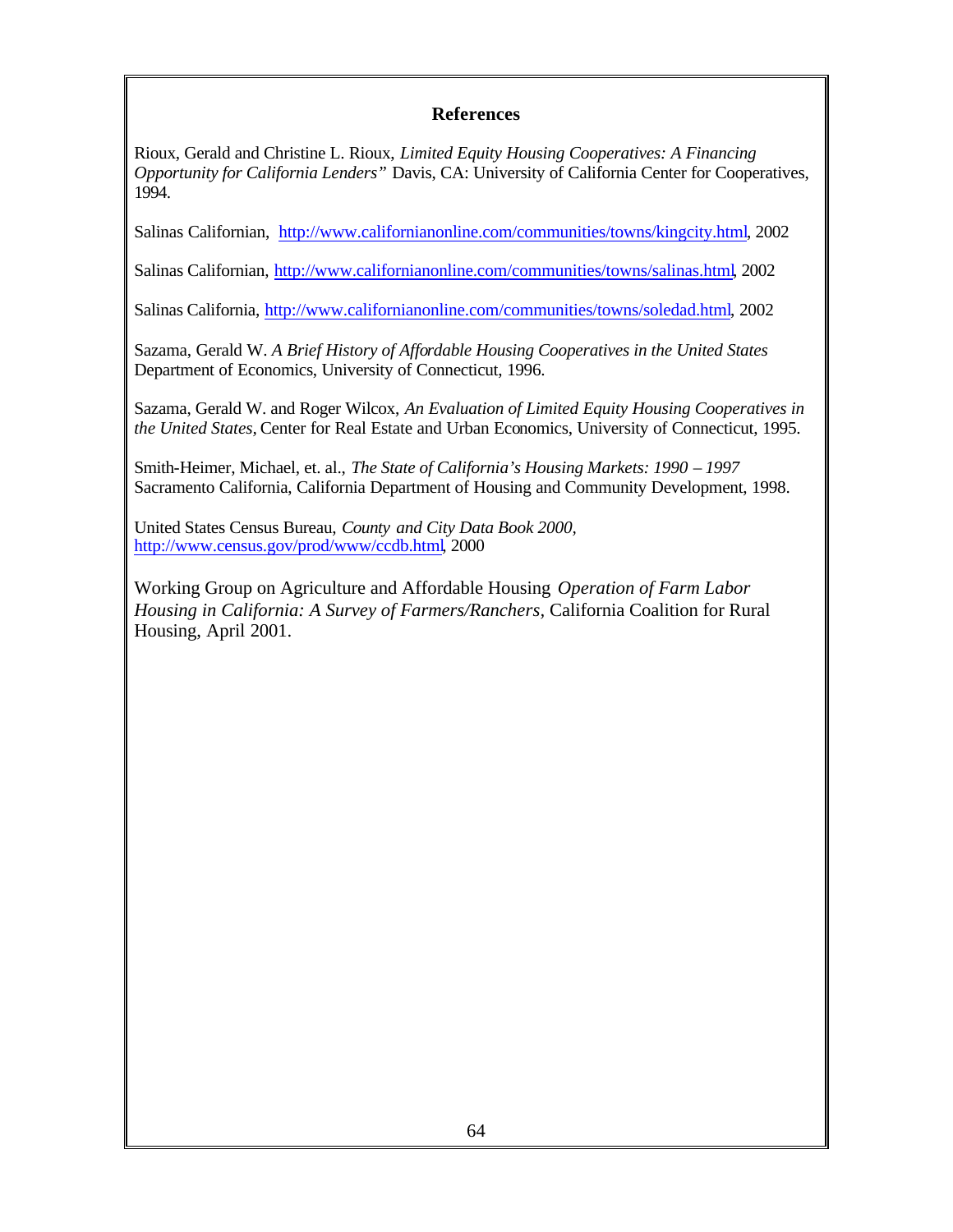## References

Rioux, Gerald and Christine L. Rioux, *Limited Equity Housing Cooperatives: A Financing Opportunity for California Lenders"* Davis, CA: University of California Center for Cooperatives, 1994.

Salinas Californian, http://www.californianonline.com/communities/towns/kingcity.html, 2002

Salinas Californian, http://www.californianonline.com/communities/towns/salinas.html, 2002

Salinas California, http://www.californianonline.com/communities/towns/soledad.html, 2002

Sazama, Gerald W. *A Brief History of Affordable Housing Cooperatives in the United States* Department of Economics, University of Connecticut, 1996.

Sazama, Gerald W. and Roger Wilcox, *An Evaluation of Limited Equity Housing Cooperatives in the United States,* Center for Real Estate and Urban Economics, University of Connecticut, 1995.

Smith-Heimer, Michael, et. al., *The State of California's Housing Markets: 1990 – 1997* Sacramento California, California Department of Housing and Community Development, 1998.

United States Census Bureau, *County and City Data Book 2000,* http://www.census.gov/prod/www/ccdb.html, 2000

Working Group on Agriculture and Affordable Housing *Operation of Farm Labor Housing in California: A Survey of Farmers/Ranchers,* California Coalition for Rural Housing, April 2001.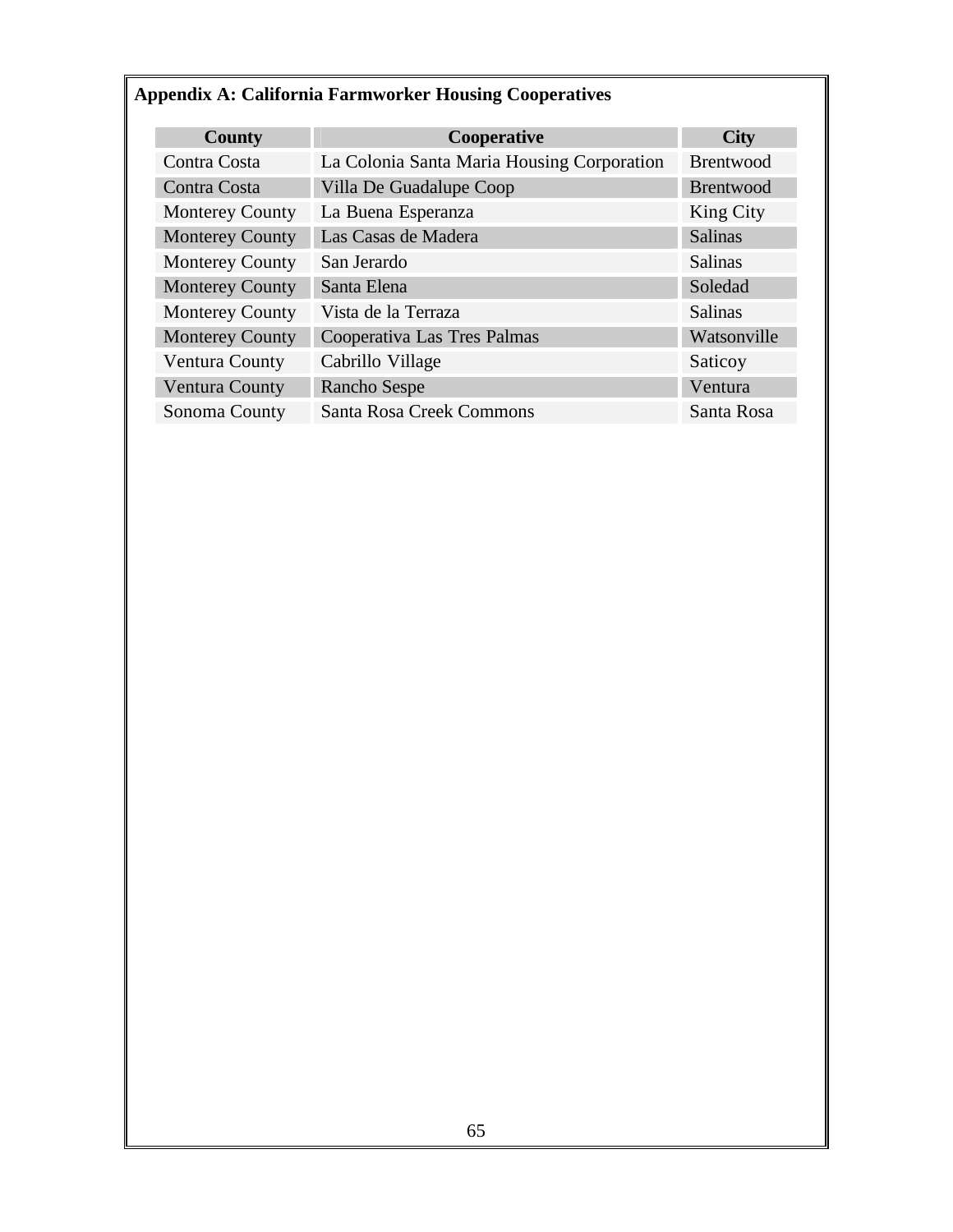## Appendix A: California Farmworker Housing Cooperatives

| County | Cooperative | City |
|---|---|---|
| Contra Costa | La Colonia Santa Maria Housing Corporation | Brentwood |
| Contra Costa | Villa De Guadalupe Coop | Brentwood |
| Monterey County | La Buena Esperanza | King City |
| Monterey County | Las Casas de Madera | Salinas |
| Monterey County | San Jerardo | Salinas |
| Monterey County | Santa Elena | Soledad |
| Monterey County | Vista de la Terraza | Salinas |
| Monterey County | Cooperativa Las Tres Palmas | Watsonville |
| Ventura County | Cabrillo Village | Saticoy |
| Ventura County | Rancho Sespe | Ventura |
| Sonoma County | Santa Rosa Creek Commons | Santa Rosa |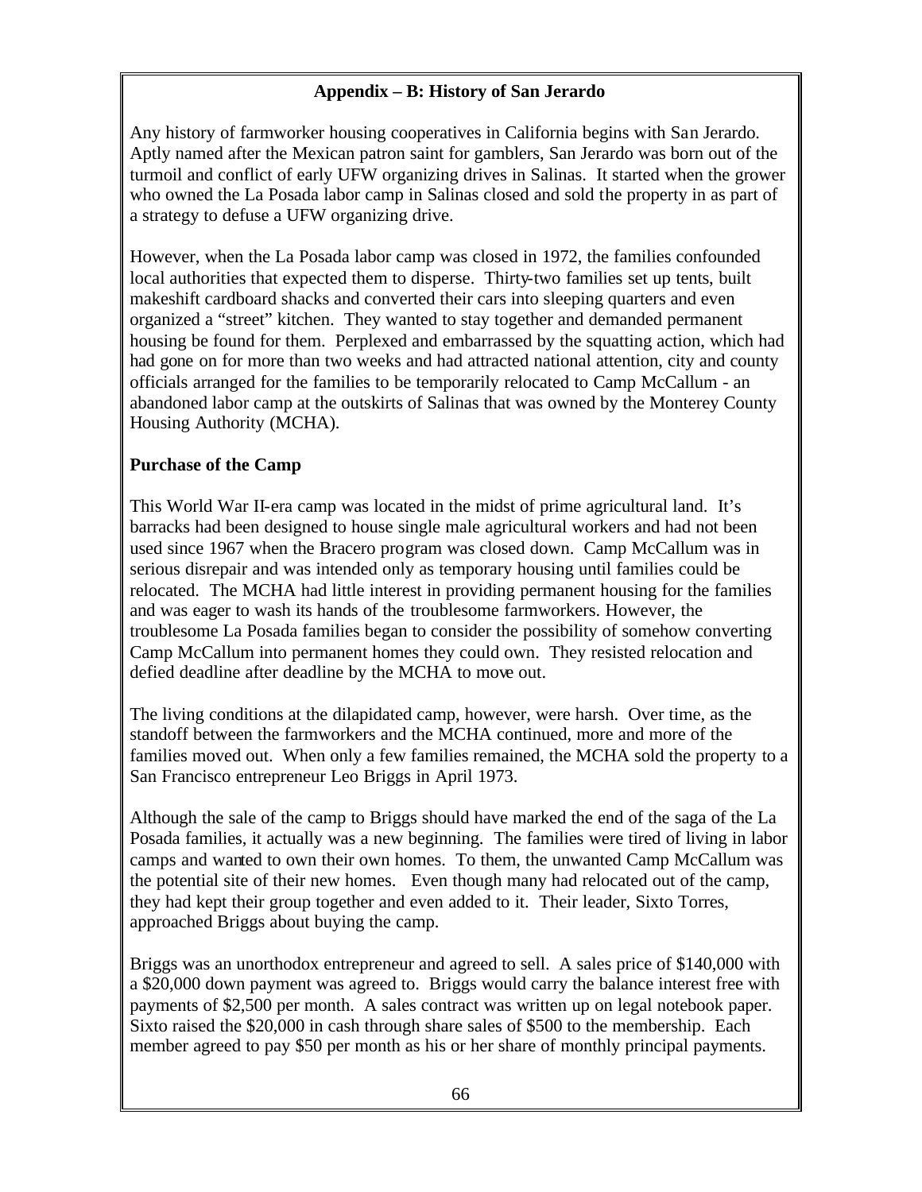## Appendix – B: History of San Jerardo

Any history of farmworker housing cooperatives in California begins with San Jerardo. Aptly named after the Mexican patron saint for gamblers, San Jerardo was born out of the turmoil and conflict of early UFW organizing drives in Salinas. It started when the grower who owned the La Posada labor camp in Salinas closed and sold the property in as part of a strategy to defuse a UFW organizing drive.

However, when the La Posada labor camp was closed in 1972, the families confounded local authorities that expected them to disperse. Thirty-two families set up tents, built makeshift cardboard shacks and converted their cars into sleeping quarters and even organized a "street" kitchen. They wanted to stay together and demanded permanent housing be found for them. Perplexed and embarrassed by the squatting action, which had had gone on for more than two weeks and had attracted national attention, city and county officials arranged for the families to be temporarily relocated to Camp McCallum - an abandoned labor camp at the outskirts of Salinas that was owned by the Monterey County Housing Authority (MCHA).

### Purchase of the Camp

This World War II-era camp was located in the midst of prime agricultural land. It's barracks had been designed to house single male agricultural workers and had not been used since 1967 when the Bracero program was closed down. Camp McCallum was in serious disrepair and was intended only as temporary housing until families could be relocated. The MCHA had little interest in providing permanent housing for the families and was eager to wash its hands of the troublesome farmworkers. However, the troublesome La Posada families began to consider the possibility of somehow converting Camp McCallum into permanent homes they could own. They resisted relocation and defied deadline after deadline by the MCHA to move out.

The living conditions at the dilapidated camp, however, were harsh. Over time, as the standoff between the farmworkers and the MCHA continued, more and more of the families moved out. When only a few families remained, the MCHA sold the property to a San Francisco entrepreneur Leo Briggs in April 1973.

Although the sale of the camp to Briggs should have marked the end of the saga of the La Posada families, it actually was a new beginning. The families were tired of living in labor camps and wanted to own their own homes. To them, the unwanted Camp McCallum was the potential site of their new homes. Even though many had relocated out of the camp, they had kept their group together and even added to it. Their leader, Sixto Torres, approached Briggs about buying the camp.

Briggs was an unorthodox entrepreneur and agreed to sell. A sales price of $140,000 with a $20,000 down payment was agreed to. Briggs would carry the balance interest free with payments of $2,500 per month. A sales contract was written up on legal notebook paper. Sixto raised the $20,000 in cash through share sales of $500 to the membership. Each member agreed to pay $50 per month as his or her share of monthly principal payments.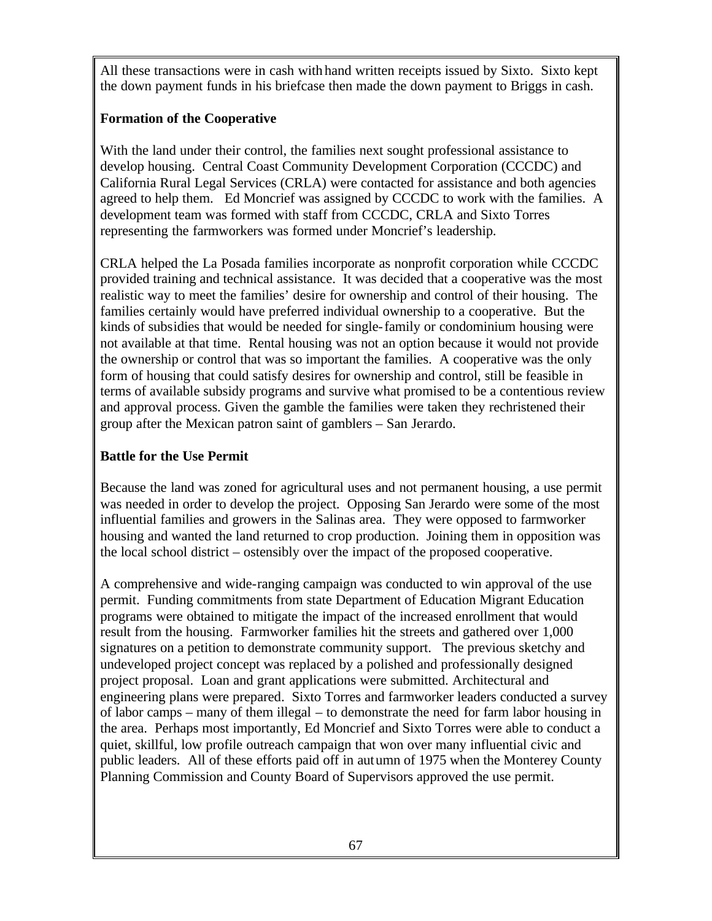All these transactions were in cash with hand written receipts issued by Sixto. Sixto kept the down payment funds in his briefcase then made the down payment to Briggs in cash.

**Formation of the Cooperative**

With the land under their control, the families next sought professional assistance to develop housing. Central Coast Community Development Corporation (CCCDC) and California Rural Legal Services (CRLA) were contacted for assistance and both agencies agreed to help them. Ed Moncrief was assigned by CCCDC to work with the families. A development team was formed with staff from CCCDC, CRLA and Sixto Torres representing the farmworkers was formed under Moncrief's leadership.

CRLA helped the La Posada families incorporate as nonprofit corporation while CCCDC provided training and technical assistance. It was decided that a cooperative was the most realistic way to meet the families' desire for ownership and control of their housing. The families certainly would have preferred individual ownership to a cooperative. But the kinds of subsidies that would be needed for single-family or condominium housing were not available at that time. Rental housing was not an option because it would not provide the ownership or control that was so important the families. A cooperative was the only form of housing that could satisfy desires for ownership and control, still be feasible in terms of available subsidy programs and survive what promised to be a contentious review and approval process. Given the gamble the families were taken they rechristened their group after the Mexican patron saint of gamblers – San Jerardo.

**Battle for the Use Permit**

Because the land was zoned for agricultural uses and not permanent housing, a use permit was needed in order to develop the project. Opposing San Jerardo were some of the most influential families and growers in the Salinas area. They were opposed to farmworker housing and wanted the land returned to crop production. Joining them in opposition was the local school district – ostensibly over the impact of the proposed cooperative.

A comprehensive and wide-ranging campaign was conducted to win approval of the use permit. Funding commitments from state Department of Education Migrant Education programs were obtained to mitigate the impact of the increased enrollment that would result from the housing. Farmworker families hit the streets and gathered over 1,000 signatures on a petition to demonstrate community support. The previous sketchy and undeveloped project concept was replaced by a polished and professionally designed project proposal. Loan and grant applications were submitted. Architectural and engineering plans were prepared. Sixto Torres and farmworker leaders conducted a survey of labor camps – many of them illegal – to demonstrate the need for farm labor housing in the area. Perhaps most importantly, Ed Moncrief and Sixto Torres were able to conduct a quiet, skillful, low profile outreach campaign that won over many influential civic and public leaders. All of these efforts paid off in autumn of 1975 when the Monterey County Planning Commission and County Board of Supervisors approved the use permit.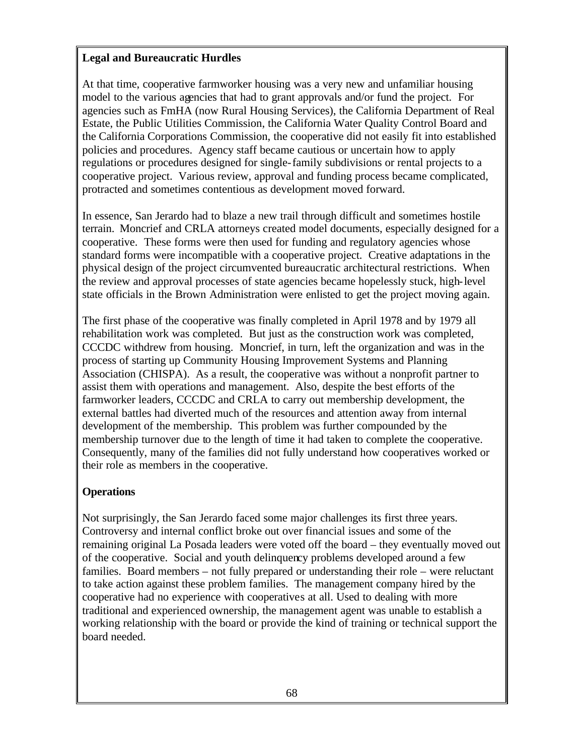**Legal and Bureaucratic Hurdles**

At that time, cooperative farmworker housing was a very new and unfamiliar housing model to the various agencies that had to grant approvals and/or fund the project. For agencies such as FmHA (now Rural Housing Services), the California Department of Real Estate, the Public Utilities Commission, the California Water Quality Control Board and the California Corporations Commission, the cooperative did not easily fit into established policies and procedures. Agency staff became cautious or uncertain how to apply regulations or procedures designed for single-family subdivisions or rental projects to a cooperative project. Various review, approval and funding process became complicated, protracted and sometimes contentious as development moved forward.

In essence, San Jerardo had to blaze a new trail through difficult and sometimes hostile terrain. Moncrief and CRLA attorneys created model documents, especially designed for a cooperative. These forms were then used for funding and regulatory agencies whose standard forms were incompatible with a cooperative project. Creative adaptations in the physical design of the project circumvented bureaucratic architectural restrictions. When the review and approval processes of state agencies became hopelessly stuck, high-level state officials in the Brown Administration were enlisted to get the project moving again.

The first phase of the cooperative was finally completed in April 1978 and by 1979 all rehabilitation work was completed. But just as the construction work was completed, CCCDC withdrew from housing. Moncrief, in turn, left the organization and was in the process of starting up Community Housing Improvement Systems and Planning Association (CHISPA). As a result, the cooperative was without a nonprofit partner to assist them with operations and management. Also, despite the best efforts of the farmworker leaders, CCCDC and CRLA to carry out membership development, the external battles had diverted much of the resources and attention away from internal development of the membership. This problem was further compounded by the membership turnover due to the length of time it had taken to complete the cooperative. Consequently, many of the families did not fully understand how cooperatives worked or their role as members in the cooperative.

**Operations**

Not surprisingly, the San Jerardo faced some major challenges its first three years. Controversy and internal conflict broke out over financial issues and some of the remaining original La Posada leaders were voted off the board – they eventually moved out of the cooperative. Social and youth delinquency problems developed around a few families. Board members – not fully prepared or understanding their role – were reluctant to take action against these problem families. The management company hired by the cooperative had no experience with cooperatives at all. Used to dealing with more traditional and experienced ownership, the management agent was unable to establish a working relationship with the board or provide the kind of training or technical support the board needed.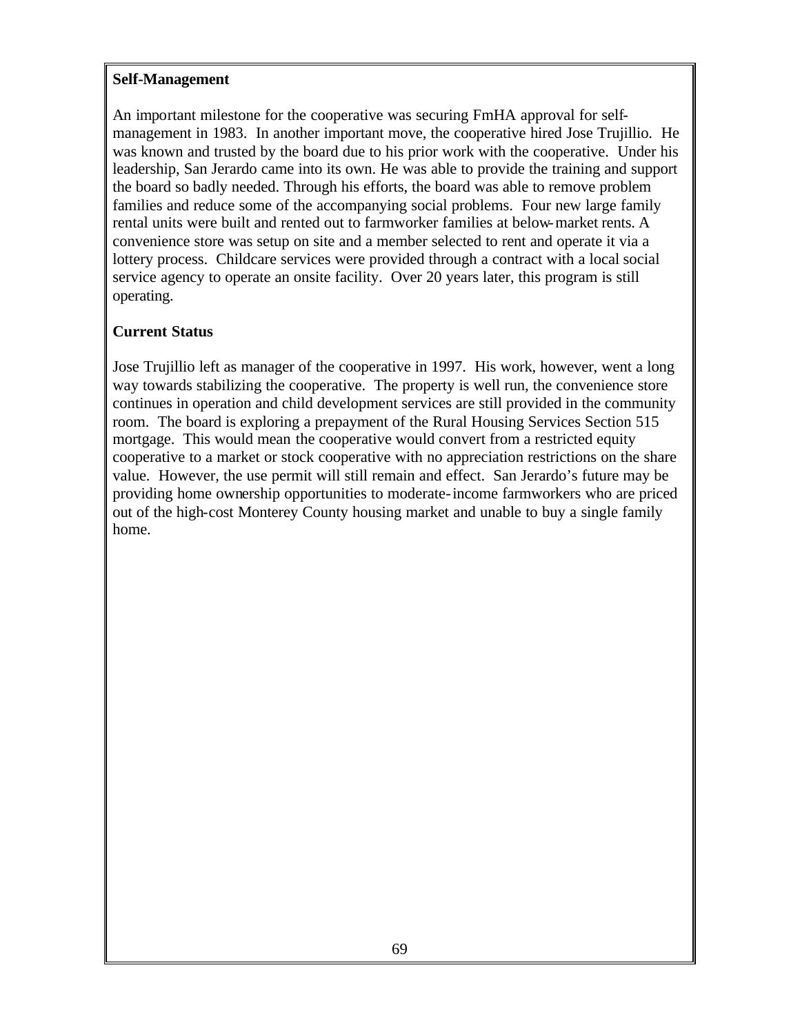**Self-Management**

An important milestone for the cooperative was securing FmHA approval for self-management in 1983. In another important move, the cooperative hired Jose Trujillio. He was known and trusted by the board due to his prior work with the cooperative. Under his leadership, San Jerardo came into its own. He was able to provide the training and support the board so badly needed. Through his efforts, the board was able to remove problem families and reduce some of the accompanying social problems. Four new large family rental units were built and rented out to farmworker families at below-market rents. A convenience store was setup on site and a member selected to rent and operate it via a lottery process. Childcare services were provided through a contract with a local social service agency to operate an onsite facility. Over 20 years later, this program is still operating.

**Current Status**

Jose Trujillio left as manager of the cooperative in 1997. His work, however, went a long way towards stabilizing the cooperative. The property is well run, the convenience store continues in operation and child development services are still provided in the community room. The board is exploring a prepayment of the Rural Housing Services Section 515 mortgage. This would mean the cooperative would convert from a restricted equity cooperative to a market or stock cooperative with no appreciation restrictions on the share value. However, the use permit will still remain and effect. San Jerardo's future may be providing home ownership opportunities to moderate-income farmworkers who are priced out of the high-cost Monterey County housing market and unable to buy a single family home.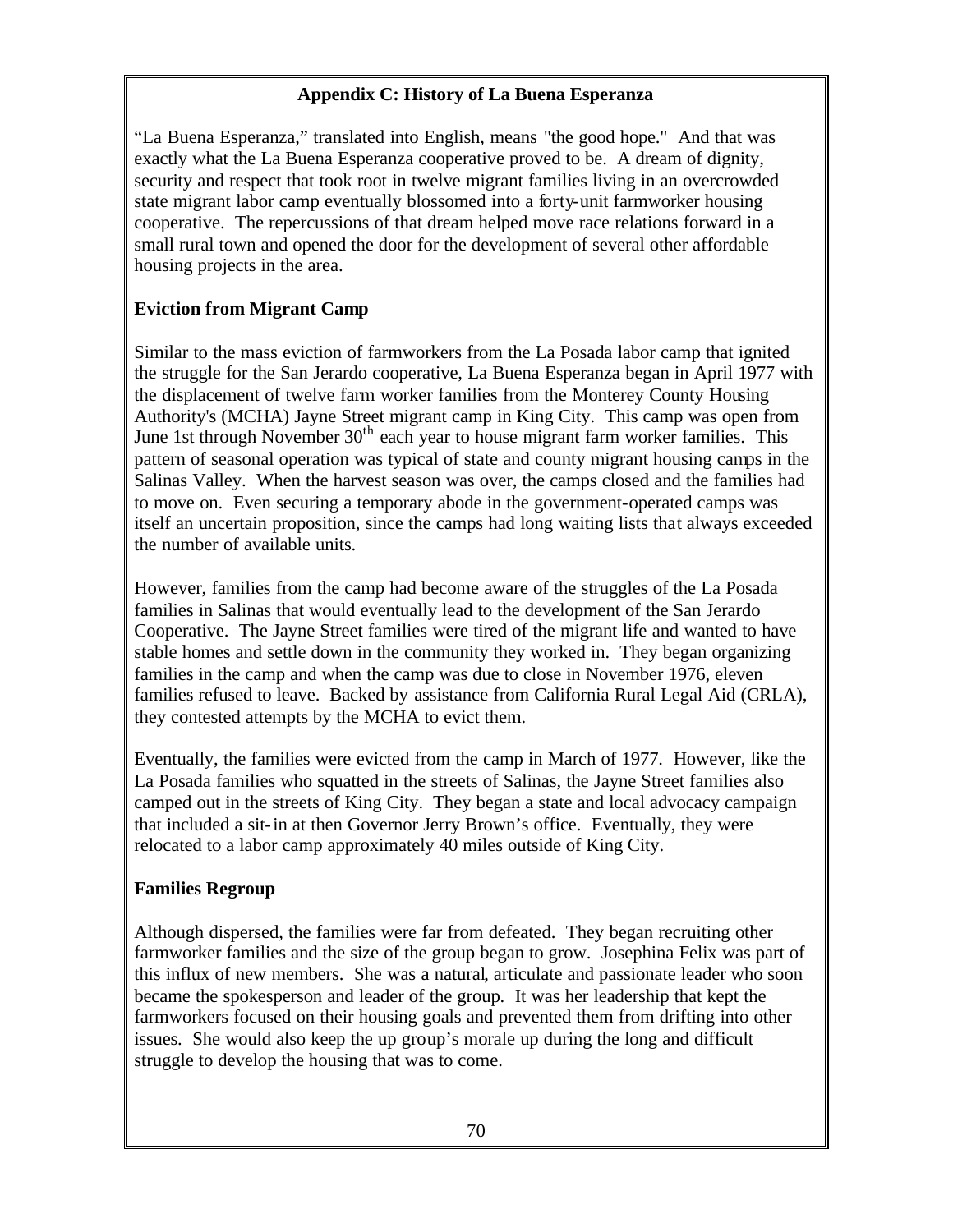## Appendix C: History of La Buena Esperanza

"La Buena Esperanza," translated into English, means "the good hope." And that was exactly what the La Buena Esperanza cooperative proved to be. A dream of dignity, security and respect that took root in twelve migrant families living in an overcrowded state migrant labor camp eventually blossomed into a forty-unit farmworker housing cooperative. The repercussions of that dream helped move race relations forward in a small rural town and opened the door for the development of several other affordable housing projects in the area.

### Eviction from Migrant Camp

Similar to the mass eviction of farmworkers from the La Posada labor camp that ignited the struggle for the San Jerardo cooperative, La Buena Esperanza began in April 1977 with the displacement of twelve farm worker families from the Monterey County Housing Authority's (MCHA) Jayne Street migrant camp in King City. This camp was open from June 1st through November 30th each year to house migrant farm worker families. This pattern of seasonal operation was typical of state and county migrant housing camps in the Salinas Valley. When the harvest season was over, the camps closed and the families had to move on. Even securing a temporary abode in the government-operated camps was itself an uncertain proposition, since the camps had long waiting lists that always exceeded the number of available units.

However, families from the camp had become aware of the struggles of the La Posada families in Salinas that would eventually lead to the development of the San Jerardo Cooperative. The Jayne Street families were tired of the migrant life and wanted to have stable homes and settle down in the community they worked in. They began organizing families in the camp and when the camp was due to close in November 1976, eleven families refused to leave. Backed by assistance from California Rural Legal Aid (CRLA), they contested attempts by the MCHA to evict them.

Eventually, the families were evicted from the camp in March of 1977. However, like the La Posada families who squatted in the streets of Salinas, the Jayne Street families also camped out in the streets of King City. They began a state and local advocacy campaign that included a sit-in at then Governor Jerry Brown's office. Eventually, they were relocated to a labor camp approximately 40 miles outside of King City.

### Families Regroup

Although dispersed, the families were far from defeated. They began recruiting other farmworker families and the size of the group began to grow. Josephina Felix was part of this influx of new members. She was a natural, articulate and passionate leader who soon became the spokesperson and leader of the group. It was her leadership that kept the farmworkers focused on their housing goals and prevented them from drifting into other issues. She would also keep the up group's morale up during the long and difficult struggle to develop the housing that was to come.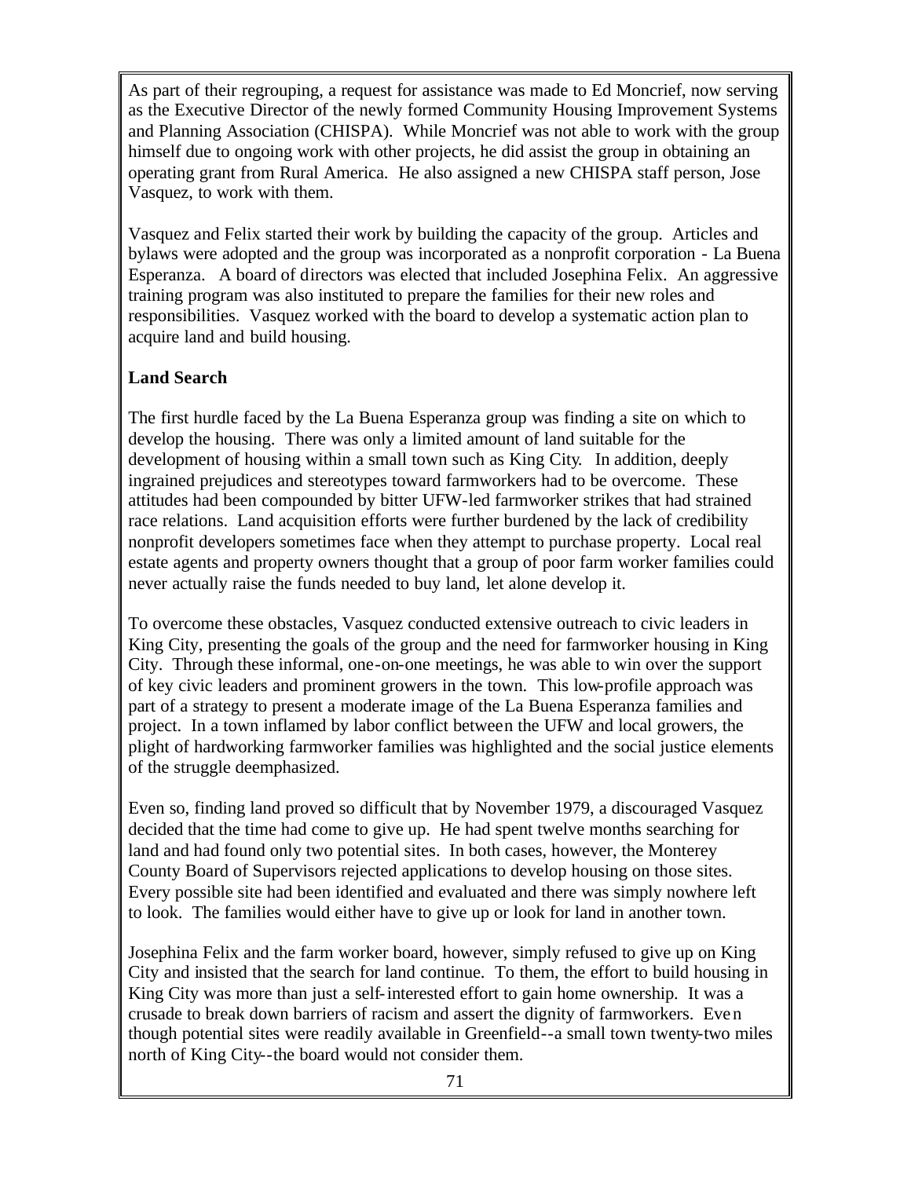As part of their regrouping, a request for assistance was made to Ed Moncrief, now serving as the Executive Director of the newly formed Community Housing Improvement Systems and Planning Association (CHISPA). While Moncrief was not able to work with the group himself due to ongoing work with other projects, he did assist the group in obtaining an operating grant from Rural America. He also assigned a new CHISPA staff person, Jose Vasquez, to work with them.

Vasquez and Felix started their work by building the capacity of the group. Articles and bylaws were adopted and the group was incorporated as a nonprofit corporation - La Buena Esperanza. A board of directors was elected that included Josephina Felix. An aggressive training program was also instituted to prepare the families for their new roles and responsibilities. Vasquez worked with the board to develop a systematic action plan to acquire land and build housing.

**Land Search**

The first hurdle faced by the La Buena Esperanza group was finding a site on which to develop the housing. There was only a limited amount of land suitable for the development of housing within a small town such as King City. In addition, deeply ingrained prejudices and stereotypes toward farmworkers had to be overcome. These attitudes had been compounded by bitter UFW-led farmworker strikes that had strained race relations. Land acquisition efforts were further burdened by the lack of credibility nonprofit developers sometimes face when they attempt to purchase property. Local real estate agents and property owners thought that a group of poor farm worker families could never actually raise the funds needed to buy land, let alone develop it.

To overcome these obstacles, Vasquez conducted extensive outreach to civic leaders in King City, presenting the goals of the group and the need for farmworker housing in King City. Through these informal, one-on-one meetings, he was able to win over the support of key civic leaders and prominent growers in the town. This low-profile approach was part of a strategy to present a moderate image of the La Buena Esperanza families and project. In a town inflamed by labor conflict between the UFW and local growers, the plight of hardworking farmworker families was highlighted and the social justice elements of the struggle deemphasized.

Even so, finding land proved so difficult that by November 1979, a discouraged Vasquez decided that the time had come to give up. He had spent twelve months searching for land and had found only two potential sites. In both cases, however, the Monterey County Board of Supervisors rejected applications to develop housing on those sites. Every possible site had been identified and evaluated and there was simply nowhere left to look. The families would either have to give up or look for land in another town.

Josephina Felix and the farm worker board, however, simply refused to give up on King City and insisted that the search for land continue. To them, the effort to build housing in King City was more than just a self-interested effort to gain home ownership. It was a crusade to break down barriers of racism and assert the dignity of farmworkers. Even though potential sites were readily available in Greenfield--a small town twenty-two miles north of King City--the board would not consider them.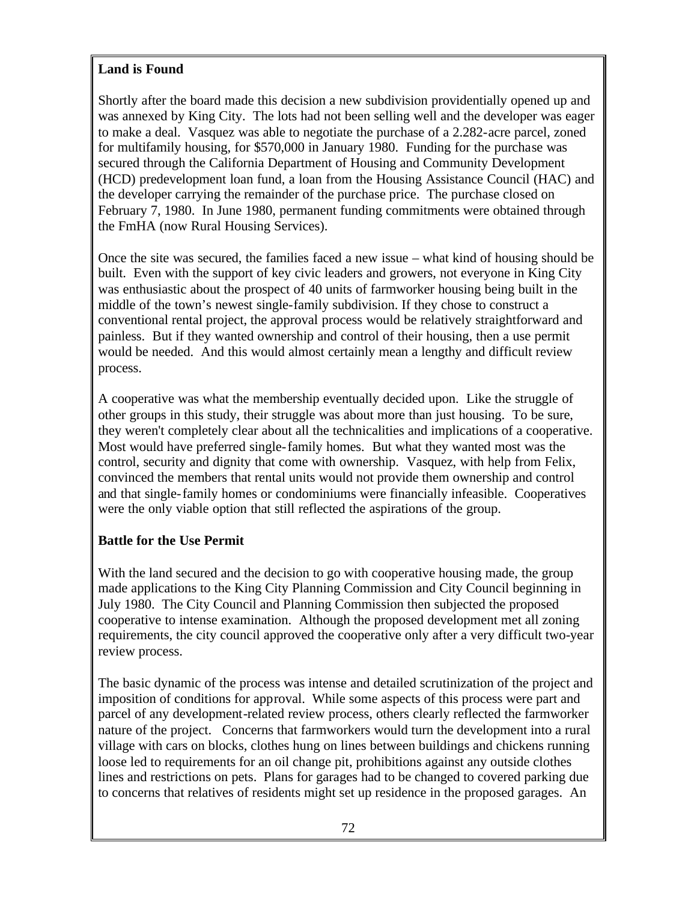**Land is Found**

Shortly after the board made this decision a new subdivision providentially opened up and was annexed by King City. The lots had not been selling well and the developer was eager to make a deal. Vasquez was able to negotiate the purchase of a 2.282-acre parcel, zoned for multifamily housing, for $570,000 in January 1980. Funding for the purchase was secured through the California Department of Housing and Community Development (HCD) predevelopment loan fund, a loan from the Housing Assistance Council (HAC) and the developer carrying the remainder of the purchase price. The purchase closed on February 7, 1980. In June 1980, permanent funding commitments were obtained through the FmHA (now Rural Housing Services).

Once the site was secured, the families faced a new issue – what kind of housing should be built. Even with the support of key civic leaders and growers, not everyone in King City was enthusiastic about the prospect of 40 units of farmworker housing being built in the middle of the town's newest single-family subdivision. If they chose to construct a conventional rental project, the approval process would be relatively straightforward and painless. But if they wanted ownership and control of their housing, then a use permit would be needed. And this would almost certainly mean a lengthy and difficult review process.

A cooperative was what the membership eventually decided upon. Like the struggle of other groups in this study, their struggle was about more than just housing. To be sure, they weren't completely clear about all the technicalities and implications of a cooperative. Most would have preferred single-family homes. But what they wanted most was the control, security and dignity that come with ownership. Vasquez, with help from Felix, convinced the members that rental units would not provide them ownership and control and that single-family homes or condominiums were financially infeasible. Cooperatives were the only viable option that still reflected the aspirations of the group.

**Battle for the Use Permit**

With the land secured and the decision to go with cooperative housing made, the group made applications to the King City Planning Commission and City Council beginning in July 1980. The City Council and Planning Commission then subjected the proposed cooperative to intense examination. Although the proposed development met all zoning requirements, the city council approved the cooperative only after a very difficult two-year review process.

The basic dynamic of the process was intense and detailed scrutinization of the project and imposition of conditions for approval. While some aspects of this process were part and parcel of any development-related review process, others clearly reflected the farmworker nature of the project. Concerns that farmworkers would turn the development into a rural village with cars on blocks, clothes hung on lines between buildings and chickens running loose led to requirements for an oil change pit, prohibitions against any outside clothes lines and restrictions on pets. Plans for garages had to be changed to covered parking due to concerns that relatives of residents might set up residence in the proposed garages. An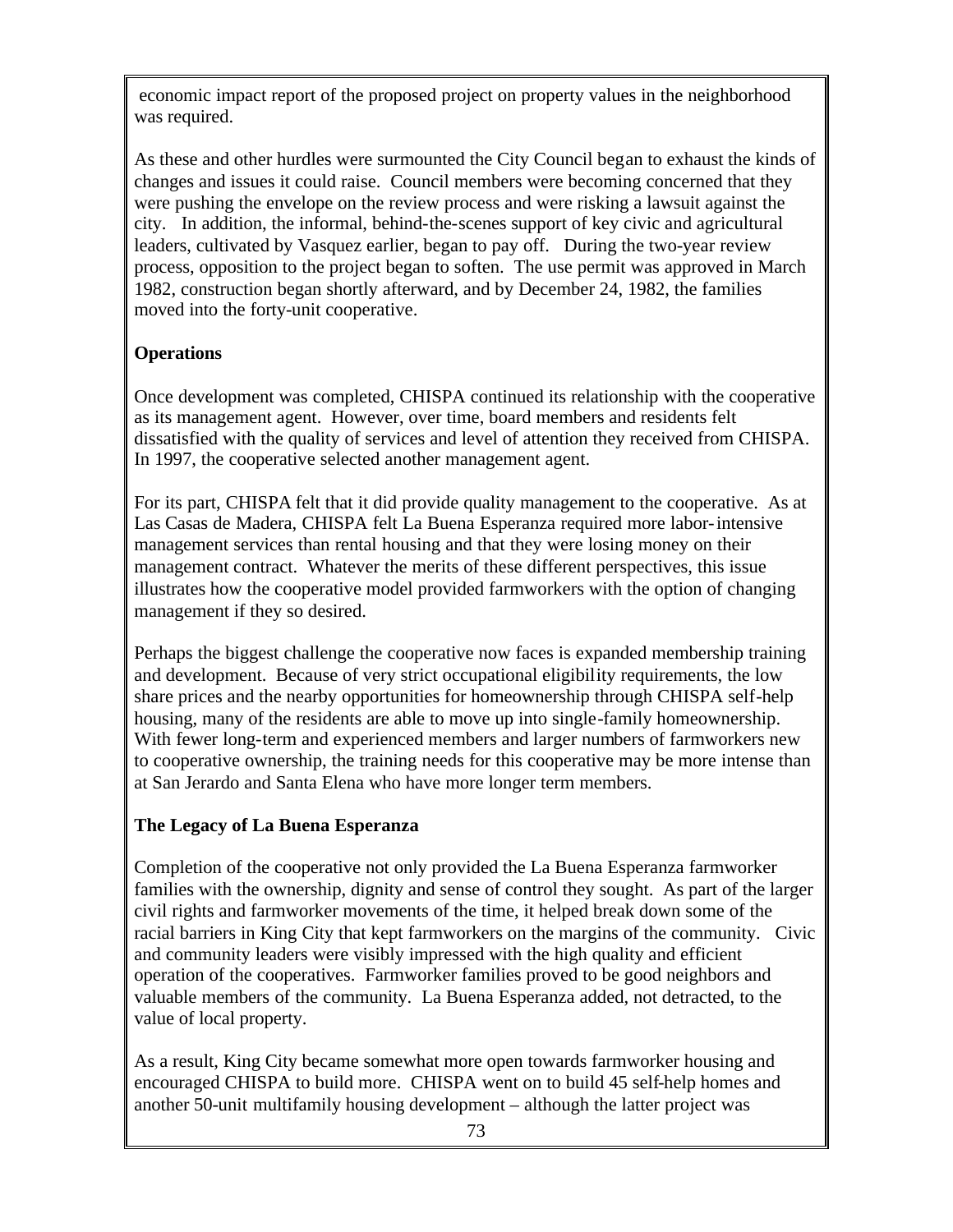economic impact report of the proposed project on property values in the neighborhood was required.

As these and other hurdles were surmounted the City Council began to exhaust the kinds of changes and issues it could raise. Council members were becoming concerned that they were pushing the envelope on the review process and were risking a lawsuit against the city. In addition, the informal, behind-the-scenes support of key civic and agricultural leaders, cultivated by Vasquez earlier, began to pay off. During the two-year review process, opposition to the project began to soften. The use permit was approved in March 1982, construction began shortly afterward, and by December 24, 1982, the families moved into the forty-unit cooperative.

**Operations**

Once development was completed, CHISPA continued its relationship with the cooperative as its management agent. However, over time, board members and residents felt dissatisfied with the quality of services and level of attention they received from CHISPA. In 1997, the cooperative selected another management agent.

For its part, CHISPA felt that it did provide quality management to the cooperative. As at Las Casas de Madera, CHISPA felt La Buena Esperanza required more labor-intensive management services than rental housing and that they were losing money on their management contract. Whatever the merits of these different perspectives, this issue illustrates how the cooperative model provided farmworkers with the option of changing management if they so desired.

Perhaps the biggest challenge the cooperative now faces is expanded membership training and development. Because of very strict occupational eligibility requirements, the low share prices and the nearby opportunities for homeownership through CHISPA self-help housing, many of the residents are able to move up into single-family homeownership. With fewer long-term and experienced members and larger numbers of farmworkers new to cooperative ownership, the training needs for this cooperative may be more intense than at San Jerardo and Santa Elena who have more longer term members.

**The Legacy of La Buena Esperanza**

Completion of the cooperative not only provided the La Buena Esperanza farmworker families with the ownership, dignity and sense of control they sought. As part of the larger civil rights and farmworker movements of the time, it helped break down some of the racial barriers in King City that kept farmworkers on the margins of the community. Civic and community leaders were visibly impressed with the high quality and efficient operation of the cooperatives. Farmworker families proved to be good neighbors and valuable members of the community. La Buena Esperanza added, not detracted, to the value of local property.

As a result, King City became somewhat more open towards farmworker housing and encouraged CHISPA to build more. CHISPA went on to build 45 self-help homes and another 50-unit multifamily housing development – although the latter project was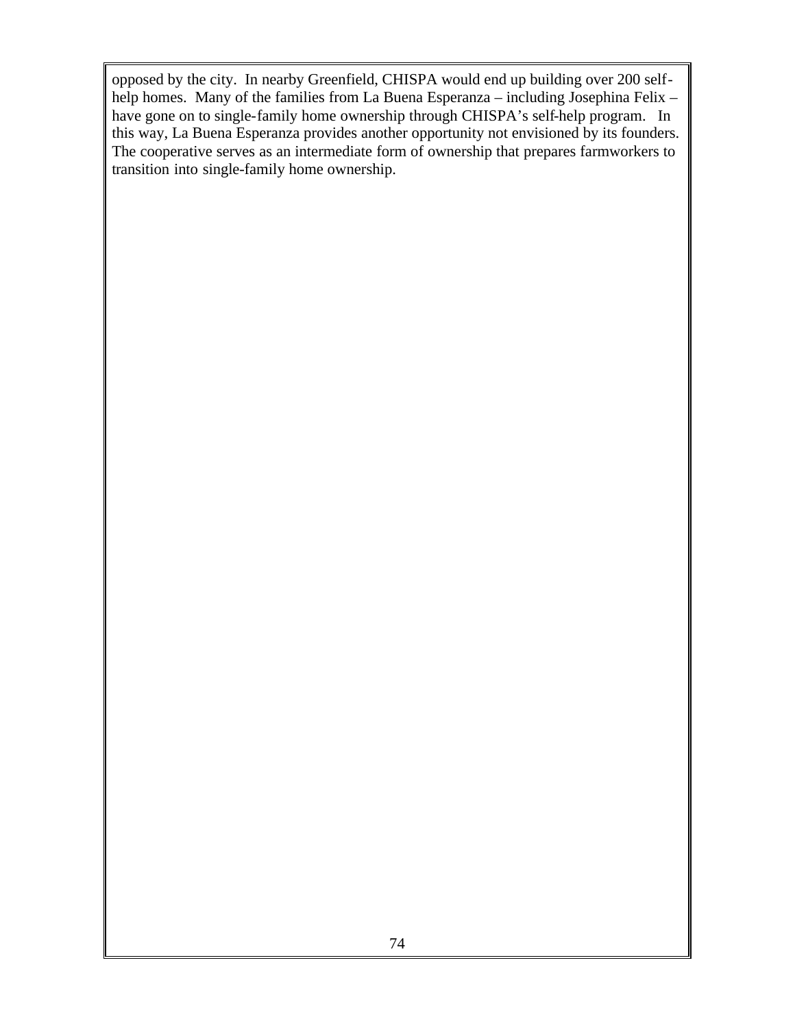opposed by the city. In nearby Greenfield, CHISPA would end up building over 200 self-help homes. Many of the families from La Buena Esperanza – including Josephina Felix – have gone on to single-family home ownership through CHISPA's self-help program. In this way, La Buena Esperanza provides another opportunity not envisioned by its founders. The cooperative serves as an intermediate form of ownership that prepares farmworkers to transition into single-family home ownership.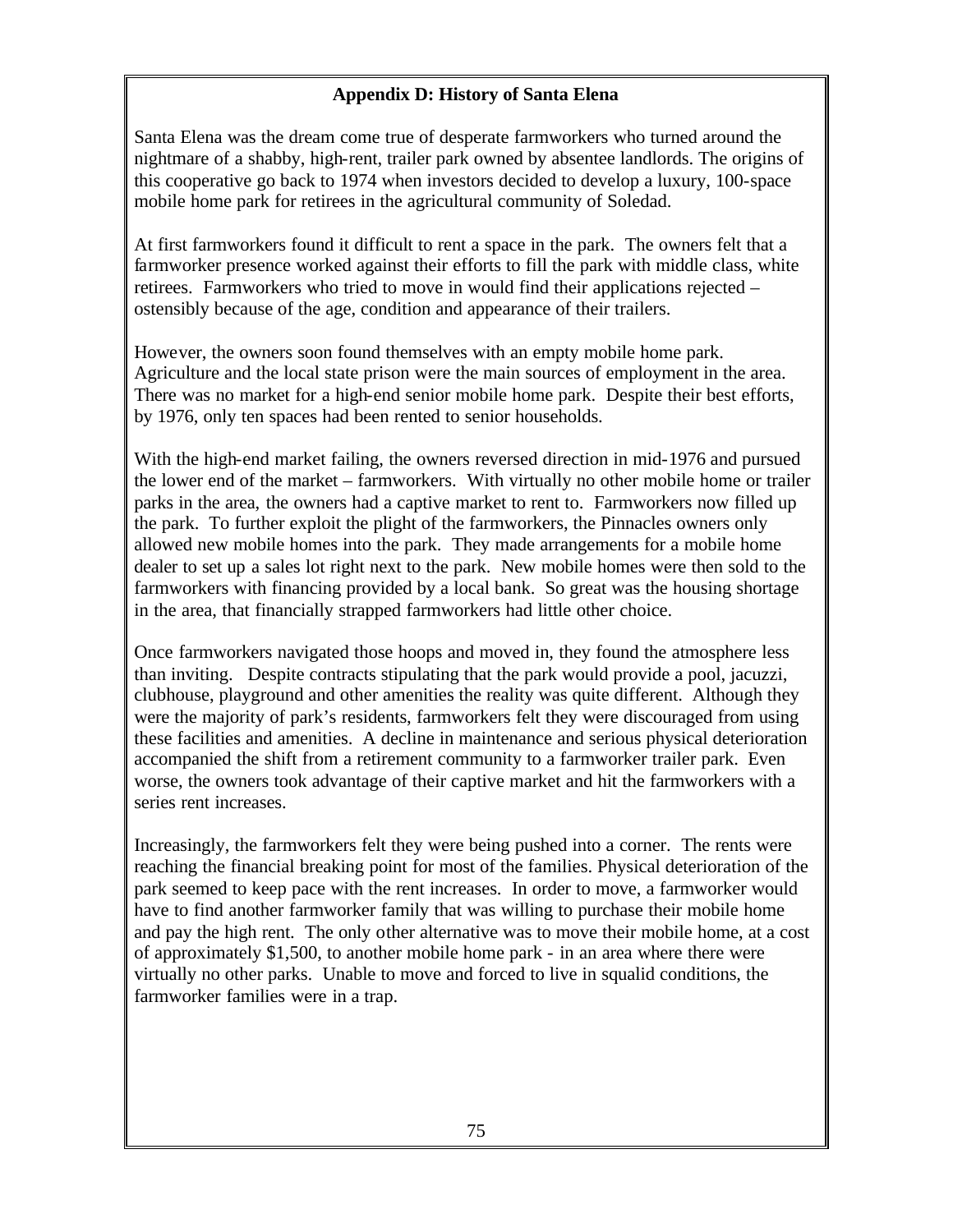## Appendix D: History of Santa Elena

Santa Elena was the dream come true of desperate farmworkers who turned around the nightmare of a shabby, high-rent, trailer park owned by absentee landlords. The origins of this cooperative go back to 1974 when investors decided to develop a luxury, 100-space mobile home park for retirees in the agricultural community of Soledad.

At first farmworkers found it difficult to rent a space in the park. The owners felt that a farmworker presence worked against their efforts to fill the park with middle class, white retirees. Farmworkers who tried to move in would find their applications rejected – ostensibly because of the age, condition and appearance of their trailers.

However, the owners soon found themselves with an empty mobile home park. Agriculture and the local state prison were the main sources of employment in the area. There was no market for a high-end senior mobile home park. Despite their best efforts, by 1976, only ten spaces had been rented to senior households.

With the high-end market failing, the owners reversed direction in mid-1976 and pursued the lower end of the market – farmworkers. With virtually no other mobile home or trailer parks in the area, the owners had a captive market to rent to. Farmworkers now filled up the park. To further exploit the plight of the farmworkers, the Pinnacles owners only allowed new mobile homes into the park. They made arrangements for a mobile home dealer to set up a sales lot right next to the park. New mobile homes were then sold to the farmworkers with financing provided by a local bank. So great was the housing shortage in the area, that financially strapped farmworkers had little other choice.

Once farmworkers navigated those hoops and moved in, they found the atmosphere less than inviting. Despite contracts stipulating that the park would provide a pool, jacuzzi, clubhouse, playground and other amenities the reality was quite different. Although they were the majority of park's residents, farmworkers felt they were discouraged from using these facilities and amenities. A decline in maintenance and serious physical deterioration accompanied the shift from a retirement community to a farmworker trailer park. Even worse, the owners took advantage of their captive market and hit the farmworkers with a series rent increases.

Increasingly, the farmworkers felt they were being pushed into a corner. The rents were reaching the financial breaking point for most of the families. Physical deterioration of the park seemed to keep pace with the rent increases. In order to move, a farmworker would have to find another farmworker family that was willing to purchase their mobile home and pay the high rent. The only other alternative was to move their mobile home, at a cost of approximately $1,500, to another mobile home park - in an area where there were virtually no other parks. Unable to move and forced to live in squalid conditions, the farmworker families were in a trap.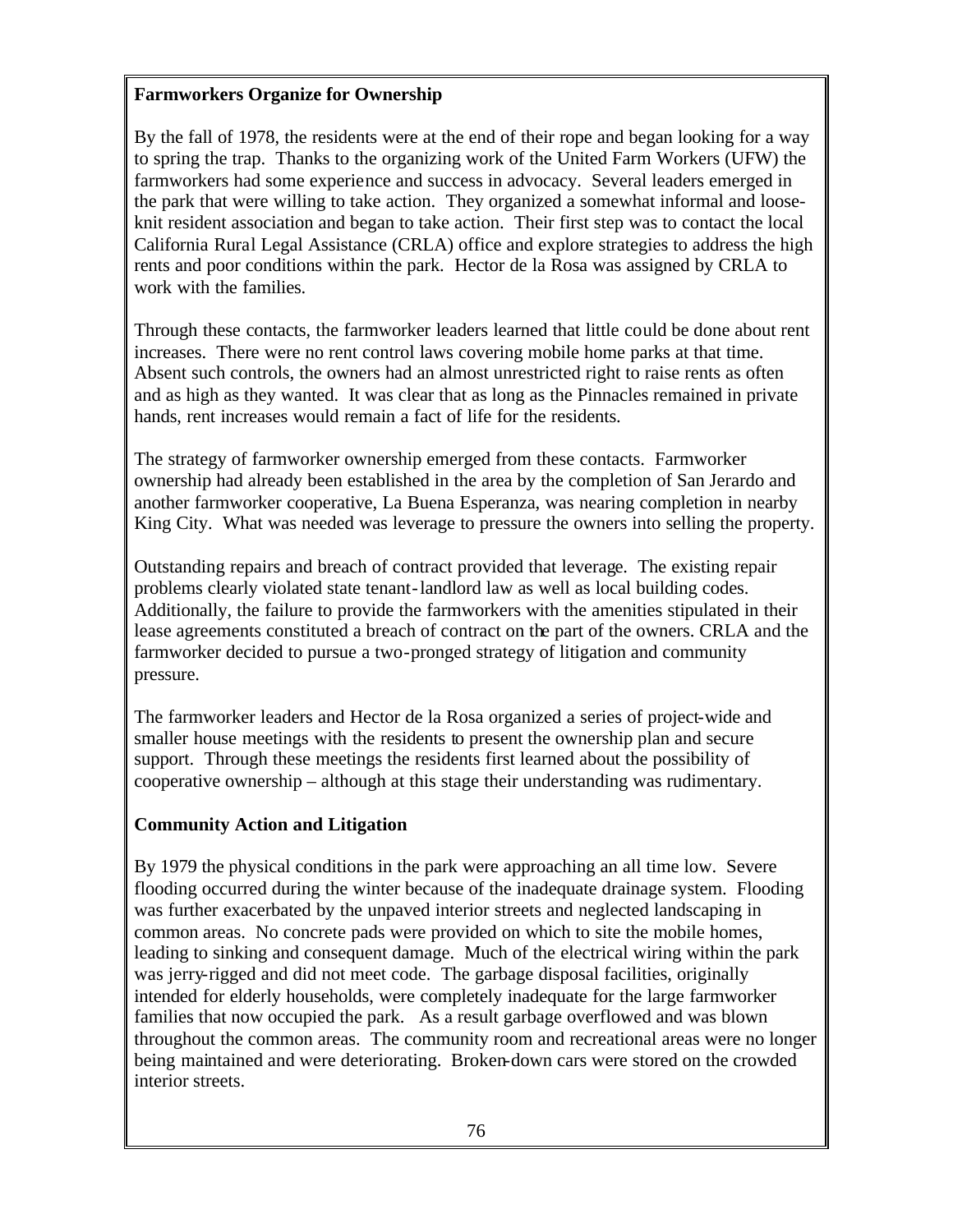**Farmworkers Organize for Ownership**

By the fall of 1978, the residents were at the end of their rope and began looking for a way to spring the trap. Thanks to the organizing work of the United Farm Workers (UFW) the farmworkers had some experience and success in advocacy. Several leaders emerged in the park that were willing to take action. They organized a somewhat informal and loose-knit resident association and began to take action. Their first step was to contact the local California Rural Legal Assistance (CRLA) office and explore strategies to address the high rents and poor conditions within the park. Hector de la Rosa was assigned by CRLA to work with the families.

Through these contacts, the farmworker leaders learned that little could be done about rent increases. There were no rent control laws covering mobile home parks at that time. Absent such controls, the owners had an almost unrestricted right to raise rents as often and as high as they wanted. It was clear that as long as the Pinnacles remained in private hands, rent increases would remain a fact of life for the residents.

The strategy of farmworker ownership emerged from these contacts. Farmworker ownership had already been established in the area by the completion of San Jerardo and another farmworker cooperative, La Buena Esperanza, was nearing completion in nearby King City. What was needed was leverage to pressure the owners into selling the property.

Outstanding repairs and breach of contract provided that leverage. The existing repair problems clearly violated state tenant-landlord law as well as local building codes. Additionally, the failure to provide the farmworkers with the amenities stipulated in their lease agreements constituted a breach of contract on the part of the owners. CRLA and the farmworker decided to pursue a two-pronged strategy of litigation and community pressure.

The farmworker leaders and Hector de la Rosa organized a series of project-wide and smaller house meetings with the residents to present the ownership plan and secure support. Through these meetings the residents first learned about the possibility of cooperative ownership – although at this stage their understanding was rudimentary.

**Community Action and Litigation**

By 1979 the physical conditions in the park were approaching an all time low. Severe flooding occurred during the winter because of the inadequate drainage system. Flooding was further exacerbated by the unpaved interior streets and neglected landscaping in common areas. No concrete pads were provided on which to site the mobile homes, leading to sinking and consequent damage. Much of the electrical wiring within the park was jerry-rigged and did not meet code. The garbage disposal facilities, originally intended for elderly households, were completely inadequate for the large farmworker families that now occupied the park. As a result garbage overflowed and was blown throughout the common areas. The community room and recreational areas were no longer being maintained and were deteriorating. Broken-down cars were stored on the crowded interior streets.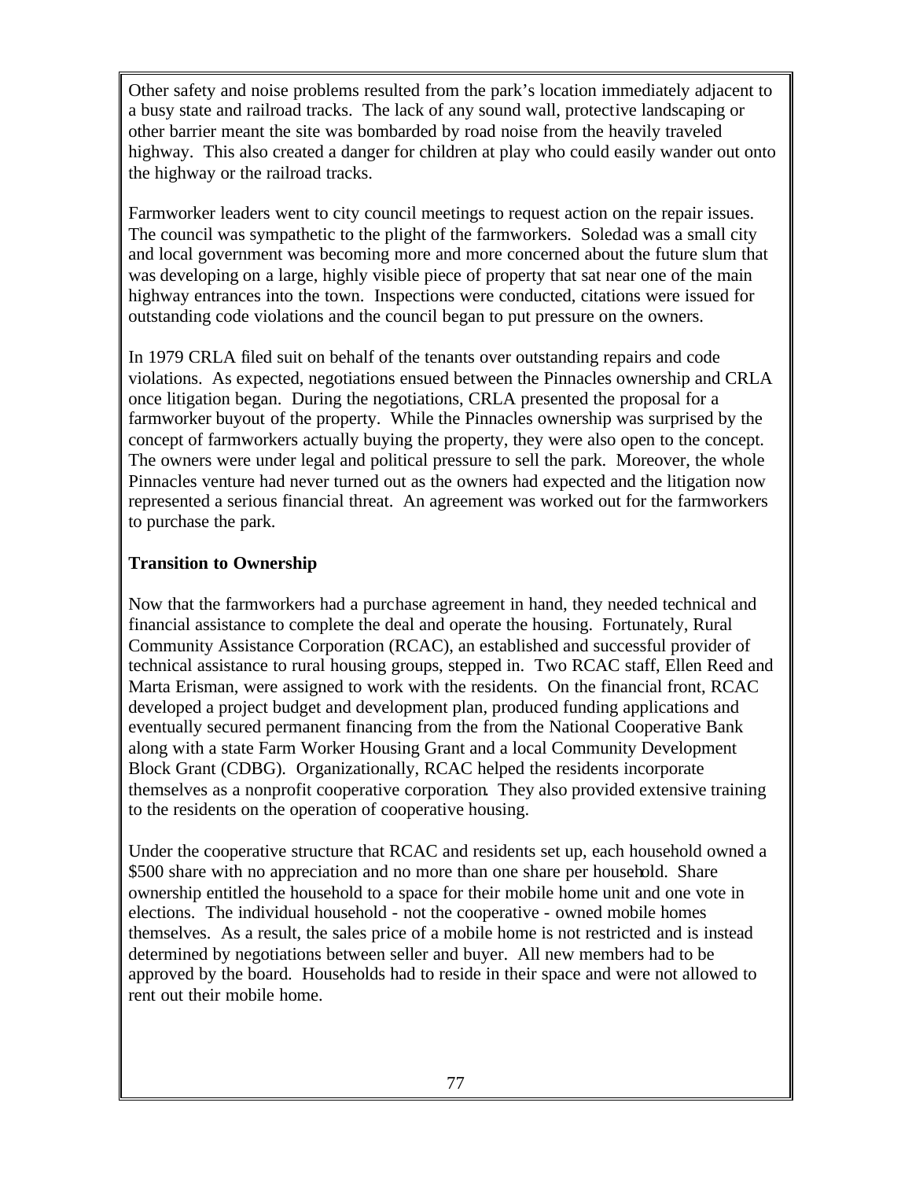Other safety and noise problems resulted from the park's location immediately adjacent to a busy state and railroad tracks. The lack of any sound wall, protective landscaping or other barrier meant the site was bombarded by road noise from the heavily traveled highway. This also created a danger for children at play who could easily wander out onto the highway or the railroad tracks.

Farmworker leaders went to city council meetings to request action on the repair issues. The council was sympathetic to the plight of the farmworkers. Soledad was a small city and local government was becoming more and more concerned about the future slum that was developing on a large, highly visible piece of property that sat near one of the main highway entrances into the town. Inspections were conducted, citations were issued for outstanding code violations and the council began to put pressure on the owners.

In 1979 CRLA filed suit on behalf of the tenants over outstanding repairs and code violations. As expected, negotiations ensued between the Pinnacles ownership and CRLA once litigation began. During the negotiations, CRLA presented the proposal for a farmworker buyout of the property. While the Pinnacles ownership was surprised by the concept of farmworkers actually buying the property, they were also open to the concept. The owners were under legal and political pressure to sell the park. Moreover, the whole Pinnacles venture had never turned out as the owners had expected and the litigation now represented a serious financial threat. An agreement was worked out for the farmworkers to purchase the park.

**Transition to Ownership**

Now that the farmworkers had a purchase agreement in hand, they needed technical and financial assistance to complete the deal and operate the housing. Fortunately, Rural Community Assistance Corporation (RCAC), an established and successful provider of technical assistance to rural housing groups, stepped in. Two RCAC staff, Ellen Reed and Marta Erisman, were assigned to work with the residents. On the financial front, RCAC developed a project budget and development plan, produced funding applications and eventually secured permanent financing from the from the National Cooperative Bank along with a state Farm Worker Housing Grant and a local Community Development Block Grant (CDBG). Organizationally, RCAC helped the residents incorporate themselves as a nonprofit cooperative corporation. They also provided extensive training to the residents on the operation of cooperative housing.

Under the cooperative structure that RCAC and residents set up, each household owned a $500 share with no appreciation and no more than one share per household. Share ownership entitled the household to a space for their mobile home unit and one vote in elections. The individual household - not the cooperative - owned mobile homes themselves. As a result, the sales price of a mobile home is not restricted and is instead determined by negotiations between seller and buyer. All new members had to be approved by the board. Households had to reside in their space and were not allowed to rent out their mobile home.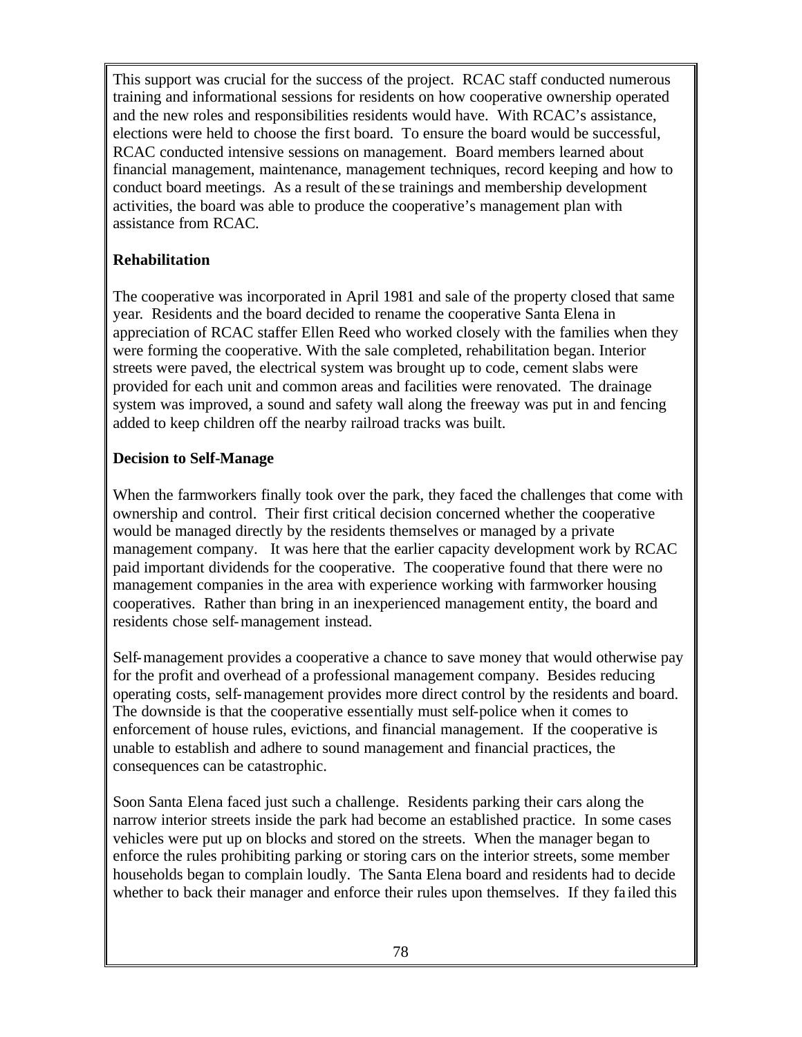This support was crucial for the success of the project. RCAC staff conducted numerous training and informational sessions for residents on how cooperative ownership operated and the new roles and responsibilities residents would have. With RCAC's assistance, elections were held to choose the first board. To ensure the board would be successful, RCAC conducted intensive sessions on management. Board members learned about financial management, maintenance, management techniques, record keeping and how to conduct board meetings. As a result of these trainings and membership development activities, the board was able to produce the cooperative's management plan with assistance from RCAC.

**Rehabilitation**

The cooperative was incorporated in April 1981 and sale of the property closed that same year. Residents and the board decided to rename the cooperative Santa Elena in appreciation of RCAC staffer Ellen Reed who worked closely with the families when they were forming the cooperative. With the sale completed, rehabilitation began. Interior streets were paved, the electrical system was brought up to code, cement slabs were provided for each unit and common areas and facilities were renovated. The drainage system was improved, a sound and safety wall along the freeway was put in and fencing added to keep children off the nearby railroad tracks was built.

**Decision to Self-Manage**

When the farmworkers finally took over the park, they faced the challenges that come with ownership and control. Their first critical decision concerned whether the cooperative would be managed directly by the residents themselves or managed by a private management company. It was here that the earlier capacity development work by RCAC paid important dividends for the cooperative. The cooperative found that there were no management companies in the area with experience working with farmworker housing cooperatives. Rather than bring in an inexperienced management entity, the board and residents chose self-management instead.

Self-management provides a cooperative a chance to save money that would otherwise pay for the profit and overhead of a professional management company. Besides reducing operating costs, self-management provides more direct control by the residents and board. The downside is that the cooperative essentially must self-police when it comes to enforcement of house rules, evictions, and financial management. If the cooperative is unable to establish and adhere to sound management and financial practices, the consequences can be catastrophic.

Soon Santa Elena faced just such a challenge. Residents parking their cars along the narrow interior streets inside the park had become an established practice. In some cases vehicles were put up on blocks and stored on the streets. When the manager began to enforce the rules prohibiting parking or storing cars on the interior streets, some member households began to complain loudly. The Santa Elena board and residents had to decide whether to back their manager and enforce their rules upon themselves. If they failed this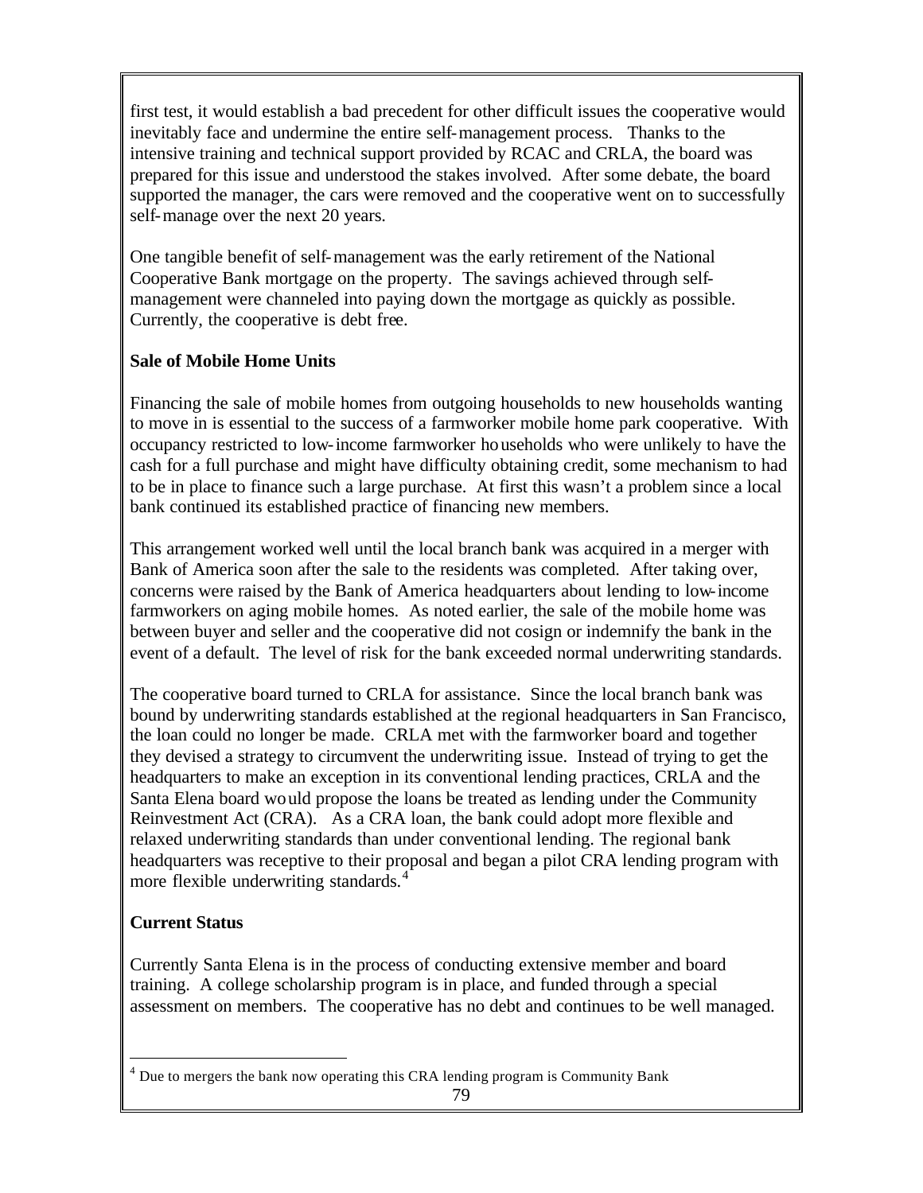first test, it would establish a bad precedent for other difficult issues the cooperative would inevitably face and undermine the entire self-management process. Thanks to the intensive training and technical support provided by RCAC and CRLA, the board was prepared for this issue and understood the stakes involved. After some debate, the board supported the manager, the cars were removed and the cooperative went on to successfully self-manage over the next 20 years.

One tangible benefit of self-management was the early retirement of the National Cooperative Bank mortgage on the property. The savings achieved through self-management were channeled into paying down the mortgage as quickly as possible. Currently, the cooperative is debt free.

**Sale of Mobile Home Units**

Financing the sale of mobile homes from outgoing households to new households wanting to move in is essential to the success of a farmworker mobile home park cooperative. With occupancy restricted to low-income farmworker households who were unlikely to have the cash for a full purchase and might have difficulty obtaining credit, some mechanism to had to be in place to finance such a large purchase. At first this wasn't a problem since a local bank continued its established practice of financing new members.

This arrangement worked well until the local branch bank was acquired in a merger with Bank of America soon after the sale to the residents was completed. After taking over, concerns were raised by the Bank of America headquarters about lending to low-income farmworkers on aging mobile homes. As noted earlier, the sale of the mobile home was between buyer and seller and the cooperative did not cosign or indemnify the bank in the event of a default. The level of risk for the bank exceeded normal underwriting standards.

The cooperative board turned to CRLA for assistance. Since the local branch bank was bound by underwriting standards established at the regional headquarters in San Francisco, the loan could no longer be made. CRLA met with the farmworker board and together they devised a strategy to circumvent the underwriting issue. Instead of trying to get the headquarters to make an exception in its conventional lending practices, CRLA and the Santa Elena board would propose the loans be treated as lending under the Community Reinvestment Act (CRA). As a CRA loan, the bank could adopt more flexible and relaxed underwriting standards than under conventional lending. The regional bank headquarters was receptive to their proposal and began a pilot CRA lending program with more flexible underwriting standards.[4]

**Current Status**

Currently Santa Elena is in the process of conducting extensive member and board training. A college scholarship program is in place, and funded through a special assessment on members. The cooperative has no debt and continues to be well managed.

---

[4] Due to mergers the bank now operating this CRA lending program is Community Bank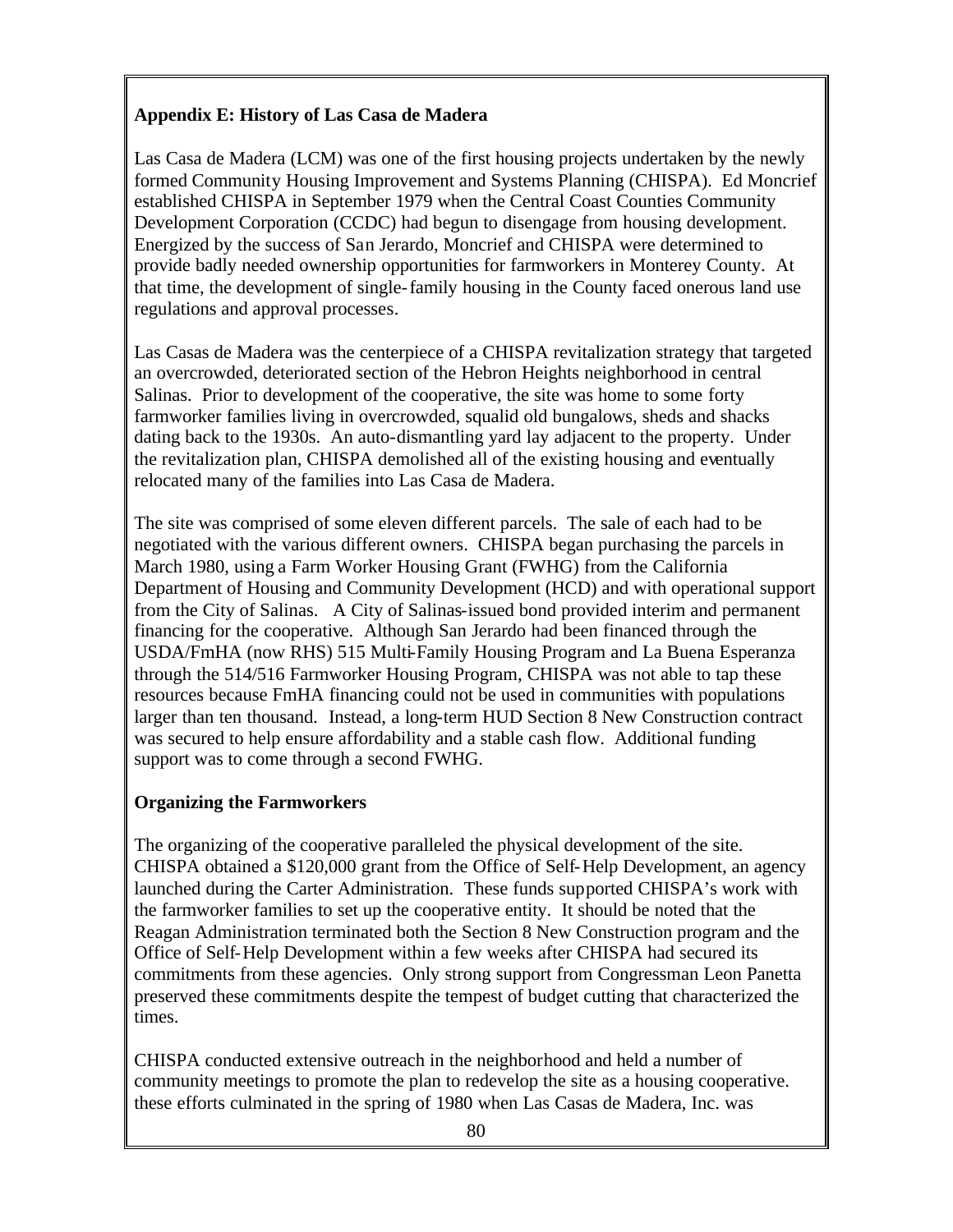**Appendix E: History of Las Casa de Madera**

Las Casa de Madera (LCM) was one of the first housing projects undertaken by the newly formed Community Housing Improvement and Systems Planning (CHISPA). Ed Moncrief established CHISPA in September 1979 when the Central Coast Counties Community Development Corporation (CCDC) had begun to disengage from housing development. Energized by the success of San Jerardo, Moncrief and CHISPA were determined to provide badly needed ownership opportunities for farmworkers in Monterey County. At that time, the development of single-family housing in the County faced onerous land use regulations and approval processes.

Las Casas de Madera was the centerpiece of a CHISPA revitalization strategy that targeted an overcrowded, deteriorated section of the Hebron Heights neighborhood in central Salinas. Prior to development of the cooperative, the site was home to some forty farmworker families living in overcrowded, squalid old bungalows, sheds and shacks dating back to the 1930s. An auto-dismantling yard lay adjacent to the property. Under the revitalization plan, CHISPA demolished all of the existing housing and eventually relocated many of the families into Las Casa de Madera.

The site was comprised of some eleven different parcels. The sale of each had to be negotiated with the various different owners. CHISPA began purchasing the parcels in March 1980, using a Farm Worker Housing Grant (FWHG) from the California Department of Housing and Community Development (HCD) and with operational support from the City of Salinas. A City of Salinas-issued bond provided interim and permanent financing for the cooperative. Although San Jerardo had been financed through the USDA/FmHA (now RHS) 515 Multi-Family Housing Program and La Buena Esperanza through the 514/516 Farmworker Housing Program, CHISPA was not able to tap these resources because FmHA financing could not be used in communities with populations larger than ten thousand. Instead, a long-term HUD Section 8 New Construction contract was secured to help ensure affordability and a stable cash flow. Additional funding support was to come through a second FWHG.

**Organizing the Farmworkers**

The organizing of the cooperative paralleled the physical development of the site. CHISPA obtained a $120,000 grant from the Office of Self-Help Development, an agency launched during the Carter Administration. These funds supported CHISPA's work with the farmworker families to set up the cooperative entity. It should be noted that the Reagan Administration terminated both the Section 8 New Construction program and the Office of Self-Help Development within a few weeks after CHISPA had secured its commitments from these agencies. Only strong support from Congressman Leon Panetta preserved these commitments despite the tempest of budget cutting that characterized the times.

CHISPA conducted extensive outreach in the neighborhood and held a number of community meetings to promote the plan to redevelop the site as a housing cooperative. these efforts culminated in the spring of 1980 when Las Casas de Madera, Inc. was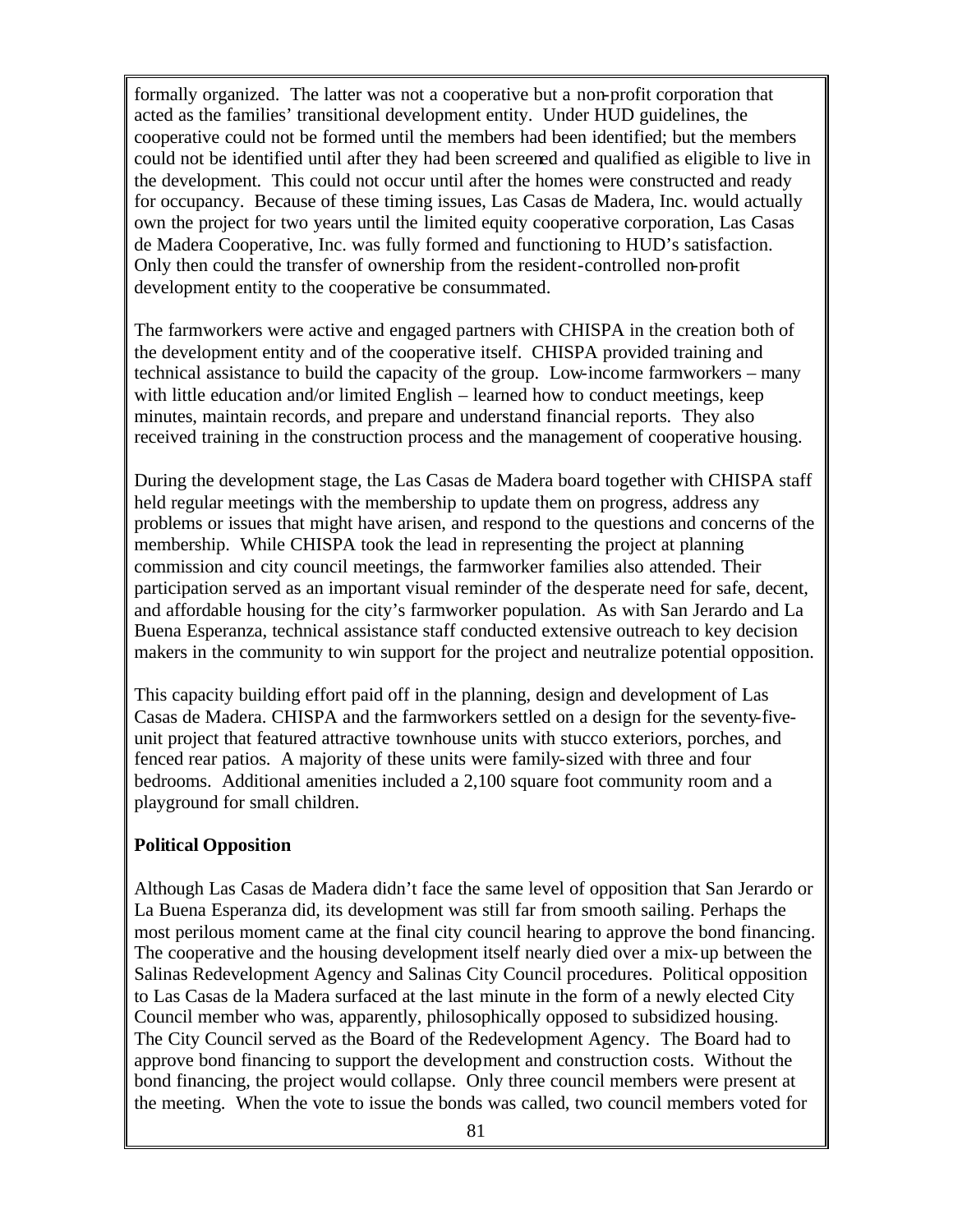formally organized. The latter was not a cooperative but a non-profit corporation that acted as the families' transitional development entity. Under HUD guidelines, the cooperative could not be formed until the members had been identified; but the members could not be identified until after they had been screened and qualified as eligible to live in the development. This could not occur until after the homes were constructed and ready for occupancy. Because of these timing issues, Las Casas de Madera, Inc. would actually own the project for two years until the limited equity cooperative corporation, Las Casas de Madera Cooperative, Inc. was fully formed and functioning to HUD's satisfaction. Only then could the transfer of ownership from the resident-controlled non-profit development entity to the cooperative be consummated.

The farmworkers were active and engaged partners with CHISPA in the creation both of the development entity and of the cooperative itself. CHISPA provided training and technical assistance to build the capacity of the group. Low-income farmworkers – many with little education and/or limited English – learned how to conduct meetings, keep minutes, maintain records, and prepare and understand financial reports. They also received training in the construction process and the management of cooperative housing.

During the development stage, the Las Casas de Madera board together with CHISPA staff held regular meetings with the membership to update them on progress, address any problems or issues that might have arisen, and respond to the questions and concerns of the membership. While CHISPA took the lead in representing the project at planning commission and city council meetings, the farmworker families also attended. Their participation served as an important visual reminder of the desperate need for safe, decent, and affordable housing for the city's farmworker population. As with San Jerardo and La Buena Esperanza, technical assistance staff conducted extensive outreach to key decision makers in the community to win support for the project and neutralize potential opposition.

This capacity building effort paid off in the planning, design and development of Las Casas de Madera. CHISPA and the farmworkers settled on a design for the seventy-five-unit project that featured attractive townhouse units with stucco exteriors, porches, and fenced rear patios. A majority of these units were family-sized with three and four bedrooms. Additional amenities included a 2,100 square foot community room and a playground for small children.

**Political Opposition**

Although Las Casas de Madera didn't face the same level of opposition that San Jerardo or La Buena Esperanza did, its development was still far from smooth sailing. Perhaps the most perilous moment came at the final city council hearing to approve the bond financing. The cooperative and the housing development itself nearly died over a mix-up between the Salinas Redevelopment Agency and Salinas City Council procedures. Political opposition to Las Casas de la Madera surfaced at the last minute in the form of a newly elected City Council member who was, apparently, philosophically opposed to subsidized housing. The City Council served as the Board of the Redevelopment Agency. The Board had to approve bond financing to support the development and construction costs. Without the bond financing, the project would collapse. Only three council members were present at the meeting. When the vote to issue the bonds was called, two council members voted for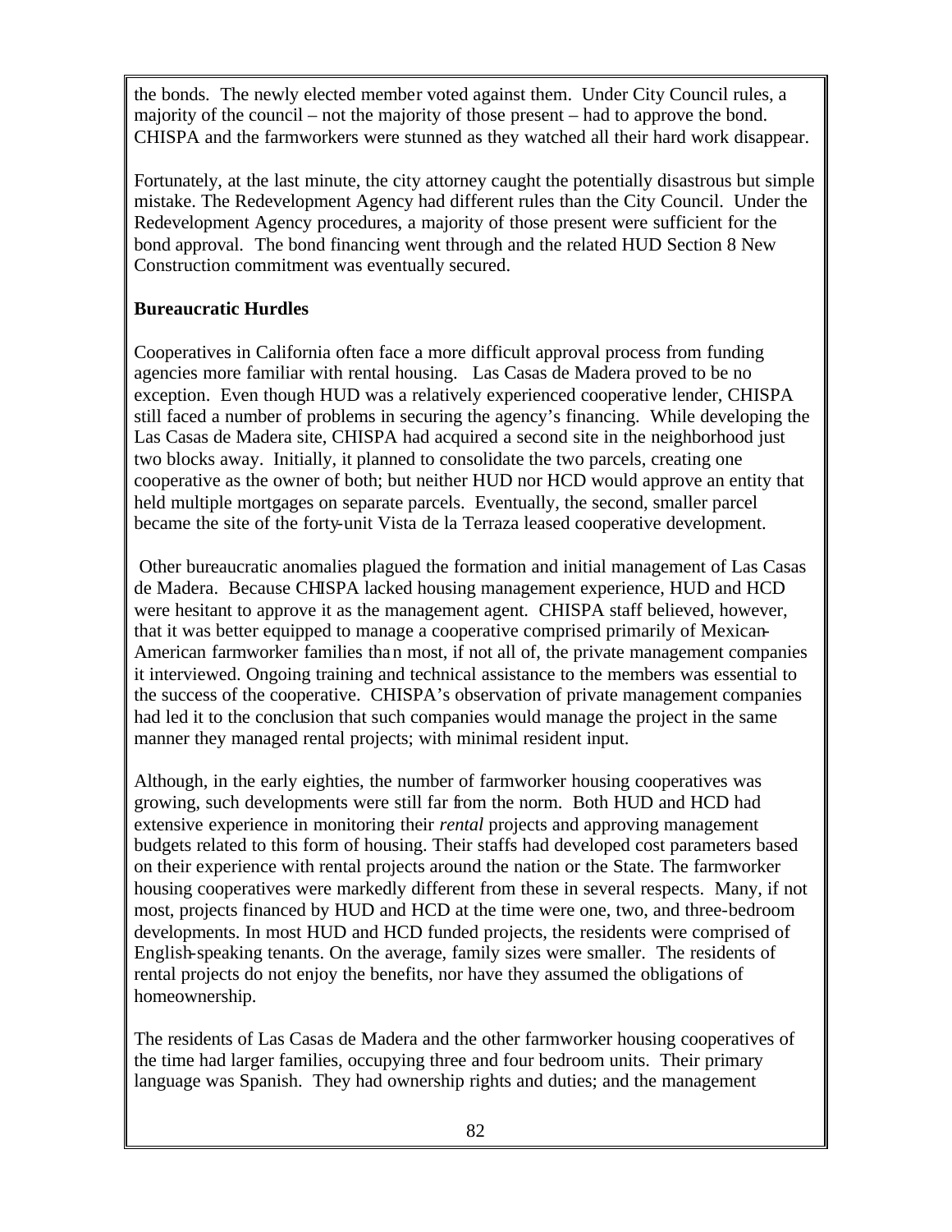the bonds. The newly elected member voted against them. Under City Council rules, a majority of the council – not the majority of those present – had to approve the bond. CHISPA and the farmworkers were stunned as they watched all their hard work disappear.

Fortunately, at the last minute, the city attorney caught the potentially disastrous but simple mistake. The Redevelopment Agency had different rules than the City Council. Under the Redevelopment Agency procedures, a majority of those present were sufficient for the bond approval. The bond financing went through and the related HUD Section 8 New Construction commitment was eventually secured.

**Bureaucratic Hurdles**

Cooperatives in California often face a more difficult approval process from funding agencies more familiar with rental housing. Las Casas de Madera proved to be no exception. Even though HUD was a relatively experienced cooperative lender, CHISPA still faced a number of problems in securing the agency's financing. While developing the Las Casas de Madera site, CHISPA had acquired a second site in the neighborhood just two blocks away. Initially, it planned to consolidate the two parcels, creating one cooperative as the owner of both; but neither HUD nor HCD would approve an entity that held multiple mortgages on separate parcels. Eventually, the second, smaller parcel became the site of the forty-unit Vista de la Terraza leased cooperative development.

Other bureaucratic anomalies plagued the formation and initial management of Las Casas de Madera. Because CHISPA lacked housing management experience, HUD and HCD were hesitant to approve it as the management agent. CHISPA staff believed, however, that it was better equipped to manage a cooperative comprised primarily of Mexican-American farmworker families than most, if not all of, the private management companies it interviewed. Ongoing training and technical assistance to the members was essential to the success of the cooperative. CHISPA's observation of private management companies had led it to the conclusion that such companies would manage the project in the same manner they managed rental projects; with minimal resident input.

Although, in the early eighties, the number of farmworker housing cooperatives was growing, such developments were still far from the norm. Both HUD and HCD had extensive experience in monitoring their *rental* projects and approving management budgets related to this form of housing. Their staffs had developed cost parameters based on their experience with rental projects around the nation or the State. The farmworker housing cooperatives were markedly different from these in several respects. Many, if not most, projects financed by HUD and HCD at the time were one, two, and three-bedroom developments. In most HUD and HCD funded projects, the residents were comprised of English-speaking tenants. On the average, family sizes were smaller. The residents of rental projects do not enjoy the benefits, nor have they assumed the obligations of homeownership.

The residents of Las Casas de Madera and the other farmworker housing cooperatives of the time had larger families, occupying three and four bedroom units. Their primary language was Spanish. They had ownership rights and duties; and the management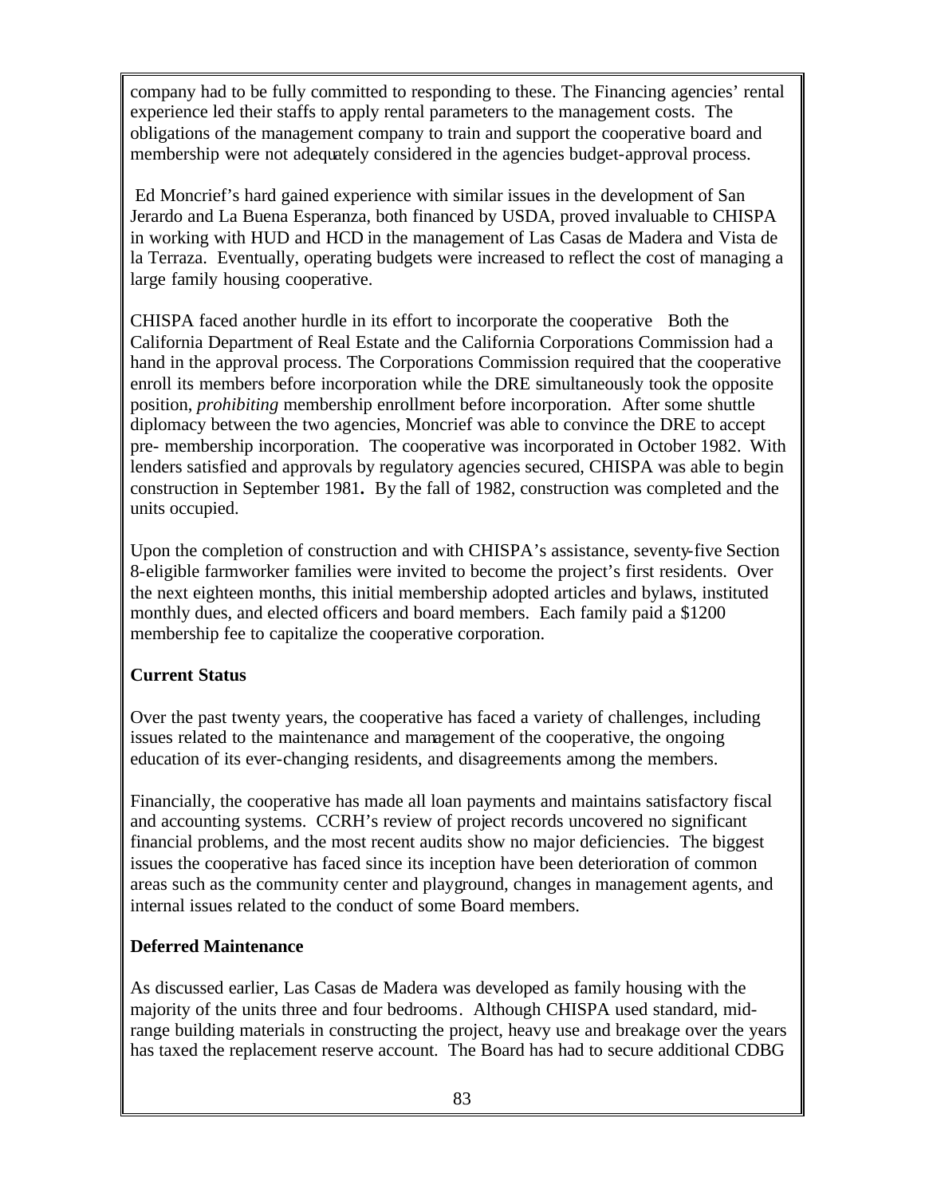company had to be fully committed to responding to these. The Financing agencies' rental experience led their staffs to apply rental parameters to the management costs. The obligations of the management company to train and support the cooperative board and membership were not adequately considered in the agencies budget-approval process.

Ed Moncrief's hard gained experience with similar issues in the development of San Jerardo and La Buena Esperanza, both financed by USDA, proved invaluable to CHISPA in working with HUD and HCD in the management of Las Casas de Madera and Vista de la Terraza. Eventually, operating budgets were increased to reflect the cost of managing a large family housing cooperative.

CHISPA faced another hurdle in its effort to incorporate the cooperative Both the California Department of Real Estate and the California Corporations Commission had a hand in the approval process. The Corporations Commission required that the cooperative enroll its members before incorporation while the DRE simultaneously took the opposite position, *prohibiting* membership enrollment before incorporation. After some shuttle diplomacy between the two agencies, Moncrief was able to convince the DRE to accept pre- membership incorporation. The cooperative was incorporated in October 1982. With lenders satisfied and approvals by regulatory agencies secured, CHISPA was able to begin construction in September 1981**.** By the fall of 1982, construction was completed and the units occupied.

Upon the completion of construction and with CHISPA's assistance, seventy-five Section 8-eligible farmworker families were invited to become the project's first residents. Over the next eighteen months, this initial membership adopted articles and bylaws, instituted monthly dues, and elected officers and board members. Each family paid a $1200 membership fee to capitalize the cooperative corporation.

**Current Status**

Over the past twenty years, the cooperative has faced a variety of challenges, including issues related to the maintenance and management of the cooperative, the ongoing education of its ever-changing residents, and disagreements among the members.

Financially, the cooperative has made all loan payments and maintains satisfactory fiscal and accounting systems. CCRH's review of project records uncovered no significant financial problems, and the most recent audits show no major deficiencies. The biggest issues the cooperative has faced since its inception have been deterioration of common areas such as the community center and playground, changes in management agents, and internal issues related to the conduct of some Board members.

**Deferred Maintenance**

As discussed earlier, Las Casas de Madera was developed as family housing with the majority of the units three and four bedrooms. Although CHISPA used standard, mid-range building materials in constructing the project, heavy use and breakage over the years has taxed the replacement reserve account. The Board has had to secure additional CDBG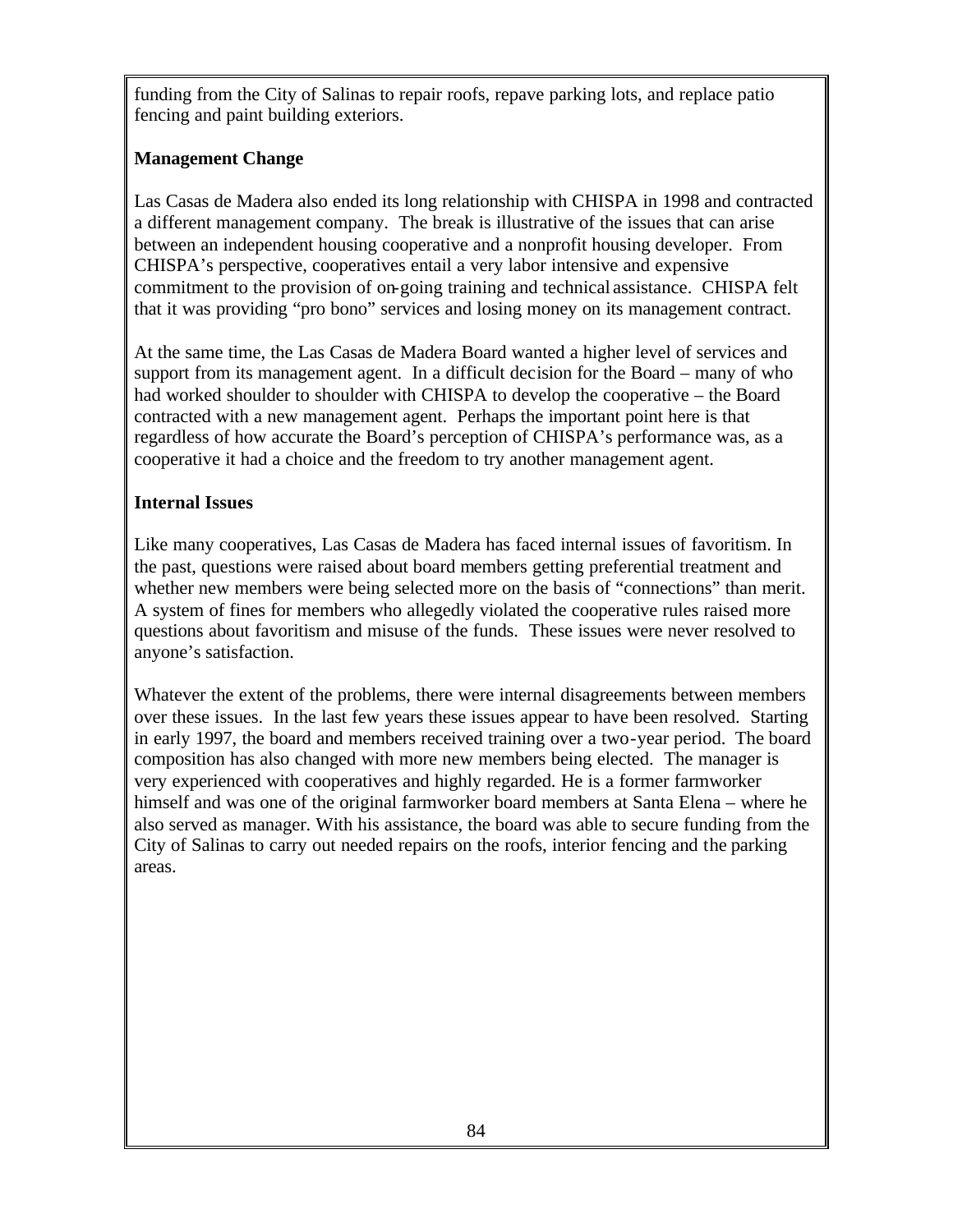funding from the City of Salinas to repair roofs, repave parking lots, and replace patio fencing and paint building exteriors.

**Management Change**

Las Casas de Madera also ended its long relationship with CHISPA in 1998 and contracted a different management company. The break is illustrative of the issues that can arise between an independent housing cooperative and a nonprofit housing developer. From CHISPA's perspective, cooperatives entail a very labor intensive and expensive commitment to the provision of on-going training and technical assistance. CHISPA felt that it was providing "pro bono" services and losing money on its management contract.

At the same time, the Las Casas de Madera Board wanted a higher level of services and support from its management agent. In a difficult decision for the Board – many of who had worked shoulder to shoulder with CHISPA to develop the cooperative – the Board contracted with a new management agent. Perhaps the important point here is that regardless of how accurate the Board's perception of CHISPA's performance was, as a cooperative it had a choice and the freedom to try another management agent.

**Internal Issues**

Like many cooperatives, Las Casas de Madera has faced internal issues of favoritism. In the past, questions were raised about board members getting preferential treatment and whether new members were being selected more on the basis of "connections" than merit. A system of fines for members who allegedly violated the cooperative rules raised more questions about favoritism and misuse of the funds. These issues were never resolved to anyone's satisfaction.

Whatever the extent of the problems, there were internal disagreements between members over these issues. In the last few years these issues appear to have been resolved. Starting in early 1997, the board and members received training over a two-year period. The board composition has also changed with more new members being elected. The manager is very experienced with cooperatives and highly regarded. He is a former farmworker himself and was one of the original farmworker board members at Santa Elena – where he also served as manager. With his assistance, the board was able to secure funding from the City of Salinas to carry out needed repairs on the roofs, interior fencing and the parking areas.